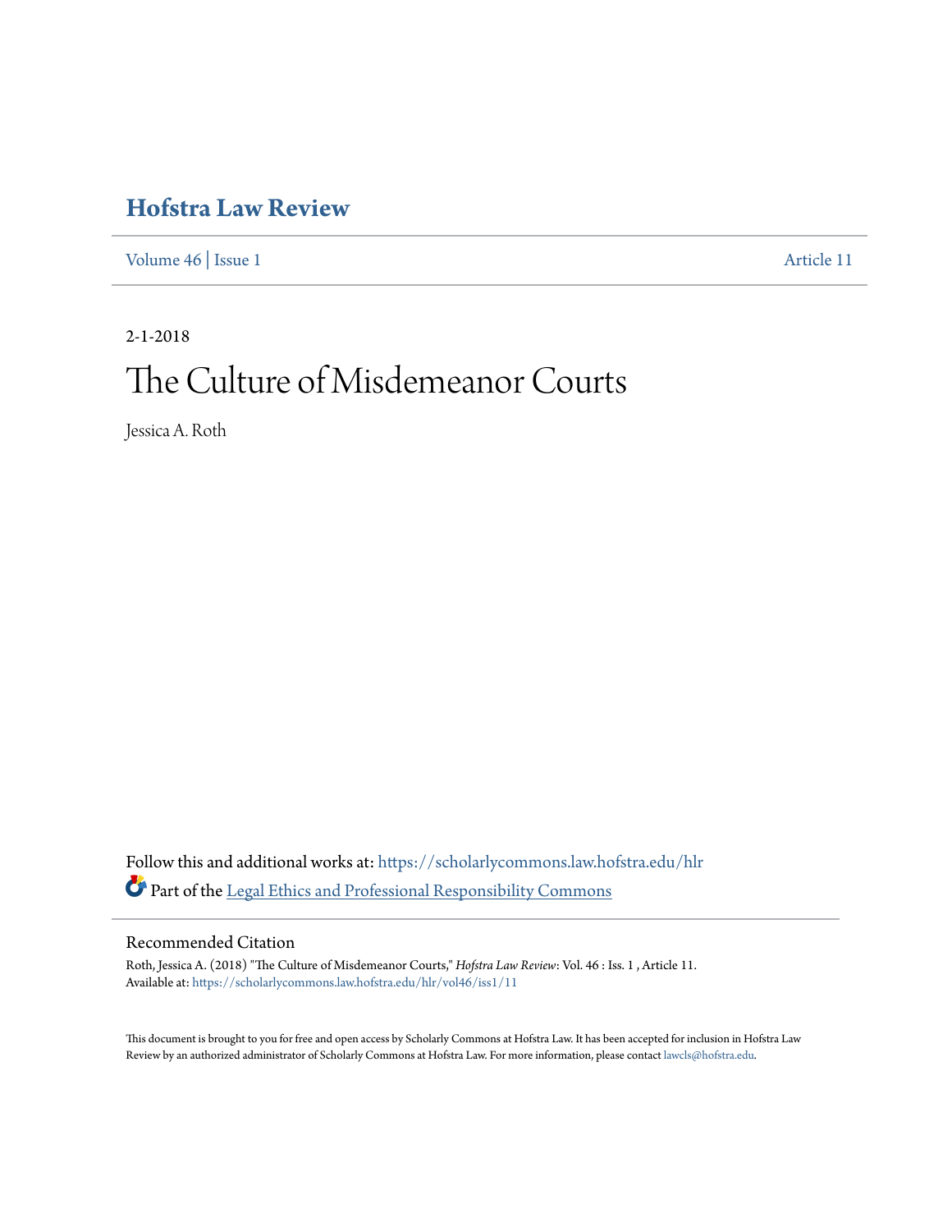# Hofstra Law Review

Volume 46 | Issue 1 Article 11

2-1-2018

# The Culture of Misdemeanor Courts

Jessica A. Roth

Follow this and additional works at: https://scholarlycommons.law.hofstra.edu/hlr

Part of the Legal Ethics and Professional Responsibility Commons

## Recommended Citation

Roth, Jessica A. (2018) "The Culture of Misdemeanor Courts," *Hofstra Law Review*: Vol. 46 : Iss. 1 , Article 11.
Available at: https://scholarlycommons.law.hofstra.edu/hlr/vol46/iss1/11

This document is brought to you for free and open access by Scholarly Commons at Hofstra Law. It has been accepted for inclusion in Hofstra Law Review by an authorized administrator of Scholarly Commons at Hofstra Law. For more information, please contact lawcls@hofstra.edu.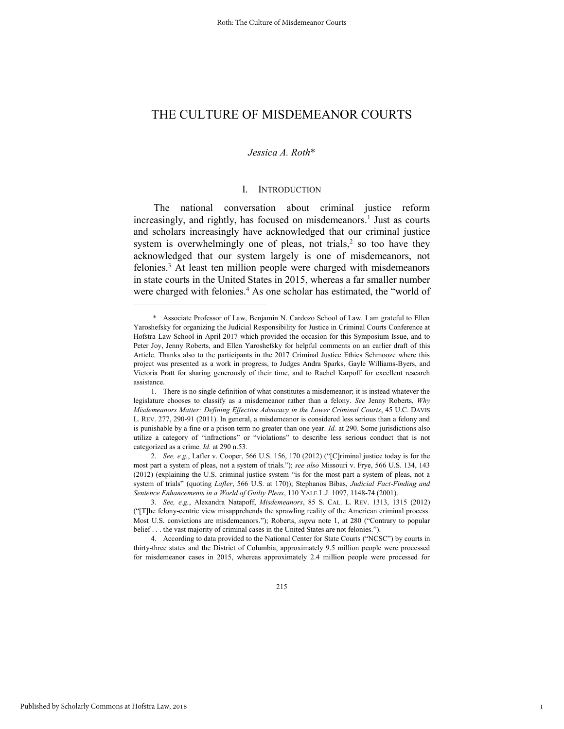# THE CULTURE OF MISDEMEANOR COURTS

*Jessica A. Roth*\*

## I. INTRODUCTION

The national conversation about criminal justice reform increasingly, and rightly, has focused on misdemeanors.[1] Just as courts and scholars increasingly have acknowledged that our criminal justice system is overwhelmingly one of pleas, not trials,[2] so too have they acknowledged that our system largely is one of misdemeanors, not felonies.[3] At least ten million people were charged with misdemeanors in state courts in the United States in 2015, whereas a far smaller number were charged with felonies.[4] As one scholar has estimated, the "world of

---

\* Associate Professor of Law, Benjamin N. Cardozo School of Law. I am grateful to Ellen Yaroshefsky for organizing the Judicial Responsibility for Justice in Criminal Courts Conference at Hofstra Law School in April 2017 which provided the occasion for this Symposium Issue, and to Peter Joy, Jenny Roberts, and Ellen Yaroshefsky for helpful comments on an earlier draft of this Article. Thanks also to the participants in the 2017 Criminal Justice Ethics Schmooze where this project was presented as a work in progress, to Judges Andra Sparks, Gayle Williams-Byers, and Victoria Pratt for sharing generously of their time, and to Rachel Karpoff for excellent research assistance.

1. There is no single definition of what constitutes a misdemeanor; it is instead whatever the legislature chooses to classify as a misdemeanor rather than a felony. *See* Jenny Roberts, *Why Misdemeanors Matter: Defining Effective Advocacy in the Lower Criminal Courts*, 45 U.C. DAVIS L. REV. 277, 290-91 (2011). In general, a misdemeanor is considered less serious than a felony and is punishable by a fine or a prison term no greater than one year. *Id.* at 290. Some jurisdictions also utilize a category of "infractions" or "violations" to describe less serious conduct that is not categorized as a crime. *Id.* at 290 n.53.

2. *See, e.g.*, Lafler v. Cooper, 566 U.S. 156, 170 (2012) ("[C]riminal justice today is for the most part a system of pleas, not a system of trials."); *see also* Missouri v. Frye, 566 U.S. 134, 143 (2012) (explaining the U.S. criminal justice system "is for the most part a system of pleas, not a system of trials" (quoting *Lafler*, 566 U.S. at 170)); Stephanos Bibas, *Judicial Fact-Finding and Sentence Enhancements in a World of Guilty Pleas*, 110 YALE L.J. 1097, 1148-74 (2001).

3. *See, e.g.*, Alexandra Natapoff, *Misdemeanors*, 85 S. CAL. L. REV. 1313, 1315 (2012) ("[T]he felony-centric view misapprehends the sprawling reality of the American criminal process. Most U.S. convictions are misdemeanors."); Roberts, *supra* note 1, at 280 ("Contrary to popular belief . . . the vast majority of criminal cases in the United States are not felonies.").

4. According to data provided to the National Center for State Courts ("NCSC") by courts in thirty-three states and the District of Columbia, approximately 9.5 million people were processed for misdemeanor cases in 2015, whereas approximately 2.4 million people were processed for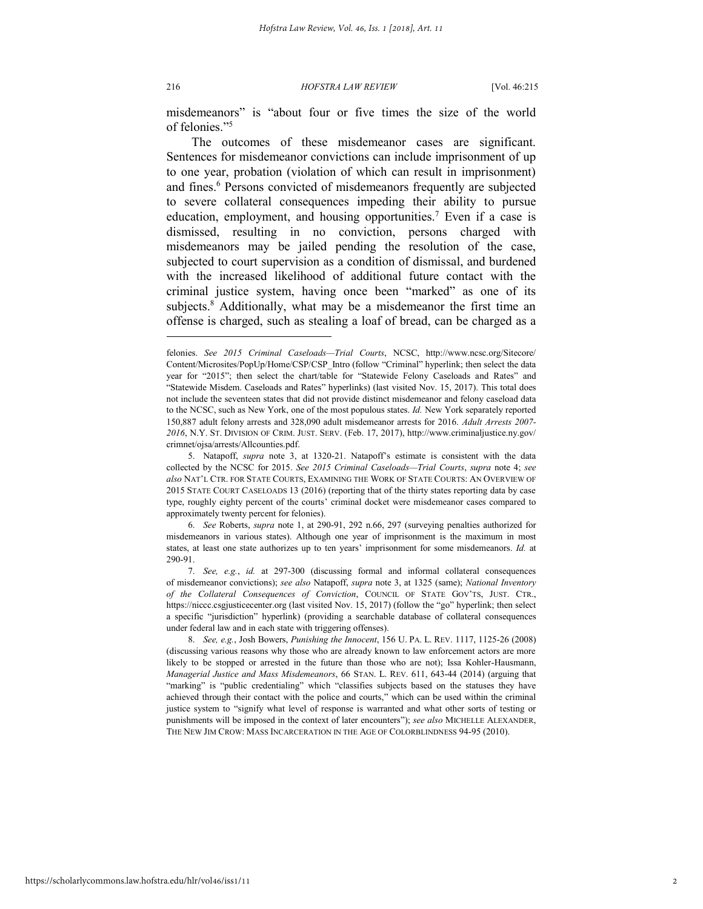misdemeanors" is "about four or five times the size of the world of felonies."[5]

The outcomes of these misdemeanor cases are significant. Sentences for misdemeanor convictions can include imprisonment of up to one year, probation (violation of which can result in imprisonment) and fines.[6] Persons convicted of misdemeanors frequently are subjected to severe collateral consequences impeding their ability to pursue education, employment, and housing opportunities.[7] Even if a case is dismissed, resulting in no conviction, persons charged with misdemeanors may be jailed pending the resolution of the case, subjected to court supervision as a condition of dismissal, and burdened with the increased likelihood of additional future contact with the criminal justice system, having once been "marked" as one of its subjects.[8] Additionally, what may be a misdemeanor the first time an offense is charged, such as stealing a loaf of bread, can be charged as a

---

felonies. *See 2015 Criminal Caseloads—Trial Courts*, NCSC, http://www.ncsc.org/Sitecore/Content/Microsites/PopUp/Home/CSP/CSP_Intro (follow "Criminal" hyperlink; then select the data year for "2015"; then select the chart/table for "Statewide Felony Caseloads and Rates" and "Statewide Misdem. Caseloads and Rates" hyperlinks) (last visited Nov. 15, 2017). This total does not include the seventeen states that did not provide distinct misdemeanor and felony caseload data to the NCSC, such as New York, one of the most populous states. *Id.* New York separately reported 150,887 adult felony arrests and 328,090 adult misdemeanor arrests for 2016. *Adult Arrests 2007-2016*, N.Y. ST. DIVISION OF CRIM. JUST. SERV. (Feb. 17, 2017), http://www.criminaljustice.ny.gov/crimnet/ojsa/arrests/Allcounties.pdf.

5. Natapoff, *supra* note 3, at 1320-21. Natapoff's estimate is consistent with the data collected by the NCSC for 2015. *See 2015 Criminal Caseloads—Trial Courts*, *supra* note 4; *see also* NAT'L CTR. FOR STATE COURTS, EXAMINING THE WORK OF STATE COURTS: AN OVERVIEW OF 2015 STATE COURT CASELOADS 13 (2016) (reporting that of the thirty states reporting data by case type, roughly eighty percent of the courts' criminal docket were misdemeanor cases compared to approximately twenty percent for felonies).

6. *See* Roberts, *supra* note 1, at 290-91, 292 n.66, 297 (surveying penalties authorized for misdemeanors in various states). Although one year of imprisonment is the maximum in most states, at least one state authorizes up to ten years' imprisonment for some misdemeanors. *Id.* at 290-91.

7. *See, e.g.*, *id.* at 297-300 (discussing formal and informal collateral consequences of misdemeanor convictions); *see also* Natapoff, *supra* note 3, at 1325 (same); *National Inventory of the Collateral Consequences of Conviction*, COUNCIL OF STATE GOV'TS, JUST. CTR., https://niccc.csgjusticecenter.org (last visited Nov. 15, 2017) (follow the "go" hyperlink; then select a specific "jurisdiction" hyperlink) (providing a searchable database of collateral consequences under federal law and in each state with triggering offenses).

8. *See, e.g.*, Josh Bowers, *Punishing the Innocent*, 156 U. PA. L. REV. 1117, 1125-26 (2008) (discussing various reasons why those who are already known to law enforcement actors are more likely to be stopped or arrested in the future than those who are not); Issa Kohler-Hausmann, *Managerial Justice and Mass Misdemeanors*, 66 STAN. L. REV. 611, 643-44 (2014) (arguing that "marking" is "public credentialing" which "classifies subjects based on the statuses they have achieved through their contact with the police and courts," which can be used within the criminal justice system to "signify what level of response is warranted and what other sorts of testing or punishments will be imposed in the context of later encounters"); *see also* MICHELLE ALEXANDER, THE NEW JIM CROW: MASS INCARCERATION IN THE AGE OF COLORBLINDNESS 94-95 (2010).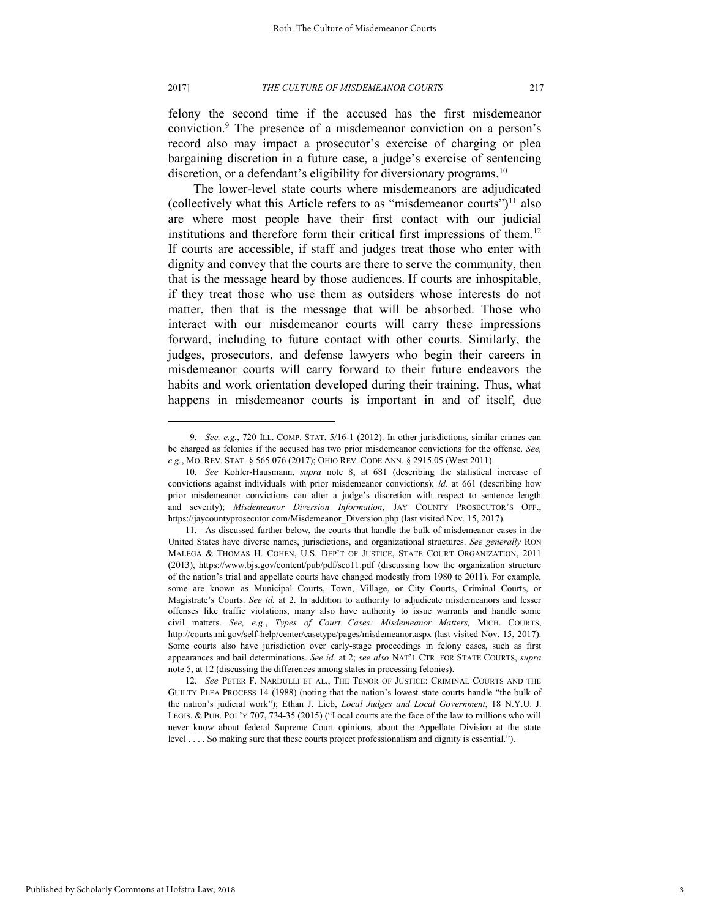felony the second time if the accused has the first misdemeanor conviction.[9] The presence of a misdemeanor conviction on a person's record also may impact a prosecutor's exercise of charging or plea bargaining discretion in a future case, a judge's exercise of sentencing discretion, or a defendant's eligibility for diversionary programs.[10]

The lower-level state courts where misdemeanors are adjudicated (collectively what this Article refers to as "misdemeanor courts")[11] also are where most people have their first contact with our judicial institutions and therefore form their critical first impressions of them.[12] If courts are accessible, if staff and judges treat those who enter with dignity and convey that the courts are there to serve the community, then that is the message heard by those audiences. If courts are inhospitable, if they treat those who use them as outsiders whose interests do not matter, then that is the message that will be absorbed. Those who interact with our misdemeanor courts will carry these impressions forward, including to future contact with other courts. Similarly, the judges, prosecutors, and defense lawyers who begin their careers in misdemeanor courts will carry forward to their future endeavors the habits and work orientation developed during their training. Thus, what happens in misdemeanor courts is important in and of itself, due

---

9. *See, e.g.*, 720 ILL. COMP. STAT. 5/16-1 (2012). In other jurisdictions, similar crimes can be charged as felonies if the accused has two prior misdemeanor convictions for the offense. *See, e.g.*, MO. REV. STAT. § 565.076 (2017); OHIO REV. CODE ANN. § 2915.05 (West 2011).

10. *See* Kohler-Hausmann, *supra* note 8, at 681 (describing the statistical increase of convictions against individuals with prior misdemeanor convictions); *id.* at 661 (describing how prior misdemeanor convictions can alter a judge's discretion with respect to sentence length and severity); *Misdemeanor Diversion Information*, JAY COUNTY PROSECUTOR'S OFF., https://jaycountyprosecutor.com/Misdemeanor_Diversion.php (last visited Nov. 15, 2017).

11. As discussed further below, the courts that handle the bulk of misdemeanor cases in the United States have diverse names, jurisdictions, and organizational structures. *See generally* RON MALEGA & THOMAS H. COHEN, U.S. DEP'T OF JUSTICE, STATE COURT ORGANIZATION, 2011 (2013), https://www.bjs.gov/content/pub/pdf/sco11.pdf (discussing how the organization structure of the nation's trial and appellate courts have changed modestly from 1980 to 2011). For example, some are known as Municipal Courts, Town, Village, or City Courts, Criminal Courts, or Magistrate's Courts. *See id.* at 2. In addition to authority to adjudicate misdemeanors and lesser offenses like traffic violations, many also have authority to issue warrants and handle some civil matters. *See, e.g.*, *Types of Court Cases: Misdemeanor Matters,* MICH. COURTS, http://courts.mi.gov/self-help/center/casetype/pages/misdemeanor.aspx (last visited Nov. 15, 2017). Some courts also have jurisdiction over early-stage proceedings in felony cases, such as first appearances and bail determinations. *See id.* at 2; *see also* NAT'L CTR. FOR STATE COURTS, *supra* note 5, at 12 (discussing the differences among states in processing felonies).

12. *See* PETER F. NARDULLI ET AL., THE TENOR OF JUSTICE: CRIMINAL COURTS AND THE GUILTY PLEA PROCESS 14 (1988) (noting that the nation's lowest state courts handle "the bulk of the nation's judicial work"); Ethan J. Lieb, *Local Judges and Local Government*, 18 N.Y.U. J. LEGIS. & PUB. POL'Y 707, 734-35 (2015) ("Local courts are the face of the law to millions who will never know about federal Supreme Court opinions, about the Appellate Division at the state level . . . . So making sure that these courts project professionalism and dignity is essential.").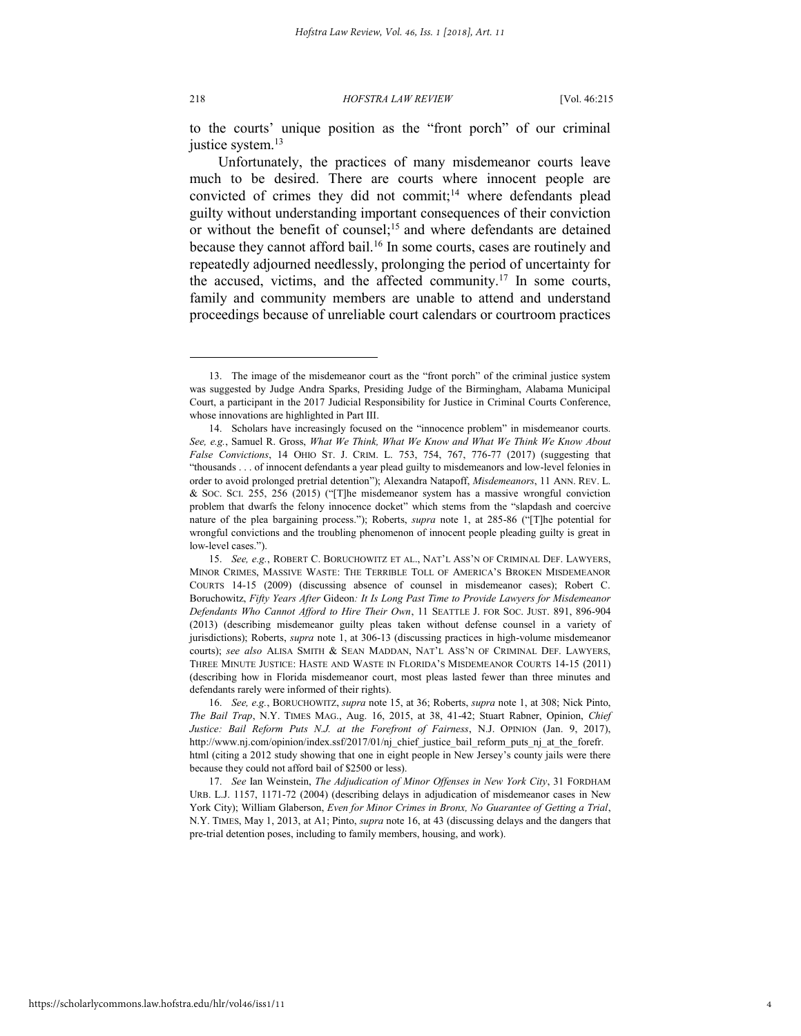to the courts' unique position as the "front porch" of our criminal justice system.[13]

Unfortunately, the practices of many misdemeanor courts leave much to be desired. There are courts where innocent people are convicted of crimes they did not commit;[14] where defendants plead guilty without understanding important consequences of their conviction or without the benefit of counsel;[15] and where defendants are detained because they cannot afford bail.[16] In some courts, cases are routinely and repeatedly adjourned needlessly, prolonging the period of uncertainty for the accused, victims, and the affected community.[17] In some courts, family and community members are unable to attend and understand proceedings because of unreliable court calendars or courtroom practices

---

13. The image of the misdemeanor court as the "front porch" of the criminal justice system was suggested by Judge Andra Sparks, Presiding Judge of the Birmingham, Alabama Municipal Court, a participant in the 2017 Judicial Responsibility for Justice in Criminal Courts Conference, whose innovations are highlighted in Part III.

14. Scholars have increasingly focused on the "innocence problem" in misdemeanor courts. *See, e.g.*, Samuel R. Gross, *What We Think, What We Know and What We Think We Know About False Convictions*, 14 OHIO ST. J. CRIM. L. 753, 754, 767, 776-77 (2017) (suggesting that "thousands . . . of innocent defendants a year plead guilty to misdemeanors and low-level felonies in order to avoid prolonged pretrial detention"); Alexandra Natapoff, *Misdemeanors*, 11 ANN. REV. L. & SOC. SCI. 255, 256 (2015) ("[T]he misdemeanor system has a massive wrongful conviction problem that dwarfs the felony innocence docket" which stems from the "slapdash and coercive nature of the plea bargaining process."); Roberts, *supra* note 1, at 285-86 ("[T]he potential for wrongful convictions and the troubling phenomenon of innocent people pleading guilty is great in low-level cases.").

15. *See, e.g.*, ROBERT C. BORUCHOWITZ ET AL., NAT'L ASS'N OF CRIMINAL DEF. LAWYERS, MINOR CRIMES, MASSIVE WASTE: THE TERRIBLE TOLL OF AMERICA'S BROKEN MISDEMEANOR COURTS 14-15 (2009) (discussing absence of counsel in misdemeanor cases); Robert C. Boruchowitz, *Fifty Years After* Gideon*: It Is Long Past Time to Provide Lawyers for Misdemeanor Defendants Who Cannot Afford to Hire Their Own*, 11 SEATTLE J. FOR SOC. JUST. 891, 896-904 (2013) (describing misdemeanor guilty pleas taken without defense counsel in a variety of jurisdictions); Roberts, *supra* note 1, at 306-13 (discussing practices in high-volume misdemeanor courts); *see also* ALISA SMITH & SEAN MADDAN, NAT'L ASS'N OF CRIMINAL DEF. LAWYERS, THREE MINUTE JUSTICE: HASTE AND WASTE IN FLORIDA'S MISDEMEANOR COURTS 14-15 (2011) (describing how in Florida misdemeanor court, most pleas lasted fewer than three minutes and defendants rarely were informed of their rights).

16. *See, e.g.*, BORUCHOWITZ, *supra* note 15, at 36; Roberts, *supra* note 1, at 308; Nick Pinto, *The Bail Trap*, N.Y. TIMES MAG., Aug. 16, 2015, at 38, 41-42; Stuart Rabner, Opinion, *Chief Justice: Bail Reform Puts N.J. at the Forefront of Fairness*, N.J. OPINION (Jan. 9, 2017), http://www.nj.com/opinion/index.ssf/2017/01/nj_chief_justice_bail_reform_puts_nj_at_the_forefr.html (citing a 2012 study showing that one in eight people in New Jersey's county jails were there because they could not afford bail of $2500 or less).

17. *See* Ian Weinstein, *The Adjudication of Minor Offenses in New York City*, 31 FORDHAM URB. L.J. 1157, 1171-72 (2004) (describing delays in adjudication of misdemeanor cases in New York City); William Glaberson, *Even for Minor Crimes in Bronx, No Guarantee of Getting a Trial*, N.Y. TIMES, May 1, 2013, at A1; Pinto, *supra* note 16, at 43 (discussing delays and the dangers that pre-trial detention poses, including to family members, housing, and work).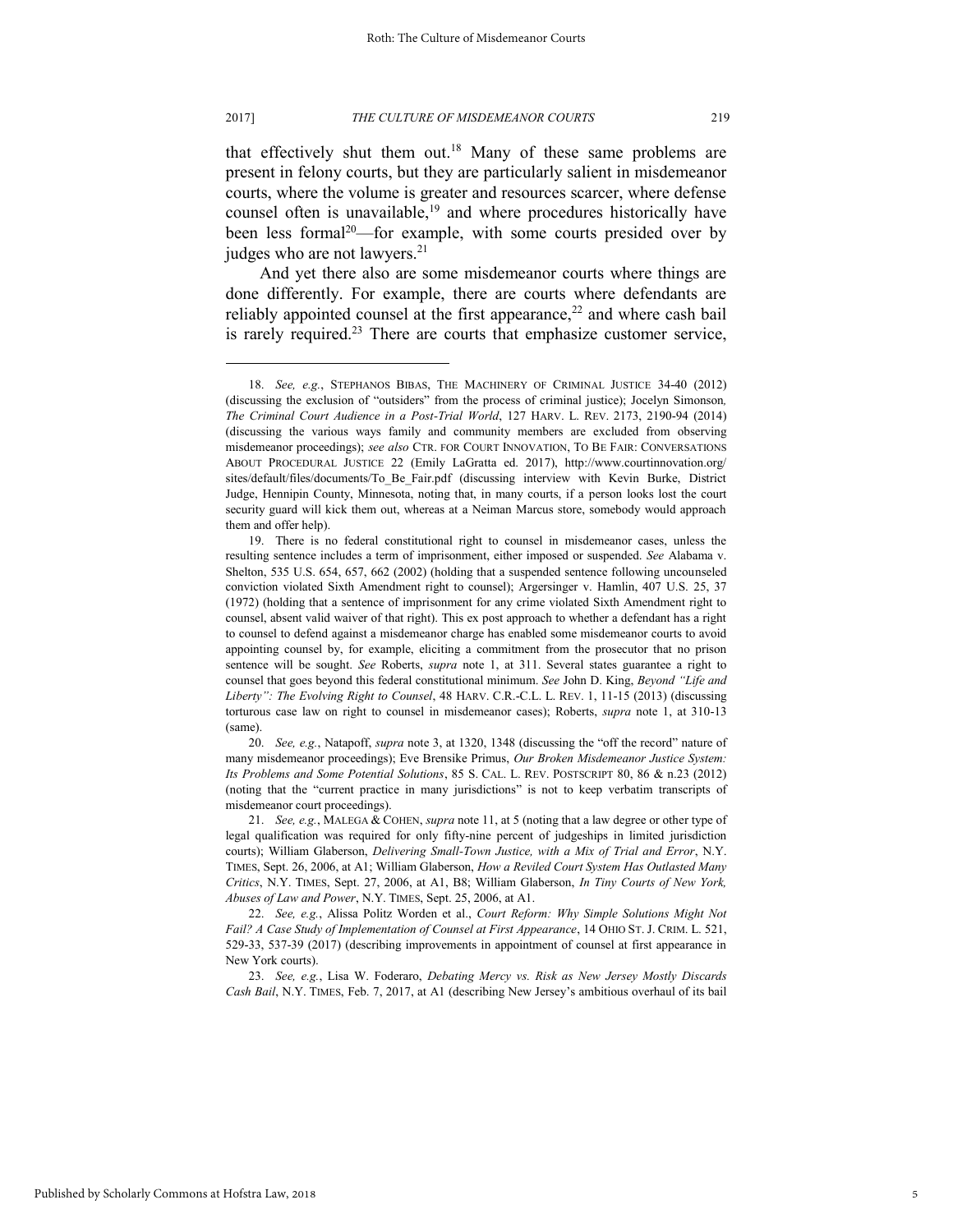that effectively shut them out.[18] Many of these same problems are present in felony courts, but they are particularly salient in misdemeanor courts, where the volume is greater and resources scarcer, where defense counsel often is unavailable,[19] and where procedures historically have been less formal[20]—for example, with some courts presided over by judges who are not lawyers.[21]

And yet there also are some misdemeanor courts where things are done differently. For example, there are courts where defendants are reliably appointed counsel at the first appearance,[22] and where cash bail is rarely required.[23] There are courts that emphasize customer service,

---

18. *See, e.g.*, STEPHANOS BIBAS, THE MACHINERY OF CRIMINAL JUSTICE 34-40 (2012) (discussing the exclusion of "outsiders" from the process of criminal justice); Jocelyn Simonson, *The Criminal Court Audience in a Post-Trial World*, 127 HARV. L. REV. 2173, 2190-94 (2014) (discussing the various ways family and community members are excluded from observing misdemeanor proceedings); *see also* CTR. FOR COURT INNOVATION, TO BE FAIR: CONVERSATIONS ABOUT PROCEDURAL JUSTICE 22 (Emily LaGratta ed. 2017), http://www.courtinnovation.org/sites/default/files/documents/To_Be_Fair.pdf (discussing interview with Kevin Burke, District Judge, Hennipin County, Minnesota, noting that, in many courts, if a person looks lost the court security guard will kick them out, whereas at a Neiman Marcus store, somebody would approach them and offer help).

19. There is no federal constitutional right to counsel in misdemeanor cases, unless the resulting sentence includes a term of imprisonment, either imposed or suspended. *See* Alabama v. Shelton, 535 U.S. 654, 657, 662 (2002) (holding that a suspended sentence following uncounseled conviction violated Sixth Amendment right to counsel); Argersinger v. Hamlin, 407 U.S. 25, 37 (1972) (holding that a sentence of imprisonment for any crime violated Sixth Amendment right to counsel, absent valid waiver of that right). This ex post approach to whether a defendant has a right to counsel to defend against a misdemeanor charge has enabled some misdemeanor courts to avoid appointing counsel by, for example, eliciting a commitment from the prosecutor that no prison sentence will be sought. *See* Roberts, *supra* note 1, at 311. Several states guarantee a right to counsel that goes beyond this federal constitutional minimum. *See* John D. King, *Beyond "Life and Liberty": The Evolving Right to Counsel*, 48 HARV. C.R.-C.L. L. REV. 1, 11-15 (2013) (discussing torturous case law on right to counsel in misdemeanor cases); Roberts, *supra* note 1, at 310-13 (same).

20. *See, e.g.*, Natapoff, *supra* note 3, at 1320, 1348 (discussing the "off the record" nature of many misdemeanor proceedings); Eve Brensike Primus, *Our Broken Misdemeanor Justice System: Its Problems and Some Potential Solutions*, 85 S. CAL. L. REV. POSTSCRIPT 80, 86 & n.23 (2012) (noting that the "current practice in many jurisdictions" is not to keep verbatim transcripts of misdemeanor court proceedings).

21. *See, e.g.*, MALEGA & COHEN, *supra* note 11, at 5 (noting that a law degree or other type of legal qualification was required for only fifty-nine percent of judgeships in limited jurisdiction courts); William Glaberson, *Delivering Small-Town Justice, with a Mix of Trial and Error*, N.Y. TIMES, Sept. 26, 2006, at A1; William Glaberson, *How a Reviled Court System Has Outlasted Many Critics*, N.Y. TIMES, Sept. 27, 2006, at A1, B8; William Glaberson, *In Tiny Courts of New York, Abuses of Law and Power*, N.Y. TIMES, Sept. 25, 2006, at A1.

22. *See, e.g.*, Alissa Politz Worden et al., *Court Reform: Why Simple Solutions Might Not Fail? A Case Study of Implementation of Counsel at First Appearance*, 14 OHIO ST. J. CRIM. L. 521, 529-33, 537-39 (2017) (describing improvements in appointment of counsel at first appearance in New York courts).

23. *See, e.g.*, Lisa W. Foderaro, *Debating Mercy vs. Risk as New Jersey Mostly Discards Cash Bail*, N.Y. TIMES, Feb. 7, 2017, at A1 (describing New Jersey's ambitious overhaul of its bail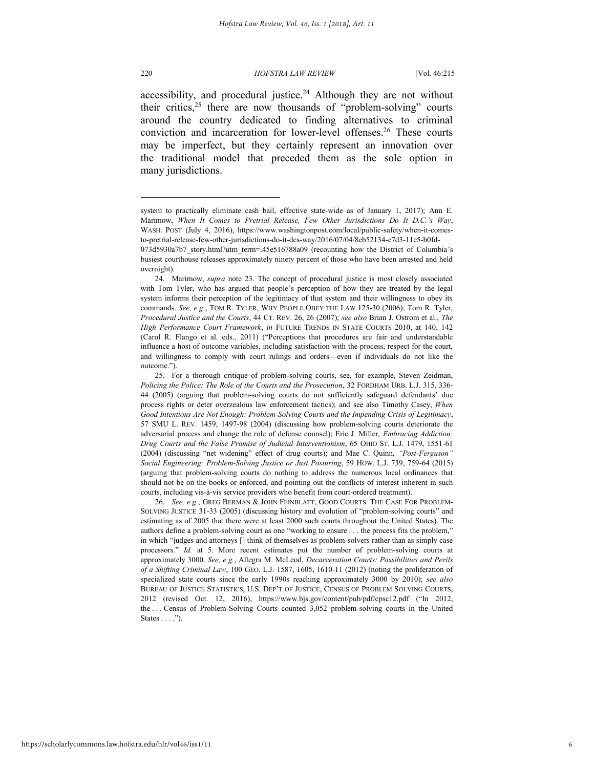accessibility, and procedural justice.[24] Although they are not without their critics,[25] there are now thousands of "problem-solving" courts around the country dedicated to finding alternatives to criminal conviction and incarceration for lower-level offenses.[26] These courts may be imperfect, but they certainly represent an innovation over the traditional model that preceded them as the sole option in many jurisdictions.

---

system to practically eliminate cash bail, effective state-wide as of January 1, 2017); Ann E. Marimow, *When It Comes to Pretrial Release, Few Other Jurisdictions Do It D.C.'s Way*, WASH. POST (July 4, 2016), https://www.washingtonpost.com/local/public-safety/when-it-comes-to-pretrial-release-few-other-jurisdictions-do-it-dcs-way/2016/07/04/8eb52134-e7d3-11e5-b0fd-073d5930a7b7_story.html?utm_term=.45e516788a09 (recounting how the District of Columbia's busiest courthouse releases approximately ninety percent of those who have been arrested and held overnight).

24. Marimow, *supra* note 23. The concept of procedural justice is most closely associated with Tom Tyler, who has argued that people's perception of how they are treated by the legal system informs their perception of the legitimacy of that system and their willingness to obey its commands. *See, e.g.*, TOM R. TYLER, WHY PEOPLE OBEY THE LAW 125-30 (2006); Tom R. Tyler, *Procedural Justice and the Courts*, 44 CT. REV. 26, 26 (2007); *see also* Brian J. Ostrom et al., *The High Performance Court Framework*, *in* FUTURE TRENDS IN STATE COURTS 2010, at 140, 142 (Carol R. Flango et al. eds., 2011) ("Perceptions that procedures are fair and understandable influence a host of outcome variables, including satisfaction with the process, respect for the court, and willingness to comply with court rulings and orders—even if individuals do not like the outcome.").

25. For a thorough critique of problem-solving courts, see, for example, Steven Zeidman, *Policing the Police: The Role of the Courts and the Prosecution*, 32 FORDHAM URB. L.J. 315, 336-44 (2005) (arguing that problem-solving courts do not sufficiently safeguard defendants' due process rights or deter overzealous law enforcement tactics); and see also Timothy Casey, *When Good Intentions Are Not Enough: Problem-Solving Courts and the Impending Crisis of Legitimacy*, 57 SMU L. REV. 1459, 1497-98 (2004) (discussing how problem-solving courts deteriorate the adversarial process and change the role of defense counsel); Eric J. Miller, *Embracing Addiction: Drug Courts and the False Promise of Judicial Interventionism*, 65 OHIO ST. L.J. 1479, 1551-61 (2004) (discussing "net widening" effect of drug courts); and Mae C. Quinn, *"Post-Ferguson" Social Engineering: Problem-Solving Justice or Just Posturing*, 59 HOW. L.J. 739, 759-64 (2015) (arguing that problem-solving courts do nothing to address the numerous local ordinances that should not be on the books or enforced, and pointing out the conflicts of interest inherent in such courts, including vis-à-vis service providers who benefit from court-ordered treatment).

26. *See, e.g.*, GREG BERMAN & JOHN FEINBLATT, GOOD COURTS: THE CASE FOR PROBLEM-SOLVING JUSTICE 31-33 (2005) (discussing history and evolution of "problem-solving courts" and estimating as of 2005 that there were at least 2000 such courts throughout the United States). The authors define a problem-solving court as one "working to ensure . . . the process fits the problem," in which "judges and attorneys [] think of themselves as problem-solvers rather than as simply case processors." *Id.* at 5. More recent estimates put the number of problem-solving courts at approximately 3000. *See, e.g.*, Allegra M. McLeod, *Decarceration Courts: Possibilities and Perils of a Shifting Criminal Law*, 100 GEO. L.J. 1587, 1605, 1610-11 (2012) (noting the proliferation of specialized state courts since the early 1990s reaching approximately 3000 by 2010); *see also* BUREAU OF JUSTICE STATISTICS, U.S. DEP'T OF JUSTICE, CENSUS OF PROBLEM SOLVING COURTS, 2012 (revised Oct. 12, 2016), https://www.bjs.gov/content/pub/pdf/cpsc12.pdf ("In 2012, the . . . Census of Problem-Solving Courts counted 3,052 problem-solving courts in the United States . . . .").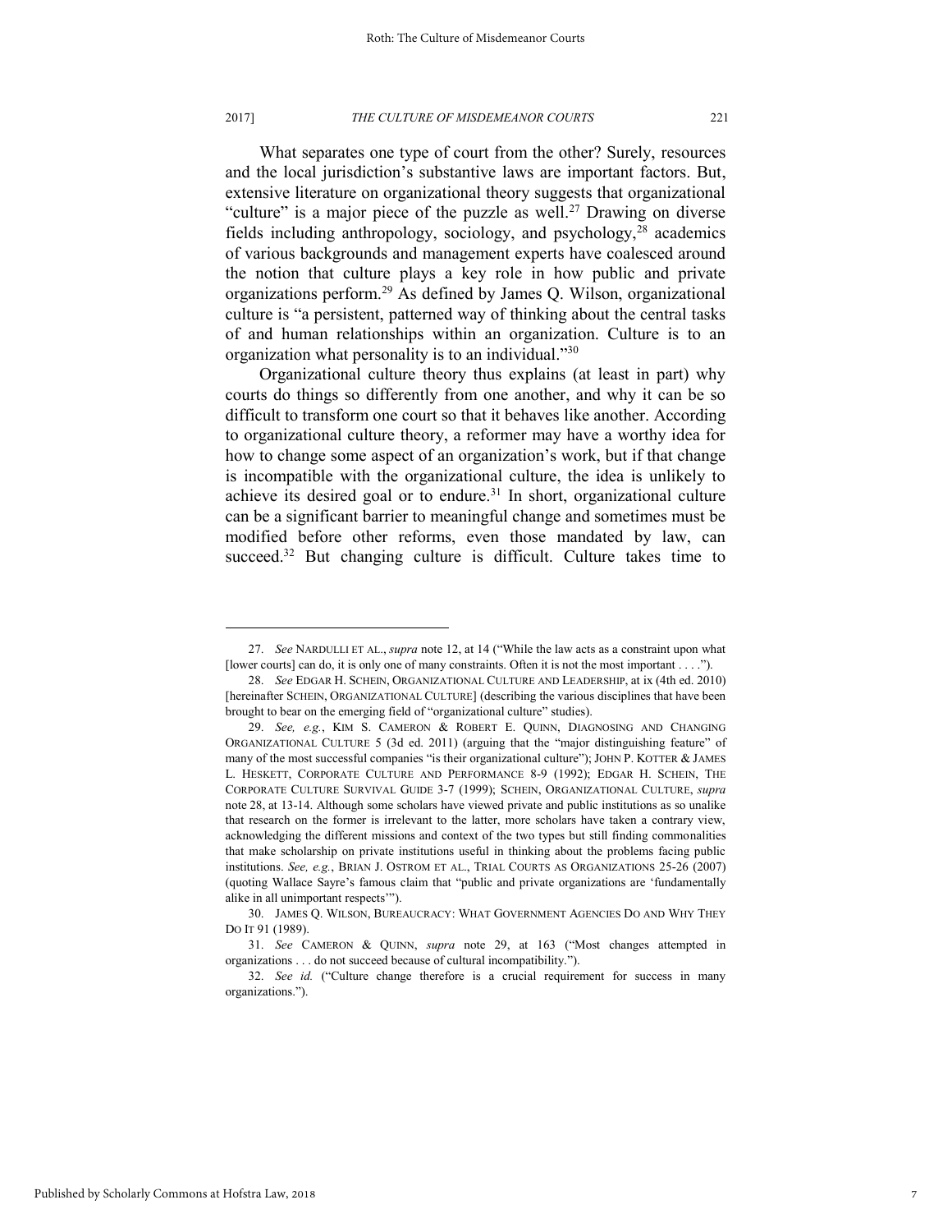What separates one type of court from the other? Surely, resources and the local jurisdiction's substantive laws are important factors. But, extensive literature on organizational theory suggests that organizational "culture" is a major piece of the puzzle as well.[27] Drawing on diverse fields including anthropology, sociology, and psychology,[28] academics of various backgrounds and management experts have coalesced around the notion that culture plays a key role in how public and private organizations perform.[29] As defined by James Q. Wilson, organizational culture is "a persistent, patterned way of thinking about the central tasks of and human relationships within an organization. Culture is to an organization what personality is to an individual."[30]

Organizational culture theory thus explains (at least in part) why courts do things so differently from one another, and why it can be so difficult to transform one court so that it behaves like another. According to organizational culture theory, a reformer may have a worthy idea for how to change some aspect of an organization's work, but if that change is incompatible with the organizational culture, the idea is unlikely to achieve its desired goal or to endure.[31] In short, organizational culture can be a significant barrier to meaningful change and sometimes must be modified before other reforms, even those mandated by law, can succeed.[32] But changing culture is difficult. Culture takes time to

---

27. *See* NARDULLI ET AL., *supra* note 12, at 14 ("While the law acts as a constraint upon what [lower courts] can do, it is only one of many constraints. Often it is not the most important . . . .").

28. *See* EDGAR H. SCHEIN, ORGANIZATIONAL CULTURE AND LEADERSHIP, at ix (4th ed. 2010) [hereinafter SCHEIN, ORGANIZATIONAL CULTURE] (describing the various disciplines that have been brought to bear on the emerging field of "organizational culture" studies).

29. *See, e.g.*, KIM S. CAMERON & ROBERT E. QUINN, DIAGNOSING AND CHANGING ORGANIZATIONAL CULTURE 5 (3d ed. 2011) (arguing that the "major distinguishing feature" of many of the most successful companies "is their organizational culture"); JOHN P. KOTTER & JAMES L. HESKETT, CORPORATE CULTURE AND PERFORMANCE 8-9 (1992); EDGAR H. SCHEIN, THE CORPORATE CULTURE SURVIVAL GUIDE 3-7 (1999); SCHEIN, ORGANIZATIONAL CULTURE, *supra* note 28, at 13-14. Although some scholars have viewed private and public institutions as so unalike that research on the former is irrelevant to the latter, more scholars have taken a contrary view, acknowledging the different missions and context of the two types but still finding commonalities that make scholarship on private institutions useful in thinking about the problems facing public institutions. *See, e.g.*, BRIAN J. OSTROM ET AL., TRIAL COURTS AS ORGANIZATIONS 25-26 (2007) (quoting Wallace Sayre's famous claim that "public and private organizations are 'fundamentally alike in all unimportant respects'").

30. JAMES Q. WILSON, BUREAUCRACY: WHAT GOVERNMENT AGENCIES DO AND WHY THEY DO IT 91 (1989).

31. *See* CAMERON & QUINN, *supra* note 29, at 163 ("Most changes attempted in organizations . . . do not succeed because of cultural incompatibility.").

32. *See id.* ("Culture change therefore is a crucial requirement for success in many organizations.").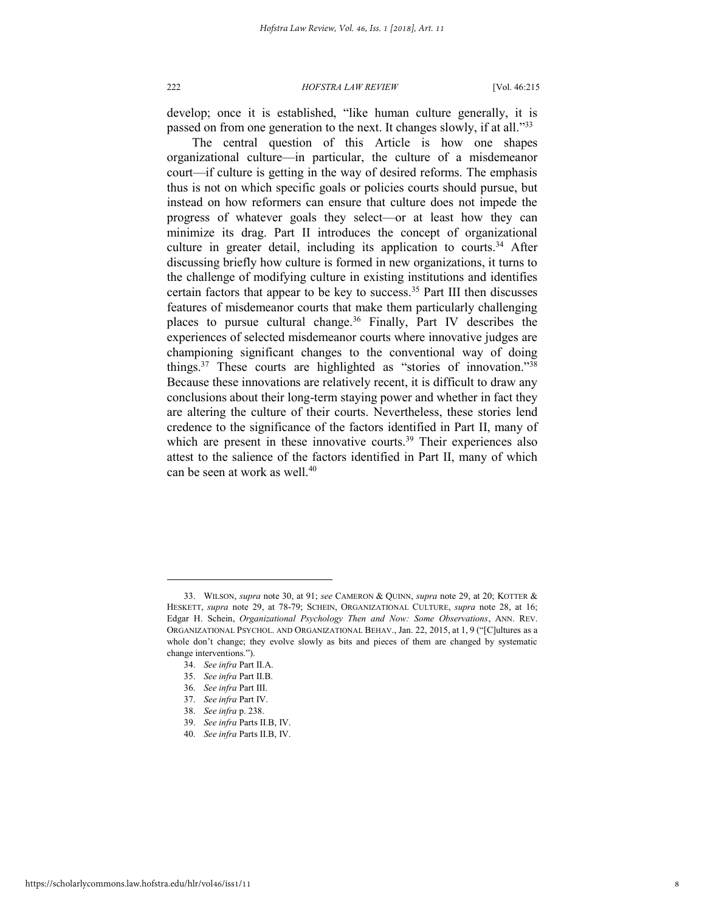develop; once it is established, "like human culture generally, it is passed on from one generation to the next. It changes slowly, if at all."[33]

The central question of this Article is how one shapes organizational culture—in particular, the culture of a misdemeanor court—if culture is getting in the way of desired reforms. The emphasis thus is not on which specific goals or policies courts should pursue, but instead on how reformers can ensure that culture does not impede the progress of whatever goals they select—or at least how they can minimize its drag. Part II introduces the concept of organizational culture in greater detail, including its application to courts.[34] After discussing briefly how culture is formed in new organizations, it turns to the challenge of modifying culture in existing institutions and identifies certain factors that appear to be key to success.[35] Part III then discusses features of misdemeanor courts that make them particularly challenging places to pursue cultural change.[36] Finally, Part IV describes the experiences of selected misdemeanor courts where innovative judges are championing significant changes to the conventional way of doing things.[37] These courts are highlighted as "stories of innovation."[38] Because these innovations are relatively recent, it is difficult to draw any conclusions about their long-term staying power and whether in fact they are altering the culture of their courts. Nevertheless, these stories lend credence to the significance of the factors identified in Part II, many of which are present in these innovative courts.[39] Their experiences also attest to the salience of the factors identified in Part II, many of which can be seen at work as well.[40]

---

33. WILSON, *supra* note 30, at 91; *see* CAMERON & QUINN, *supra* note 29, at 20; KOTTER & HESKETT, *supra* note 29, at 78-79; SCHEIN, ORGANIZATIONAL CULTURE, *supra* note 28, at 16; Edgar H. Schein, *Organizational Psychology Then and Now: Some Observations*, ANN. REV. ORGANIZATIONAL PSYCHOL. AND ORGANIZATIONAL BEHAV., Jan. 22, 2015, at 1, 9 ("[C]ultures as a whole don't change; they evolve slowly as bits and pieces of them are changed by systematic change interventions.").

34. *See infra* Part II.A.

35. *See infra* Part II.B.

36. *See infra* Part III.

37. *See infra* Part IV.

38. *See infra* p. 238.

39. *See infra* Parts II.B, IV.

40. *See infra* Parts II.B, IV.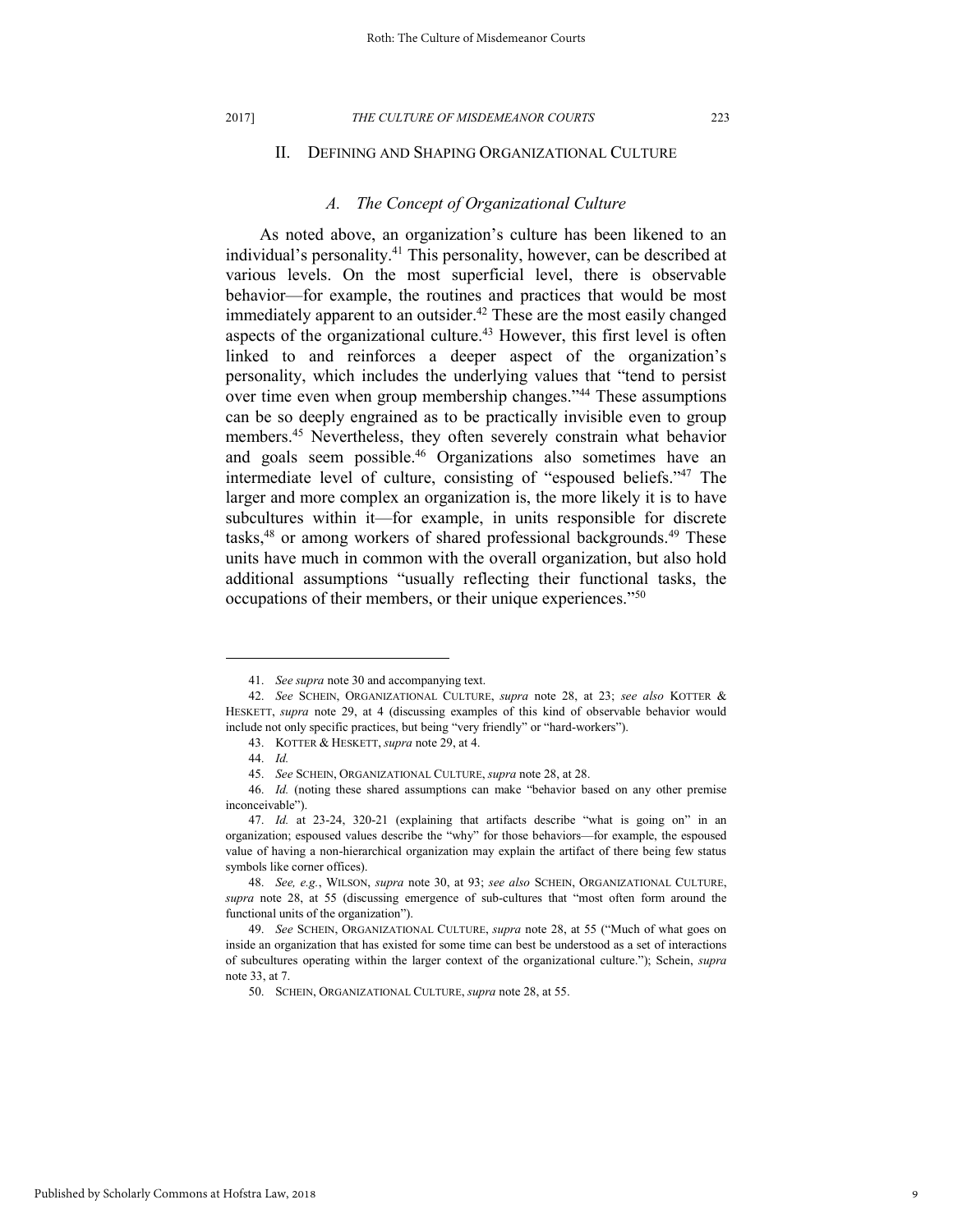## II. DEFINING AND SHAPING ORGANIZATIONAL CULTURE

### *A. The Concept of Organizational Culture*

As noted above, an organization's culture has been likened to an individual's personality.[41] This personality, however, can be described at various levels. On the most superficial level, there is observable behavior—for example, the routines and practices that would be most immediately apparent to an outsider.[42] These are the most easily changed aspects of the organizational culture.[43] However, this first level is often linked to and reinforces a deeper aspect of the organization's personality, which includes the underlying values that "tend to persist over time even when group membership changes."[44] These assumptions can be so deeply engrained as to be practically invisible even to group members.[45] Nevertheless, they often severely constrain what behavior and goals seem possible.[46] Organizations also sometimes have an intermediate level of culture, consisting of "espoused beliefs."[47] The larger and more complex an organization is, the more likely it is to have subcultures within it—for example, in units responsible for discrete tasks,[48] or among workers of shared professional backgrounds.[49] These units have much in common with the overall organization, but also hold additional assumptions "usually reflecting their functional tasks, the occupations of their members, or their unique experiences."[50]

---

41. *See supra* note 30 and accompanying text.

42. *See* SCHEIN, ORGANIZATIONAL CULTURE, *supra* note 28, at 23; *see also* KOTTER & HESKETT, *supra* note 29, at 4 (discussing examples of this kind of observable behavior would include not only specific practices, but being "very friendly" or "hard-workers").

43. KOTTER & HESKETT, *supra* note 29, at 4.

44. *Id.*

45. *See* SCHEIN, ORGANIZATIONAL CULTURE, *supra* note 28, at 28.

46. *Id.* (noting these shared assumptions can make "behavior based on any other premise inconceivable").

47. *Id.* at 23-24, 320-21 (explaining that artifacts describe "what is going on" in an organization; espoused values describe the "why" for those behaviors—for example, the espoused value of having a non-hierarchical organization may explain the artifact of there being few status symbols like corner offices).

48. *See, e.g.*, WILSON, *supra* note 30, at 93; *see also* SCHEIN, ORGANIZATIONAL CULTURE, *supra* note 28, at 55 (discussing emergence of sub-cultures that "most often form around the functional units of the organization").

49. *See* SCHEIN, ORGANIZATIONAL CULTURE, *supra* note 28, at 55 ("Much of what goes on inside an organization that has existed for some time can best be understood as a set of interactions of subcultures operating within the larger context of the organizational culture."); Schein, *supra* note 33, at 7.

50. SCHEIN, ORGANIZATIONAL CULTURE, *supra* note 28, at 55.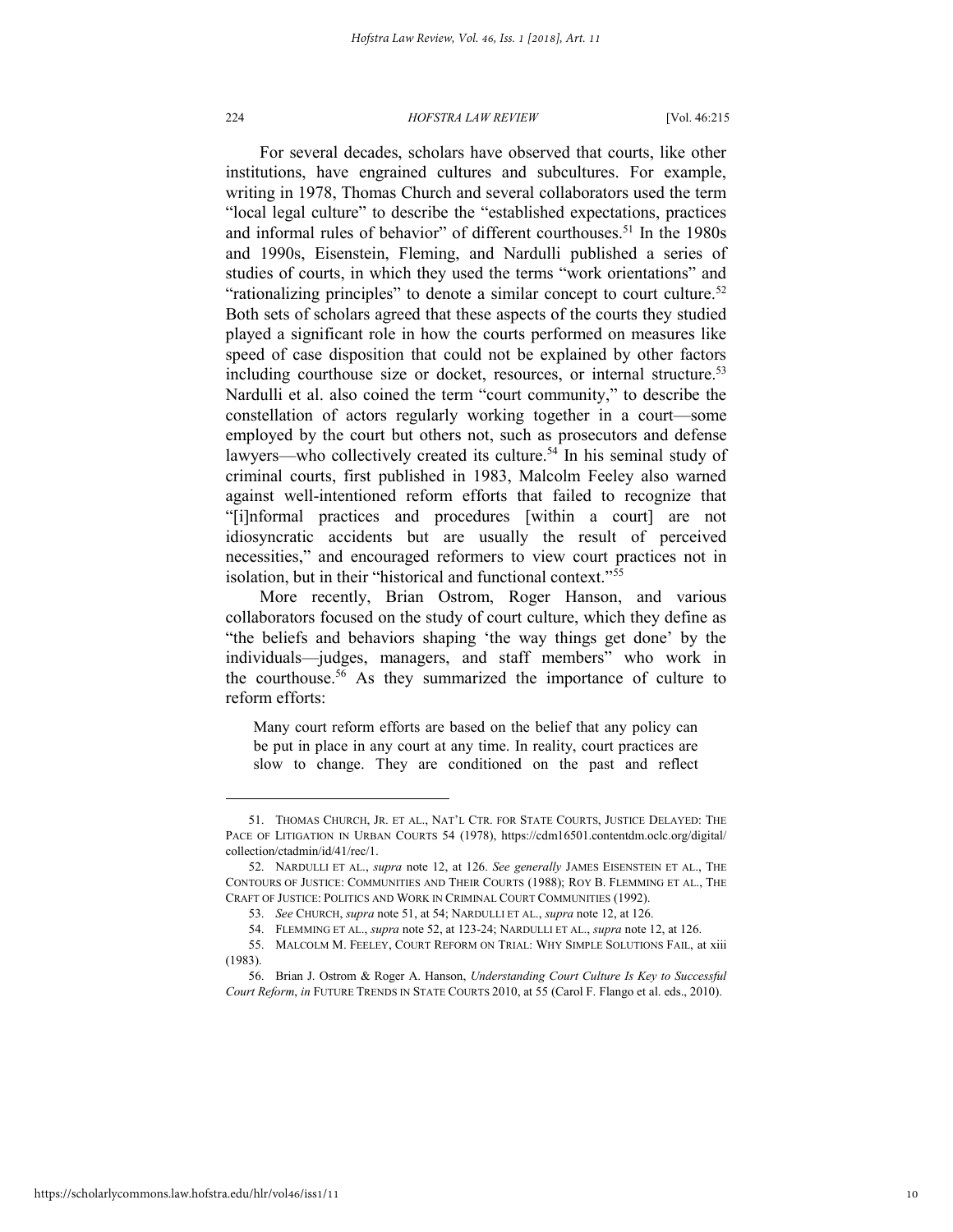For several decades, scholars have observed that courts, like other institutions, have engrained cultures and subcultures. For example, writing in 1978, Thomas Church and several collaborators used the term "local legal culture" to describe the "established expectations, practices and informal rules of behavior" of different courthouses.[51] In the 1980s and 1990s, Eisenstein, Fleming, and Nardulli published a series of studies of courts, in which they used the terms "work orientations" and "rationalizing principles" to denote a similar concept to court culture.[52] Both sets of scholars agreed that these aspects of the courts they studied played a significant role in how the courts performed on measures like speed of case disposition that could not be explained by other factors including courthouse size or docket, resources, or internal structure.[53] Nardulli et al. also coined the term "court community," to describe the constellation of actors regularly working together in a court—some employed by the court but others not, such as prosecutors and defense lawyers—who collectively created its culture.[54] In his seminal study of criminal courts, first published in 1983, Malcolm Feeley also warned against well-intentioned reform efforts that failed to recognize that "[i]nformal practices and procedures [within a court] are not idiosyncratic accidents but are usually the result of perceived necessities," and encouraged reformers to view court practices not in isolation, but in their "historical and functional context."[55]

More recently, Brian Ostrom, Roger Hanson, and various collaborators focused on the study of court culture, which they define as "the beliefs and behaviors shaping 'the way things get done' by the individuals—judges, managers, and staff members" who work in the courthouse.[56] As they summarized the importance of culture to reform efforts:

> Many court reform efforts are based on the belief that any policy can be put in place in any court at any time. In reality, court practices are slow to change. They are conditioned on the past and reflect

---

51. THOMAS CHURCH, JR. ET AL., NAT'L CTR. FOR STATE COURTS, JUSTICE DELAYED: THE PACE OF LITIGATION IN URBAN COURTS 54 (1978), https://cdm16501.contentdm.oclc.org/digital/collection/ctadmin/id/41/rec/1.

52. NARDULLI ET AL., *supra* note 12, at 126. *See generally* JAMES EISENSTEIN ET AL., THE CONTOURS OF JUSTICE: COMMUNITIES AND THEIR COURTS (1988); ROY B. FLEMMING ET AL., THE CRAFT OF JUSTICE: POLITICS AND WORK IN CRIMINAL COURT COMMUNITIES (1992).

53. *See* CHURCH, *supra* note 51, at 54; NARDULLI ET AL., *supra* note 12, at 126.

54. FLEMMING ET AL., *supra* note 52, at 123-24; NARDULLI ET AL., *supra* note 12, at 126.

55. MALCOLM M. FEELEY, COURT REFORM ON TRIAL: WHY SIMPLE SOLUTIONS FAIL, at xiii (1983).

56. Brian J. Ostrom & Roger A. Hanson, *Understanding Court Culture Is Key to Successful Court Reform*, *in* FUTURE TRENDS IN STATE COURTS 2010, at 55 (Carol F. Flango et al. eds., 2010).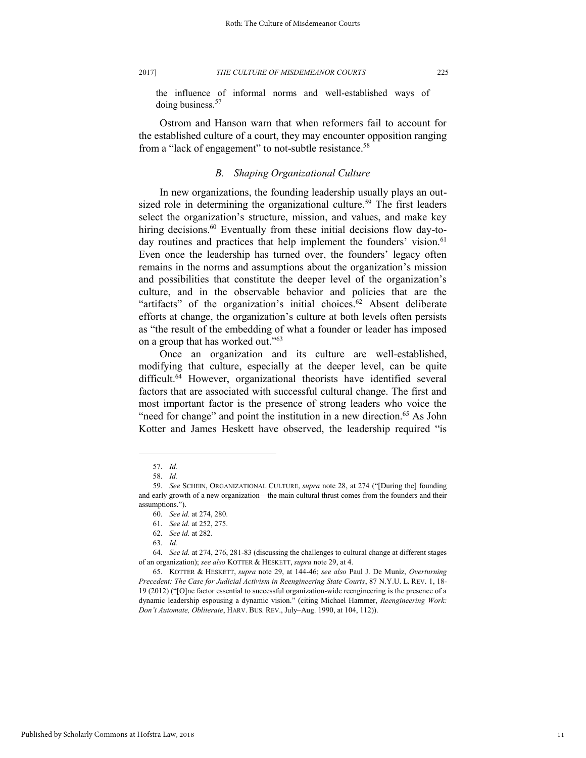the influence of informal norms and well-established ways of doing business.[57]

Ostrom and Hanson warn that when reformers fail to account for the established culture of a court, they may encounter opposition ranging from a "lack of engagement" to not-subtle resistance.[58]

### *B. Shaping Organizational Culture*

In new organizations, the founding leadership usually plays an out-sized role in determining the organizational culture.[59] The first leaders select the organization's structure, mission, and values, and make key hiring decisions.[60] Eventually from these initial decisions flow day-to-day routines and practices that help implement the founders' vision.[61] Even once the leadership has turned over, the founders' legacy often remains in the norms and assumptions about the organization's mission and possibilities that constitute the deeper level of the organization's culture, and in the observable behavior and policies that are the "artifacts" of the organization's initial choices.[62] Absent deliberate efforts at change, the organization's culture at both levels often persists as "the result of the embedding of what a founder or leader has imposed on a group that has worked out."[63]

Once an organization and its culture are well-established, modifying that culture, especially at the deeper level, can be quite difficult.[64] However, organizational theorists have identified several factors that are associated with successful cultural change. The first and most important factor is the presence of strong leaders who voice the "need for change" and point the institution in a new direction.[65] As John Kotter and James Heskett have observed, the leadership required "is

---

57. *Id.*

58. *Id.*

59. *See* SCHEIN, ORGANIZATIONAL CULTURE, *supra* note 28, at 274 ("[During the] founding and early growth of a new organization—the main cultural thrust comes from the founders and their assumptions.").

60. *See id.* at 274, 280.

61. *See id.* at 252, 275.

62. *See id.* at 282.

63. *Id.*

64. *See id.* at 274, 276, 281-83 (discussing the challenges to cultural change at different stages of an organization); *see also* KOTTER & HESKETT, *supra* note 29, at 4.

65. KOTTER & HESKETT, *supra* note 29, at 144-46; *see also* Paul J. De Muniz, *Overturning Precedent: The Case for Judicial Activism in Reengineering State Courts*, 87 N.Y.U. L. REV. 1, 18-19 (2012) ("[O]ne factor essential to successful organization-wide reengineering is the presence of a dynamic leadership espousing a dynamic vision." (citing Michael Hammer, *Reengineering Work: Don't Automate, Obliterate*, HARV. BUS. REV., July–Aug. 1990, at 104, 112)).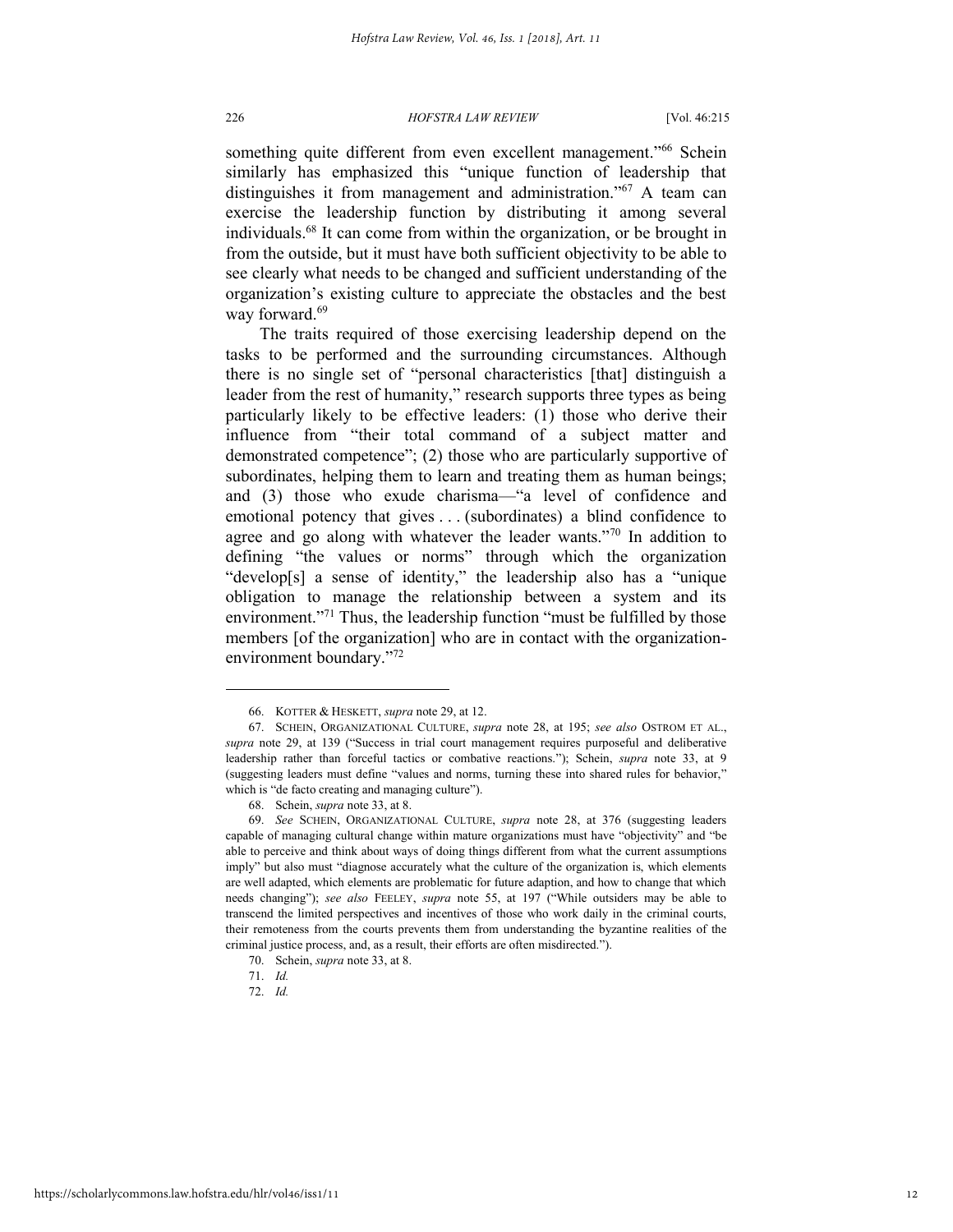something quite different from even excellent management."[66] Schein similarly has emphasized this "unique function of leadership that distinguishes it from management and administration."[67] A team can exercise the leadership function by distributing it among several individuals.[68] It can come from within the organization, or be brought in from the outside, but it must have both sufficient objectivity to be able to see clearly what needs to be changed and sufficient understanding of the organization's existing culture to appreciate the obstacles and the best way forward.[69]

The traits required of those exercising leadership depend on the tasks to be performed and the surrounding circumstances. Although there is no single set of "personal characteristics [that] distinguish a leader from the rest of humanity," research supports three types as being particularly likely to be effective leaders: (1) those who derive their influence from "their total command of a subject matter and demonstrated competence"; (2) those who are particularly supportive of subordinates, helping them to learn and treating them as human beings; and (3) those who exude charisma—"a level of confidence and emotional potency that gives . . . (subordinates) a blind confidence to agree and go along with whatever the leader wants."[70] In addition to defining "the values or norms" through which the organization "develop[s] a sense of identity," the leadership also has a "unique obligation to manage the relationship between a system and its environment."[71] Thus, the leadership function "must be fulfilled by those members [of the organization] who are in contact with the organization-environment boundary."[72]

---

66. KOTTER & HESKETT, *supra* note 29, at 12.

67. SCHEIN, ORGANIZATIONAL CULTURE, *supra* note 28, at 195; *see also* OSTROM ET AL., *supra* note 29, at 139 ("Success in trial court management requires purposeful and deliberative leadership rather than forceful tactics or combative reactions."); Schein, *supra* note 33, at 9 (suggesting leaders must define "values and norms, turning these into shared rules for behavior," which is "de facto creating and managing culture").

68. Schein, *supra* note 33, at 8.

69. *See* SCHEIN, ORGANIZATIONAL CULTURE, *supra* note 28, at 376 (suggesting leaders capable of managing cultural change within mature organizations must have "objectivity" and "be able to perceive and think about ways of doing things different from what the current assumptions imply" but also must "diagnose accurately what the culture of the organization is, which elements are well adapted, which elements are problematic for future adaption, and how to change that which needs changing"); *see also* FEELEY, *supra* note 55, at 197 ("While outsiders may be able to transcend the limited perspectives and incentives of those who work daily in the criminal courts, their remoteness from the courts prevents them from understanding the byzantine realities of the criminal justice process, and, as a result, their efforts are often misdirected.").

70. Schein, *supra* note 33, at 8.

71. *Id.*

72. *Id.*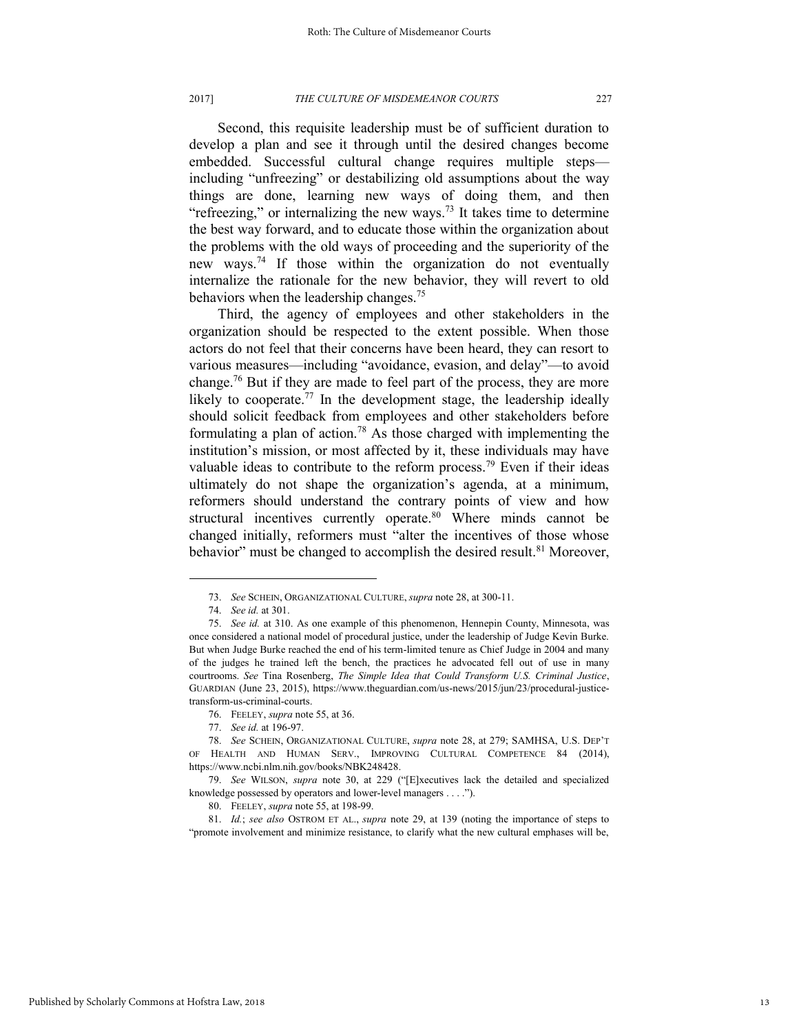Second, this requisite leadership must be of sufficient duration to develop a plan and see it through until the desired changes become embedded. Successful cultural change requires multiple steps—including "unfreezing" or destabilizing old assumptions about the way things are done, learning new ways of doing them, and then "refreezing," or internalizing the new ways.[73] It takes time to determine the best way forward, and to educate those within the organization about the problems with the old ways of proceeding and the superiority of the new ways.[74] If those within the organization do not eventually internalize the rationale for the new behavior, they will revert to old behaviors when the leadership changes.[75]

Third, the agency of employees and other stakeholders in the organization should be respected to the extent possible. When those actors do not feel that their concerns have been heard, they can resort to various measures—including "avoidance, evasion, and delay"—to avoid change.[76] But if they are made to feel part of the process, they are more likely to cooperate.[77] In the development stage, the leadership ideally should solicit feedback from employees and other stakeholders before formulating a plan of action.[78] As those charged with implementing the institution's mission, or most affected by it, these individuals may have valuable ideas to contribute to the reform process.[79] Even if their ideas ultimately do not shape the organization's agenda, at a minimum, reformers should understand the contrary points of view and how structural incentives currently operate.[80] Where minds cannot be changed initially, reformers must "alter the incentives of those whose behavior" must be changed to accomplish the desired result.[81] Moreover,

---

73. *See* SCHEIN, ORGANIZATIONAL CULTURE, *supra* note 28, at 300-11.

74. *See id.* at 301.

75. *See id.* at 310. As one example of this phenomenon, Hennepin County, Minnesota, was once considered a national model of procedural justice, under the leadership of Judge Kevin Burke. But when Judge Burke reached the end of his term-limited tenure as Chief Judge in 2004 and many of the judges he trained left the bench, the practices he advocated fell out of use in many courtrooms. *See* Tina Rosenberg, *The Simple Idea that Could Transform U.S. Criminal Justice*, GUARDIAN (June 23, 2015), https://www.theguardian.com/us-news/2015/jun/23/procedural-justice-transform-us-criminal-courts.

76. FEELEY, *supra* note 55, at 36.

77. *See id.* at 196-97.

78. *See* SCHEIN, ORGANIZATIONAL CULTURE, *supra* note 28, at 279; SAMHSA, U.S. DEP'T OF HEALTH AND HUMAN SERV., IMPROVING CULTURAL COMPETENCE 84 (2014), https://www.ncbi.nlm.nih.gov/books/NBK248428.

79. *See* WILSON, *supra* note 30, at 229 ("[E]xecutives lack the detailed and specialized knowledge possessed by operators and lower-level managers . . . .").

80. FEELEY, *supra* note 55, at 198-99.

81. *Id.*; *see also* OSTROM ET AL., *supra* note 29, at 139 (noting the importance of steps to "promote involvement and minimize resistance, to clarify what the new cultural emphases will be,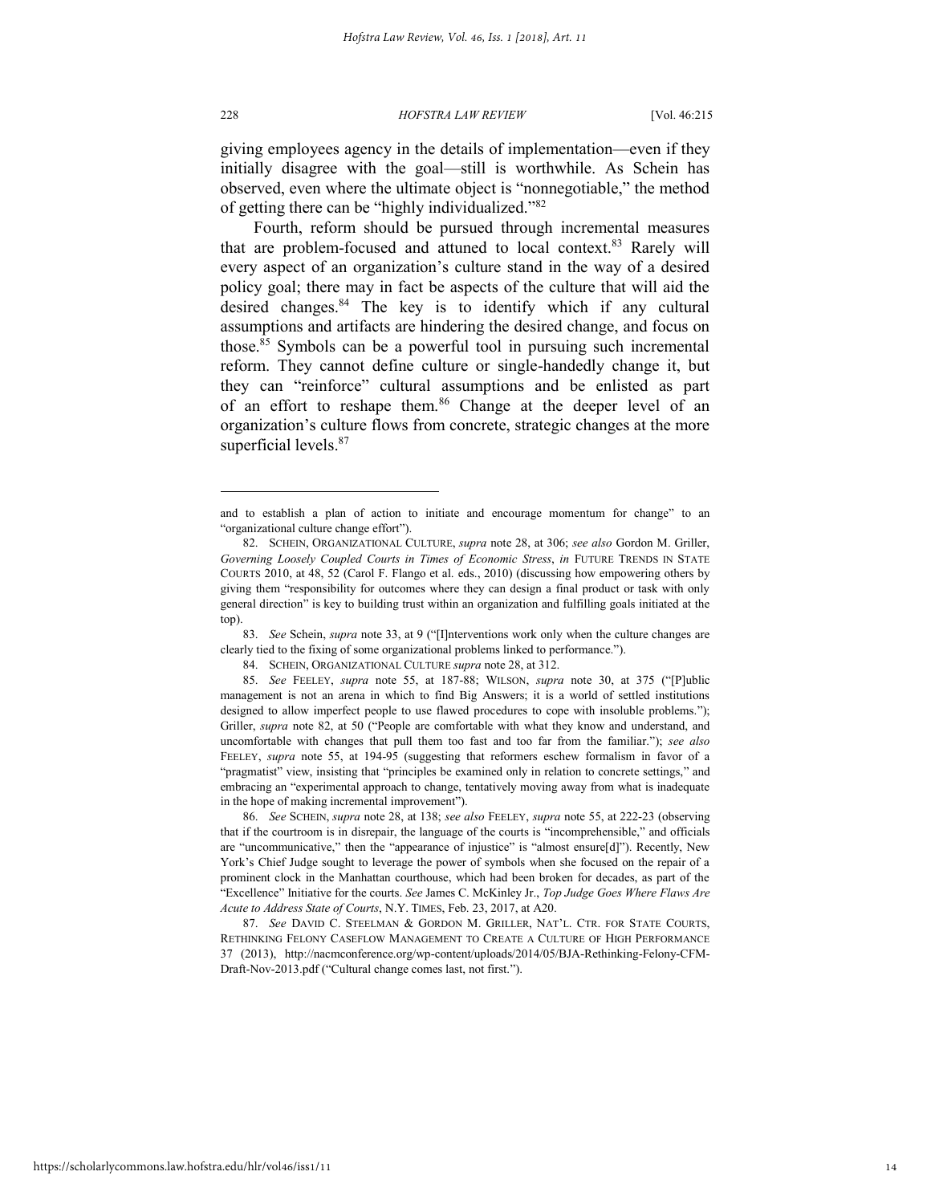giving employees agency in the details of implementation—even if they initially disagree with the goal—still is worthwhile. As Schein has observed, even where the ultimate object is "nonnegotiable," the method of getting there can be "highly individualized."[82]

Fourth, reform should be pursued through incremental measures that are problem-focused and attuned to local context.[83] Rarely will every aspect of an organization's culture stand in the way of a desired policy goal; there may in fact be aspects of the culture that will aid the desired changes.[84] The key is to identify which if any cultural assumptions and artifacts are hindering the desired change, and focus on those.[85] Symbols can be a powerful tool in pursuing such incremental reform. They cannot define culture or single-handedly change it, but they can "reinforce" cultural assumptions and be enlisted as part of an effort to reshape them.[86] Change at the deeper level of an organization's culture flows from concrete, strategic changes at the more superficial levels.[87]

---

and to establish a plan of action to initiate and encourage momentum for change" to an "organizational culture change effort").

82. SCHEIN, ORGANIZATIONAL CULTURE, *supra* note 28, at 306; *see also* Gordon M. Griller, *Governing Loosely Coupled Courts in Times of Economic Stress*, *in* FUTURE TRENDS IN STATE COURTS 2010, at 48, 52 (Carol F. Flango et al. eds., 2010) (discussing how empowering others by giving them "responsibility for outcomes where they can design a final product or task with only general direction" is key to building trust within an organization and fulfilling goals initiated at the top).

83. *See* Schein, *supra* note 33, at 9 ("[I]nterventions work only when the culture changes are clearly tied to the fixing of some organizational problems linked to performance.").

84. SCHEIN, ORGANIZATIONAL CULTURE *supra* note 28, at 312.

85. *See* FEELEY, *supra* note 55, at 187-88; WILSON, *supra* note 30, at 375 ("[P]ublic management is not an arena in which to find Big Answers; it is a world of settled institutions designed to allow imperfect people to use flawed procedures to cope with insoluble problems."); Griller, *supra* note 82, at 50 ("People are comfortable with what they know and understand, and uncomfortable with changes that pull them too fast and too far from the familiar."); *see also* FEELEY, *supra* note 55, at 194-95 (suggesting that reformers eschew formalism in favor of a "pragmatist" view, insisting that "principles be examined only in relation to concrete settings," and embracing an "experimental approach to change, tentatively moving away from what is inadequate in the hope of making incremental improvement").

86. *See* SCHEIN, *supra* note 28, at 138; *see also* FEELEY, *supra* note 55, at 222-23 (observing that if the courtroom is in disrepair, the language of the courts is "incomprehensible," and officials are "uncommunicative," then the "appearance of injustice" is "almost ensure[d]"). Recently, New York's Chief Judge sought to leverage the power of symbols when she focused on the repair of a prominent clock in the Manhattan courthouse, which had been broken for decades, as part of the "Excellence" Initiative for the courts. *See* James C. McKinley Jr., *Top Judge Goes Where Flaws Are Acute to Address State of Courts*, N.Y. TIMES, Feb. 23, 2017, at A20.

87. *See* DAVID C. STEELMAN & GORDON M. GRILLER, NAT'L. CTR. FOR STATE COURTS, RETHINKING FELONY CASEFLOW MANAGEMENT TO CREATE A CULTURE OF HIGH PERFORMANCE 37 (2013), http://nacmconference.org/wp-content/uploads/2014/05/BJA-Rethinking-Felony-CFM-Draft-Nov-2013.pdf ("Cultural change comes last, not first.").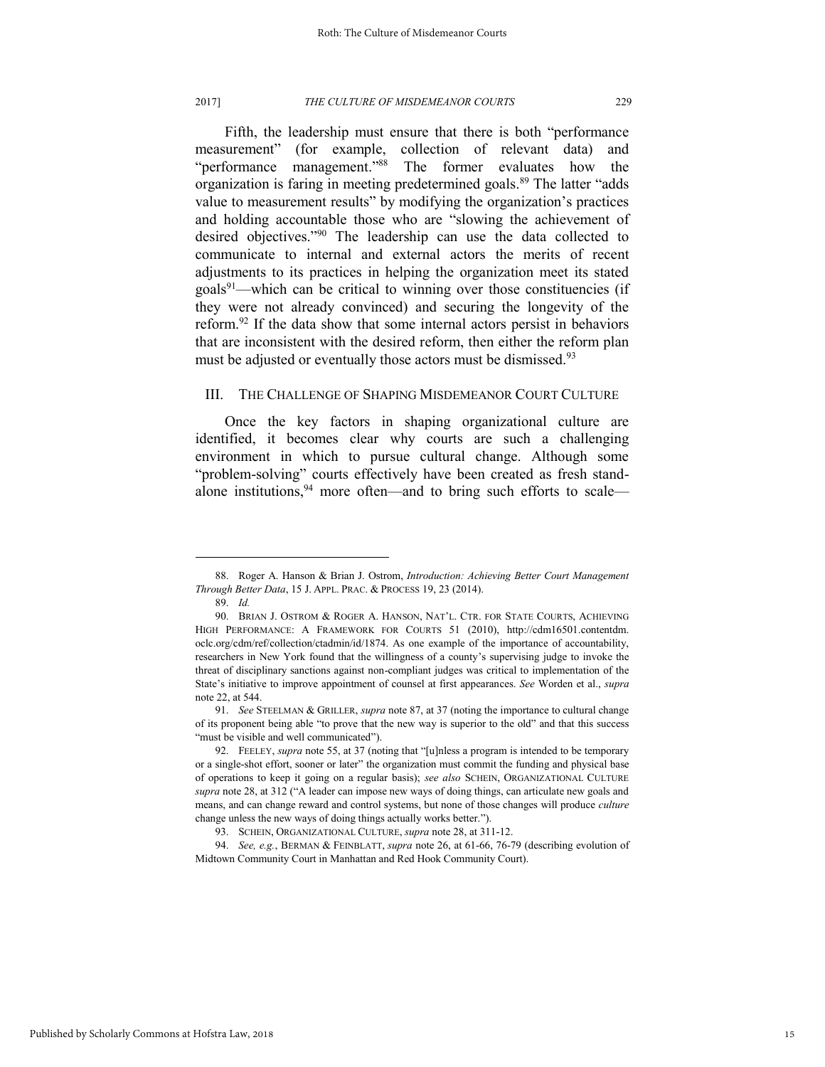Fifth, the leadership must ensure that there is both "performance measurement" (for example, collection of relevant data) and "performance management."[88] The former evaluates how the organization is faring in meeting predetermined goals.[89] The latter "adds value to measurement results" by modifying the organization's practices and holding accountable those who are "slowing the achievement of desired objectives."[90] The leadership can use the data collected to communicate to internal and external actors the merits of recent adjustments to its practices in helping the organization meet its stated goals[91]—which can be critical to winning over those constituencies (if they were not already convinced) and securing the longevity of the reform.[92] If the data show that some internal actors persist in behaviors that are inconsistent with the desired reform, then either the reform plan must be adjusted or eventually those actors must be dismissed.[93]

## III. THE CHALLENGE OF SHAPING MISDEMEANOR COURT CULTURE

Once the key factors in shaping organizational culture are identified, it becomes clear why courts are such a challenging environment in which to pursue cultural change. Although some "problem-solving" courts effectively have been created as fresh stand-alone institutions,[94] more often—and to bring such efforts to scale—

---

88. Roger A. Hanson & Brian J. Ostrom, *Introduction: Achieving Better Court Management Through Better Data*, 15 J. APPL. PRAC. & PROCESS 19, 23 (2014).

89. *Id.*

90. BRIAN J. OSTROM & ROGER A. HANSON, NAT'L. CTR. FOR STATE COURTS, ACHIEVING HIGH PERFORMANCE: A FRAMEWORK FOR COURTS 51 (2010), http://cdm16501.contentdm.oclc.org/cdm/ref/collection/ctadmin/id/1874. As one example of the importance of accountability, researchers in New York found that the willingness of a county's supervising judge to invoke the threat of disciplinary sanctions against non-compliant judges was critical to implementation of the State's initiative to improve appointment of counsel at first appearances. *See* Worden et al., *supra* note 22, at 544.

91. *See* STEELMAN & GRILLER, *supra* note 87, at 37 (noting the importance to cultural change of its proponent being able "to prove that the new way is superior to the old" and that this success "must be visible and well communicated").

92. FEELEY, *supra* note 55, at 37 (noting that "[u]nless a program is intended to be temporary or a single-shot effort, sooner or later" the organization must commit the funding and physical base of operations to keep it going on a regular basis); *see also* SCHEIN, ORGANIZATIONAL CULTURE *supra* note 28, at 312 ("A leader can impose new ways of doing things, can articulate new goals and means, and can change reward and control systems, but none of those changes will produce *culture* change unless the new ways of doing things actually works better.").

93. SCHEIN, ORGANIZATIONAL CULTURE, *supra* note 28, at 311-12.

94. *See, e.g.*, BERMAN & FEINBLATT, *supra* note 26, at 61-66, 76-79 (describing evolution of Midtown Community Court in Manhattan and Red Hook Community Court).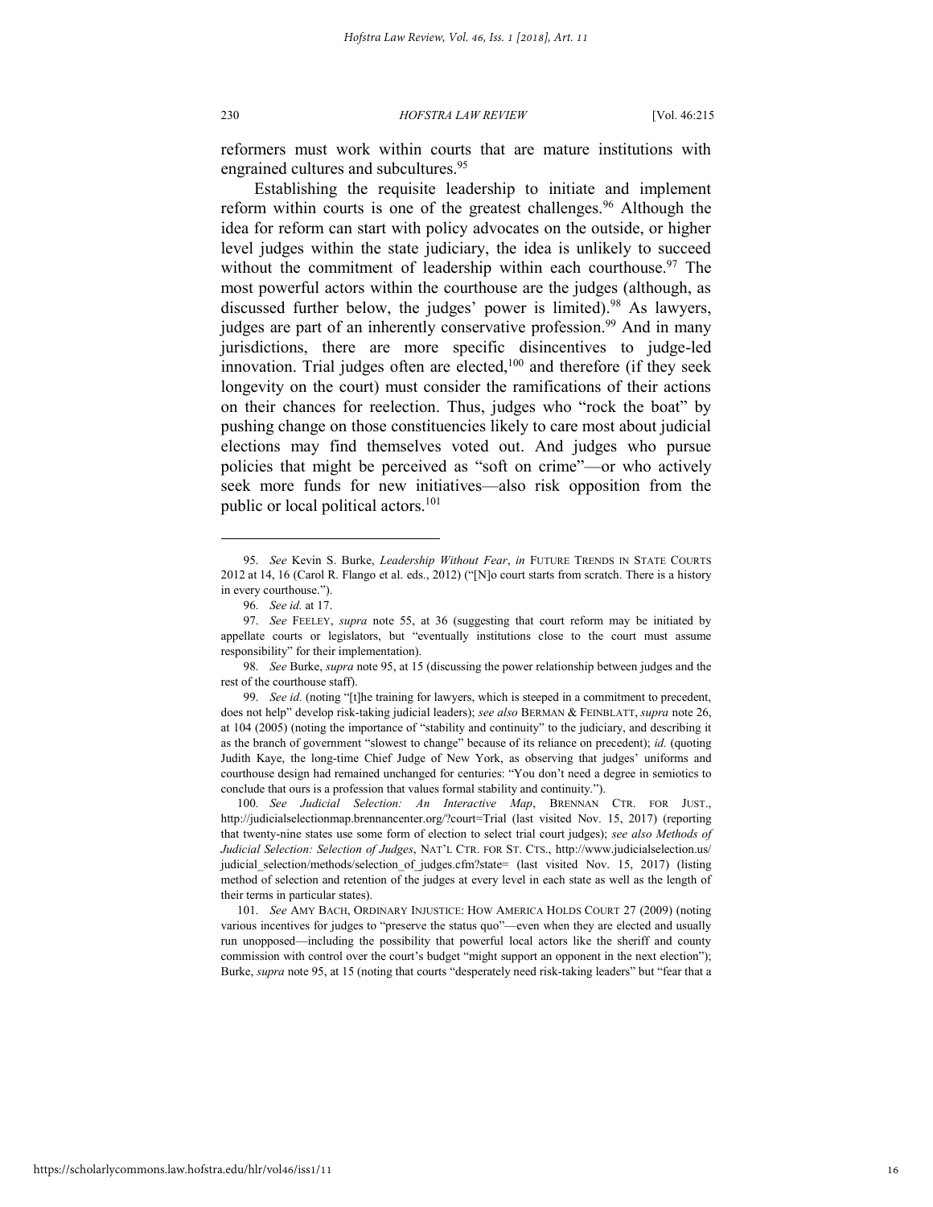reformers must work within courts that are mature institutions with engrained cultures and subcultures.[95]

Establishing the requisite leadership to initiate and implement reform within courts is one of the greatest challenges.[96] Although the idea for reform can start with policy advocates on the outside, or higher level judges within the state judiciary, the idea is unlikely to succeed without the commitment of leadership within each courthouse.[97] The most powerful actors within the courthouse are the judges (although, as discussed further below, the judges' power is limited).[98] As lawyers, judges are part of an inherently conservative profession.[99] And in many jurisdictions, there are more specific disincentives to judge-led innovation. Trial judges often are elected,[100] and therefore (if they seek longevity on the court) must consider the ramifications of their actions on their chances for reelection. Thus, judges who "rock the boat" by pushing change on those constituencies likely to care most about judicial elections may find themselves voted out. And judges who pursue policies that might be perceived as "soft on crime"—or who actively seek more funds for new initiatives—also risk opposition from the public or local political actors.[101]

---

95. *See* Kevin S. Burke, *Leadership Without Fear*, *in* FUTURE TRENDS IN STATE COURTS 2012 at 14, 16 (Carol R. Flango et al. eds., 2012) ("[N]o court starts from scratch. There is a history in every courthouse.").

96. *See id.* at 17.

97. *See* FEELEY, *supra* note 55, at 36 (suggesting that court reform may be initiated by appellate courts or legislators, but "eventually institutions close to the court must assume responsibility" for their implementation).

98. *See* Burke, *supra* note 95, at 15 (discussing the power relationship between judges and the rest of the courthouse staff).

99. *See id.* (noting "[t]he training for lawyers, which is steeped in a commitment to precedent, does not help" develop risk-taking judicial leaders); *see also* BERMAN & FEINBLATT, *supra* note 26, at 104 (2005) (noting the importance of "stability and continuity" to the judiciary, and describing it as the branch of government "slowest to change" because of its reliance on precedent); *id.* (quoting Judith Kaye, the long-time Chief Judge of New York, as observing that judges' uniforms and courthouse design had remained unchanged for centuries: "You don't need a degree in semiotics to conclude that ours is a profession that values formal stability and continuity.").

100. *See Judicial Selection: An Interactive Map*, BRENNAN CTR. FOR JUST., http://judicialselectionmap.brennancenter.org/?court=Trial (last visited Nov. 15, 2017) (reporting that twenty-nine states use some form of election to select trial court judges); *see also Methods of Judicial Selection: Selection of Judges*, NAT'L CTR. FOR ST. CTS., http://www.judicialselection.us/judicial_selection/methods/selection_of_judges.cfm?state= (last visited Nov. 15, 2017) (listing method of selection and retention of the judges at every level in each state as well as the length of their terms in particular states).

101. *See* AMY BACH, ORDINARY INJUSTICE: HOW AMERICA HOLDS COURT 27 (2009) (noting various incentives for judges to "preserve the status quo"—even when they are elected and usually run unopposed—including the possibility that powerful local actors like the sheriff and county commission with control over the court's budget "might support an opponent in the next election"); Burke, *supra* note 95, at 15 (noting that courts "desperately need risk-taking leaders" but "fear that a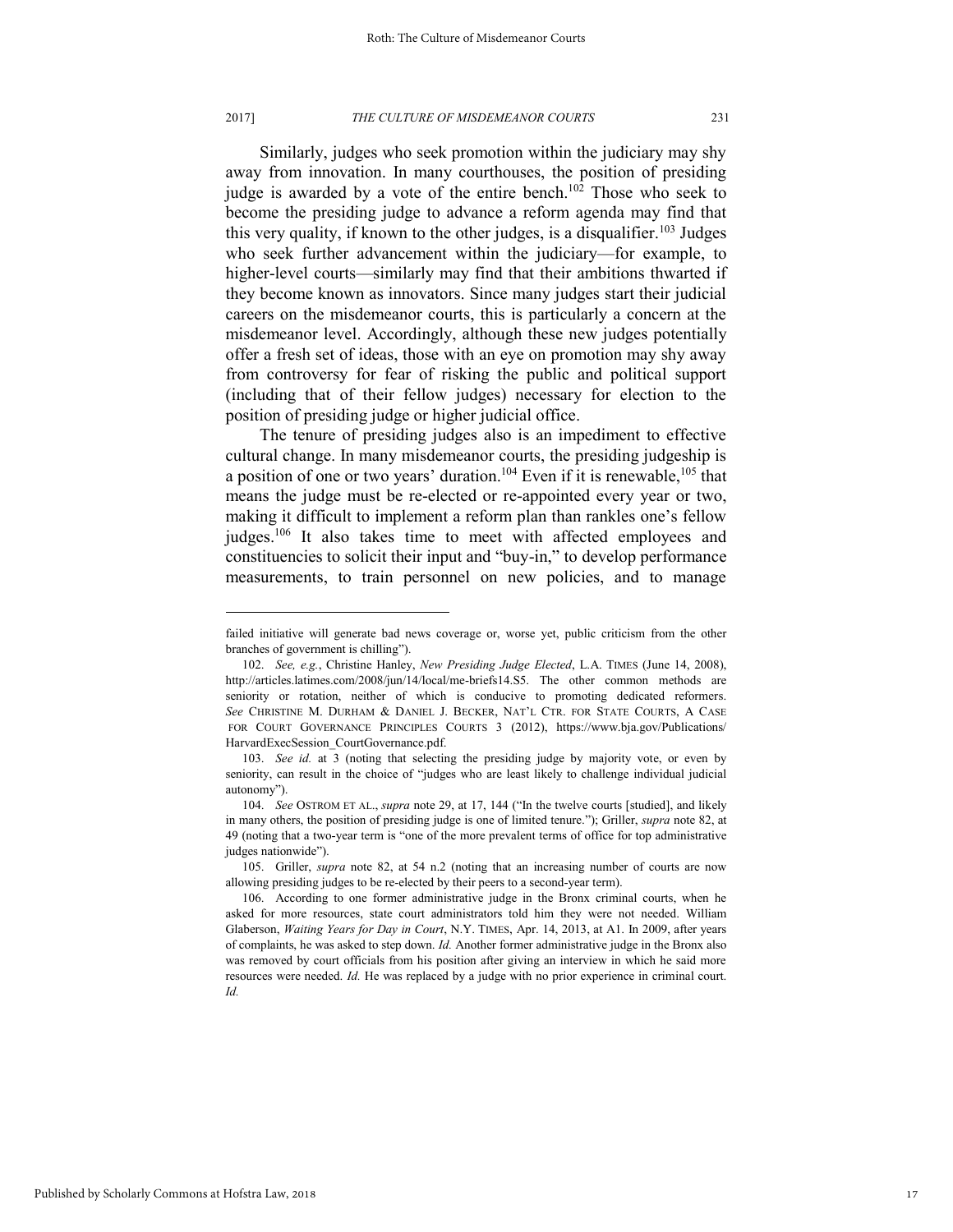Similarly, judges who seek promotion within the judiciary may shy away from innovation. In many courthouses, the position of presiding judge is awarded by a vote of the entire bench.[102] Those who seek to become the presiding judge to advance a reform agenda may find that this very quality, if known to the other judges, is a disqualifier.[103] Judges who seek further advancement within the judiciary—for example, to higher-level courts—similarly may find that their ambitions thwarted if they become known as innovators. Since many judges start their judicial careers on the misdemeanor courts, this is particularly a concern at the misdemeanor level. Accordingly, although these new judges potentially offer a fresh set of ideas, those with an eye on promotion may shy away from controversy for fear of risking the public and political support (including that of their fellow judges) necessary for election to the position of presiding judge or higher judicial office.

The tenure of presiding judges also is an impediment to effective cultural change. In many misdemeanor courts, the presiding judgeship is a position of one or two years' duration.[104] Even if it is renewable,[105] that means the judge must be re-elected or re-appointed every year or two, making it difficult to implement a reform plan than rankles one's fellow judges.[106] It also takes time to meet with affected employees and constituencies to solicit their input and "buy-in," to develop performance measurements, to train personnel on new policies, and to manage

---

failed initiative will generate bad news coverage or, worse yet, public criticism from the other branches of government is chilling").

102. *See, e.g.*, Christine Hanley, *New Presiding Judge Elected*, L.A. TIMES (June 14, 2008), http://articles.latimes.com/2008/jun/14/local/me-briefs14.S5. The other common methods are seniority or rotation, neither of which is conducive to promoting dedicated reformers. *See* CHRISTINE M. DURHAM & DANIEL J. BECKER, NAT'L CTR. FOR STATE COURTS, A CASE FOR COURT GOVERNANCE PRINCIPLES COURTS 3 (2012), https://www.bja.gov/Publications/HarvardExecSession_CourtGovernance.pdf.

103. *See id.* at 3 (noting that selecting the presiding judge by majority vote, or even by seniority, can result in the choice of "judges who are least likely to challenge individual judicial autonomy").

104. *See* OSTROM ET AL., *supra* note 29, at 17, 144 ("In the twelve courts [studied], and likely in many others, the position of presiding judge is one of limited tenure."); Griller, *supra* note 82, at 49 (noting that a two-year term is "one of the more prevalent terms of office for top administrative judges nationwide").

105. Griller, *supra* note 82, at 54 n.2 (noting that an increasing number of courts are now allowing presiding judges to be re-elected by their peers to a second-year term).

106. According to one former administrative judge in the Bronx criminal courts, when he asked for more resources, state court administrators told him they were not needed. William Glaberson, *Waiting Years for Day in Court*, N.Y. TIMES, Apr. 14, 2013, at A1. In 2009, after years of complaints, he was asked to step down. *Id.* Another former administrative judge in the Bronx also was removed by court officials from his position after giving an interview in which he said more resources were needed. *Id.* He was replaced by a judge with no prior experience in criminal court. *Id.*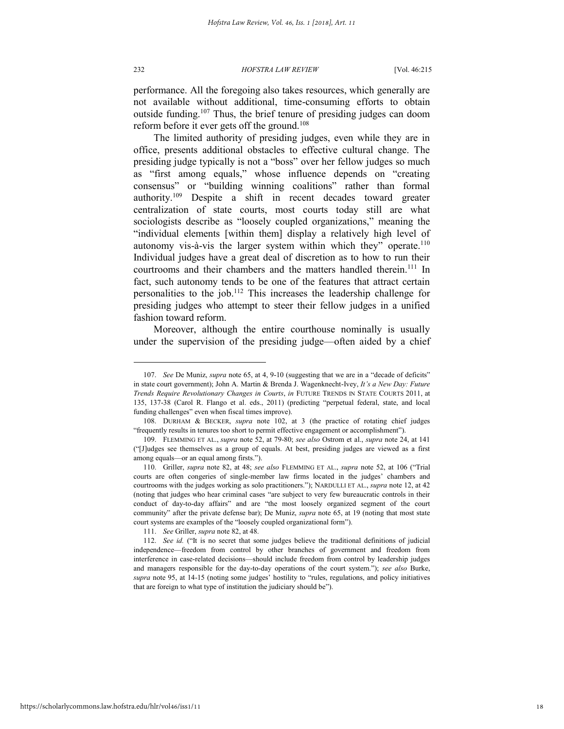performance. All the foregoing also takes resources, which generally are not available without additional, time-consuming efforts to obtain outside funding.[107] Thus, the brief tenure of presiding judges can doom reform before it ever gets off the ground.[108]

The limited authority of presiding judges, even while they are in office, presents additional obstacles to effective cultural change. The presiding judge typically is not a "boss" over her fellow judges so much as "first among equals," whose influence depends on "creating consensus" or "building winning coalitions" rather than formal authority.[109] Despite a shift in recent decades toward greater centralization of state courts, most courts today still are what sociologists describe as "loosely coupled organizations," meaning the "individual elements [within them] display a relatively high level of autonomy vis-à-vis the larger system within which they" operate.[110] Individual judges have a great deal of discretion as to how to run their courtrooms and their chambers and the matters handled therein.[111] In fact, such autonomy tends to be one of the features that attract certain personalities to the job.[112] This increases the leadership challenge for presiding judges who attempt to steer their fellow judges in a unified fashion toward reform.

Moreover, although the entire courthouse nominally is usually under the supervision of the presiding judge—often aided by a chief

---

107. *See* De Muniz, *supra* note 65, at 4, 9-10 (suggesting that we are in a "decade of deficits" in state court government); John A. Martin & Brenda J. Wagenknecht-Ivey, *It's a New Day: Future Trends Require Revolutionary Changes in Courts*, *in* FUTURE TRENDS IN STATE COURTS 2011, at 135, 137-38 (Carol R. Flango et al. eds., 2011) (predicting "perpetual federal, state, and local funding challenges" even when fiscal times improve).

108. DURHAM & BECKER, *supra* note 102, at 3 (the practice of rotating chief judges "frequently results in tenures too short to permit effective engagement or accomplishment").

109. FLEMMING ET AL., *supra* note 52, at 79-80; *see also* Ostrom et al., *supra* note 24, at 141 ("[J]udges see themselves as a group of equals. At best, presiding judges are viewed as a first among equals—or an equal among firsts.").

110. Griller, *supra* note 82, at 48; *see also* FLEMMING ET AL., *supra* note 52, at 106 ("Trial courts are often congeries of single-member law firms located in the judges' chambers and courtrooms with the judges working as solo practitioners."); NARDULLI ET AL., *supra* note 12, at 42 (noting that judges who hear criminal cases "are subject to very few bureaucratic controls in their conduct of day-to-day affairs" and are "the most loosely organized segment of the court community" after the private defense bar); De Muniz, *supra* note 65, at 19 (noting that most state court systems are examples of the "loosely coupled organizational form").

111. *See* Griller, *supra* note 82, at 48.

112. *See id.* ("It is no secret that some judges believe the traditional definitions of judicial independence—freedom from control by other branches of government and freedom from interference in case-related decisions—should include freedom from control by leadership judges and managers responsible for the day-to-day operations of the court system."); *see also* Burke, *supra* note 95, at 14-15 (noting some judges' hostility to "rules, regulations, and policy initiatives that are foreign to what type of institution the judiciary should be").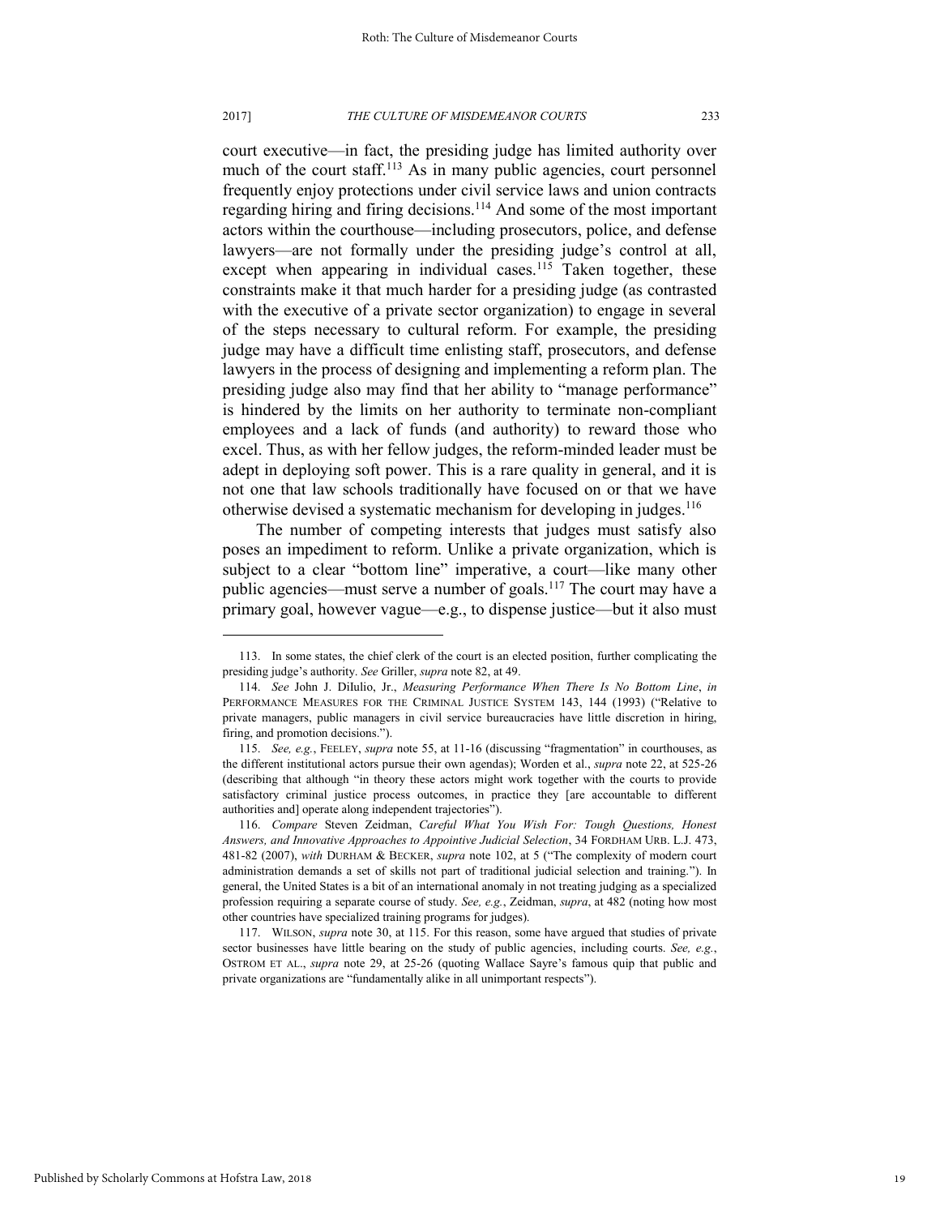court executive—in fact, the presiding judge has limited authority over much of the court staff.[113] As in many public agencies, court personnel frequently enjoy protections under civil service laws and union contracts regarding hiring and firing decisions.[114] And some of the most important actors within the courthouse—including prosecutors, police, and defense lawyers—are not formally under the presiding judge's control at all, except when appearing in individual cases.[115] Taken together, these constraints make it that much harder for a presiding judge (as contrasted with the executive of a private sector organization) to engage in several of the steps necessary to cultural reform. For example, the presiding judge may have a difficult time enlisting staff, prosecutors, and defense lawyers in the process of designing and implementing a reform plan. The presiding judge also may find that her ability to "manage performance" is hindered by the limits on her authority to terminate non-compliant employees and a lack of funds (and authority) to reward those who excel. Thus, as with her fellow judges, the reform-minded leader must be adept in deploying soft power. This is a rare quality in general, and it is not one that law schools traditionally have focused on or that we have otherwise devised a systematic mechanism for developing in judges.[116]

The number of competing interests that judges must satisfy also poses an impediment to reform. Unlike a private organization, which is subject to a clear "bottom line" imperative, a court—like many other public agencies—must serve a number of goals.[117] The court may have a primary goal, however vague—e.g., to dispense justice—but it also must

---

113. In some states, the chief clerk of the court is an elected position, further complicating the presiding judge's authority. *See* Griller, *supra* note 82, at 49.

114. *See* John J. DiIulio, Jr., *Measuring Performance When There Is No Bottom Line*, *in* PERFORMANCE MEASURES FOR THE CRIMINAL JUSTICE SYSTEM 143, 144 (1993) ("Relative to private managers, public managers in civil service bureaucracies have little discretion in hiring, firing, and promotion decisions.").

115. *See, e.g.*, FEELEY, *supra* note 55, at 11-16 (discussing "fragmentation" in courthouses, as the different institutional actors pursue their own agendas); Worden et al., *supra* note 22, at 525-26 (describing that although "in theory these actors might work together with the courts to provide satisfactory criminal justice process outcomes, in practice they [are accountable to different authorities and] operate along independent trajectories").

116. *Compare* Steven Zeidman, *Careful What You Wish For: Tough Questions, Honest Answers, and Innovative Approaches to Appointive Judicial Selection*, 34 FORDHAM URB. L.J. 473, 481-82 (2007), *with* DURHAM & BECKER, *supra* note 102, at 5 ("The complexity of modern court administration demands a set of skills not part of traditional judicial selection and training."). In general, the United States is a bit of an international anomaly in not treating judging as a specialized profession requiring a separate course of study. *See, e.g.*, Zeidman, *supra*, at 482 (noting how most other countries have specialized training programs for judges).

117. WILSON, *supra* note 30, at 115. For this reason, some have argued that studies of private sector businesses have little bearing on the study of public agencies, including courts. *See, e.g.*, OSTROM ET AL., *supra* note 29, at 25-26 (quoting Wallace Sayre's famous quip that public and private organizations are "fundamentally alike in all unimportant respects").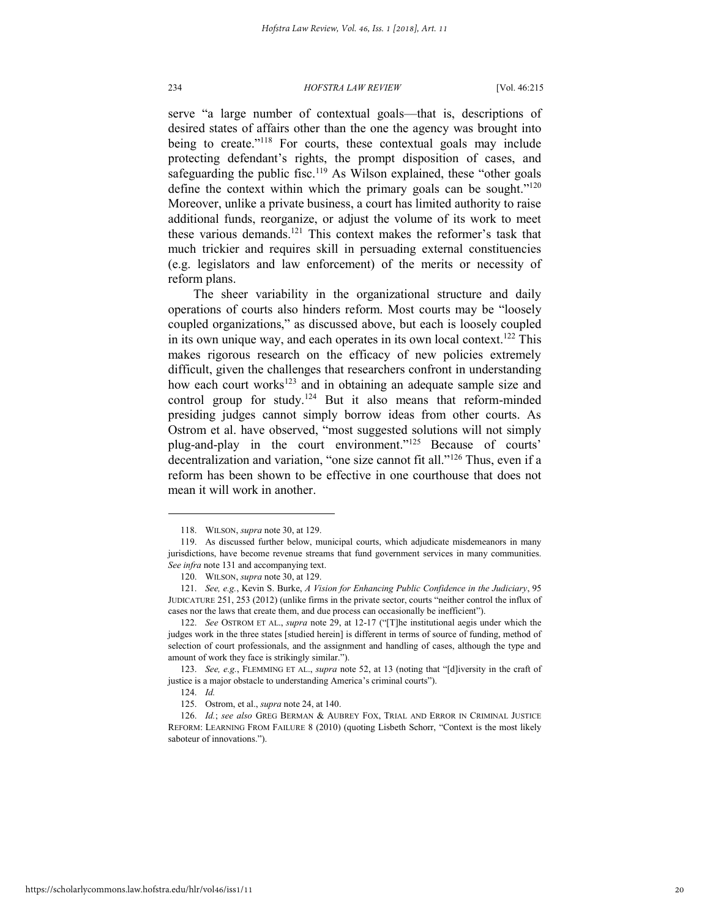serve "a large number of contextual goals—that is, descriptions of desired states of affairs other than the one the agency was brought into being to create."[118] For courts, these contextual goals may include protecting defendant's rights, the prompt disposition of cases, and safeguarding the public fisc.[119] As Wilson explained, these "other goals define the context within which the primary goals can be sought."[120] Moreover, unlike a private business, a court has limited authority to raise additional funds, reorganize, or adjust the volume of its work to meet these various demands.[121] This context makes the reformer's task that much trickier and requires skill in persuading external constituencies (e.g. legislators and law enforcement) of the merits or necessity of reform plans.

The sheer variability in the organizational structure and daily operations of courts also hinders reform. Most courts may be "loosely coupled organizations," as discussed above, but each is loosely coupled in its own unique way, and each operates in its own local context.[122] This makes rigorous research on the efficacy of new policies extremely difficult, given the challenges that researchers confront in understanding how each court works[123] and in obtaining an adequate sample size and control group for study.[124] But it also means that reform-minded presiding judges cannot simply borrow ideas from other courts. As Ostrom et al. have observed, "most suggested solutions will not simply plug-and-play in the court environment."[125] Because of courts' decentralization and variation, "one size cannot fit all."[126] Thus, even if a reform has been shown to be effective in one courthouse that does not mean it will work in another.

---

118. WILSON, *supra* note 30, at 129.

119. As discussed further below, municipal courts, which adjudicate misdemeanors in many jurisdictions, have become revenue streams that fund government services in many communities. *See infra* note 131 and accompanying text.

120. WILSON, *supra* note 30, at 129.

121. *See, e.g.*, Kevin S. Burke, *A Vision for Enhancing Public Confidence in the Judiciary*, 95 JUDICATURE 251, 253 (2012) (unlike firms in the private sector, courts "neither control the influx of cases nor the laws that create them, and due process can occasionally be inefficient").

122. *See* OSTROM ET AL., *supra* note 29, at 12-17 ("[T]he institutional aegis under which the judges work in the three states [studied herein] is different in terms of source of funding, method of selection of court professionals, and the assignment and handling of cases, although the type and amount of work they face is strikingly similar.").

123. *See, e.g.*, FLEMMING ET AL., *supra* note 52, at 13 (noting that "[d]iversity in the craft of justice is a major obstacle to understanding America's criminal courts").

124. *Id.*

125. Ostrom, et al., *supra* note 24, at 140.

126. *Id.*; *see also* GREG BERMAN & AUBREY FOX, TRIAL AND ERROR IN CRIMINAL JUSTICE REFORM: LEARNING FROM FAILURE 8 (2010) (quoting Lisbeth Schorr, "Context is the most likely saboteur of innovations.").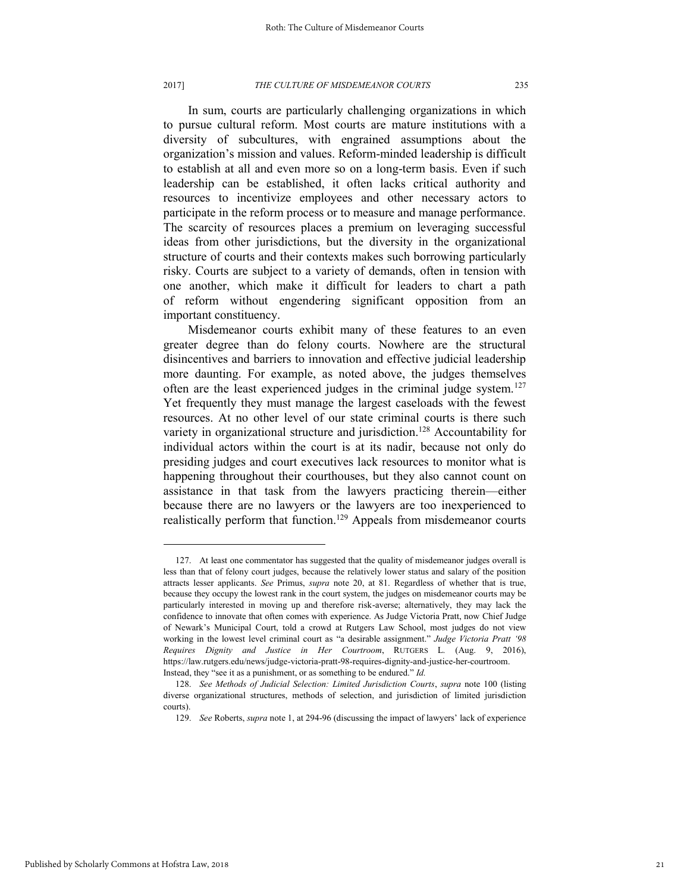In sum, courts are particularly challenging organizations in which to pursue cultural reform. Most courts are mature institutions with a diversity of subcultures, with engrained assumptions about the organization's mission and values. Reform-minded leadership is difficult to establish at all and even more so on a long-term basis. Even if such leadership can be established, it often lacks critical authority and resources to incentivize employees and other necessary actors to participate in the reform process or to measure and manage performance. The scarcity of resources places a premium on leveraging successful ideas from other jurisdictions, but the diversity in the organizational structure of courts and their contexts makes such borrowing particularly risky. Courts are subject to a variety of demands, often in tension with one another, which make it difficult for leaders to chart a path of reform without engendering significant opposition from an important constituency.

Misdemeanor courts exhibit many of these features to an even greater degree than do felony courts. Nowhere are the structural disincentives and barriers to innovation and effective judicial leadership more daunting. For example, as noted above, the judges themselves often are the least experienced judges in the criminal judge system.[127] Yet frequently they must manage the largest caseloads with the fewest resources. At no other level of our state criminal courts is there such variety in organizational structure and jurisdiction.[128] Accountability for individual actors within the court is at its nadir, because not only do presiding judges and court executives lack resources to monitor what is happening throughout their courthouses, but they also cannot count on assistance in that task from the lawyers practicing therein—either because there are no lawyers or the lawyers are too inexperienced to realistically perform that function.[129] Appeals from misdemeanor courts

---

127. At least one commentator has suggested that the quality of misdemeanor judges overall is less than that of felony court judges, because the relatively lower status and salary of the position attracts lesser applicants. *See* Primus, *supra* note 20, at 81. Regardless of whether that is true, because they occupy the lowest rank in the court system, the judges on misdemeanor courts may be particularly interested in moving up and therefore risk-averse; alternatively, they may lack the confidence to innovate that often comes with experience. As Judge Victoria Pratt, now Chief Judge of Newark's Municipal Court, told a crowd at Rutgers Law School, most judges do not view working in the lowest level criminal court as "a desirable assignment." *Judge Victoria Pratt '98 Requires Dignity and Justice in Her Courtroom*, RUTGERS L. (Aug. 9, 2016), https://law.rutgers.edu/news/judge-victoria-pratt-98-requires-dignity-and-justice-her-courtroom. Instead, they "see it as a punishment, or as something to be endured." *Id.*

128. *See Methods of Judicial Selection: Limited Jurisdiction Courts*, *supra* note 100 (listing diverse organizational structures, methods of selection, and jurisdiction of limited jurisdiction courts).

129. *See* Roberts, *supra* note 1, at 294-96 (discussing the impact of lawyers' lack of experience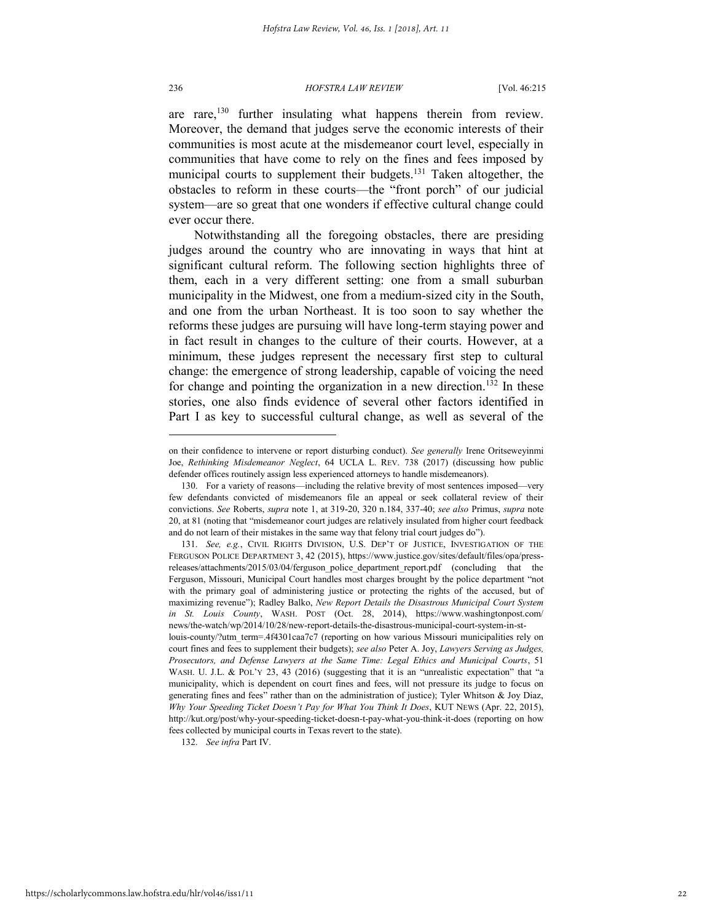are rare,[130] further insulating what happens therein from review. Moreover, the demand that judges serve the economic interests of their communities is most acute at the misdemeanor court level, especially in communities that have come to rely on the fines and fees imposed by municipal courts to supplement their budgets.[131] Taken altogether, the obstacles to reform in these courts—the "front porch" of our judicial system—are so great that one wonders if effective cultural change could ever occur there.

Notwithstanding all the foregoing obstacles, there are presiding judges around the country who are innovating in ways that hint at significant cultural reform. The following section highlights three of them, each in a very different setting: one from a small suburban municipality in the Midwest, one from a medium-sized city in the South, and one from the urban Northeast. It is too soon to say whether the reforms these judges are pursuing will have long-term staying power and in fact result in changes to the culture of their courts. However, at a minimum, these judges represent the necessary first step to cultural change: the emergence of strong leadership, capable of voicing the need for change and pointing the organization in a new direction.[132] In these stories, one also finds evidence of several other factors identified in Part I as key to successful cultural change, as well as several of the

---

on their confidence to intervene or report disturbing conduct). *See generally* Irene Oritseweyinmi Joe, *Rethinking Misdemeanor Neglect*, 64 UCLA L. REV. 738 (2017) (discussing how public defender offices routinely assign less experienced attorneys to handle misdemeanors).

130. For a variety of reasons—including the relative brevity of most sentences imposed—very few defendants convicted of misdemeanors file an appeal or seek collateral review of their convictions. *See* Roberts, *supra* note 1, at 319-20, 320 n.184, 337-40; *see also* Primus, *supra* note 20, at 81 (noting that "misdemeanor court judges are relatively insulated from higher court feedback and do not learn of their mistakes in the same way that felony trial court judges do").

131. *See, e.g.*, CIVIL RIGHTS DIVISION, U.S. DEP'T OF JUSTICE, INVESTIGATION OF THE FERGUSON POLICE DEPARTMENT 3, 42 (2015), https://www.justice.gov/sites/default/files/opa/press-releases/attachments/2015/03/04/ferguson_police_department_report.pdf (concluding that the Ferguson, Missouri, Municipal Court handles most charges brought by the police department "not with the primary goal of administering justice or protecting the rights of the accused, but of maximizing revenue"); Radley Balko, *New Report Details the Disastrous Municipal Court System in St. Louis County*, WASH. POST (Oct. 28, 2014), https://www.washingtonpost.com/news/the-watch/wp/2014/10/28/new-report-details-the-disastrous-municipal-court-system-in-st-louis-county/?utm_term=.4f4301caa7c7 (reporting on how various Missouri municipalities rely on court fines and fees to supplement their budgets); *see also* Peter A. Joy, *Lawyers Serving as Judges, Prosecutors, and Defense Lawyers at the Same Time: Legal Ethics and Municipal Courts*, 51 WASH. U. J.L. & POL'Y 23, 43 (2016) (suggesting that it is an "unrealistic expectation" that "a municipality, which is dependent on court fines and fees, will not pressure its judge to focus on generating fines and fees" rather than on the administration of justice); Tyler Whitson & Joy Diaz, *Why Your Speeding Ticket Doesn't Pay for What You Think It Does*, KUT NEWS (Apr. 22, 2015), http://kut.org/post/why-your-speeding-ticket-doesn-t-pay-what-you-think-it-does (reporting on how fees collected by municipal courts in Texas revert to the state).

132. *See infra* Part IV.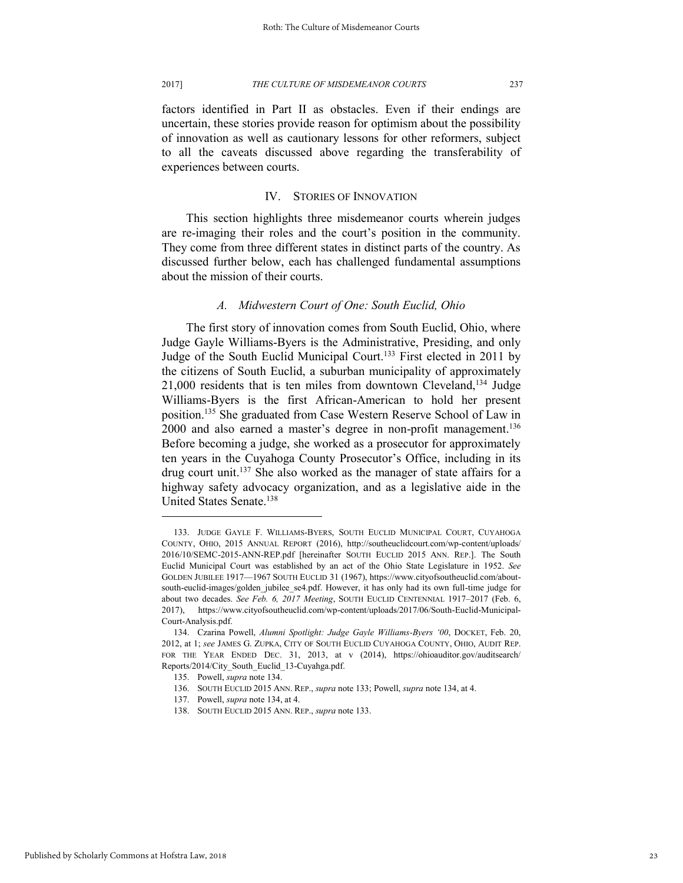factors identified in Part II as obstacles. Even if their endings are uncertain, these stories provide reason for optimism about the possibility of innovation as well as cautionary lessons for other reformers, subject to all the caveats discussed above regarding the transferability of experiences between courts.

## IV. STORIES OF INNOVATION

This section highlights three misdemeanor courts wherein judges are re-imaging their roles and the court's position in the community. They come from three different states in distinct parts of the country. As discussed further below, each has challenged fundamental assumptions about the mission of their courts.

### *A. Midwestern Court of One: South Euclid, Ohio*

The first story of innovation comes from South Euclid, Ohio, where Judge Gayle Williams-Byers is the Administrative, Presiding, and only Judge of the South Euclid Municipal Court.[133] First elected in 2011 by the citizens of South Euclid, a suburban municipality of approximately 21,000 residents that is ten miles from downtown Cleveland,[134] Judge Williams-Byers is the first African-American to hold her present position.[135] She graduated from Case Western Reserve School of Law in 2000 and also earned a master's degree in non-profit management.[136] Before becoming a judge, she worked as a prosecutor for approximately ten years in the Cuyahoga County Prosecutor's Office, including in its drug court unit.[137] She also worked as the manager of state affairs for a highway safety advocacy organization, and as a legislative aide in the United States Senate.[138]

---

133. JUDGE GAYLE F. WILLIAMS-BYERS, SOUTH EUCLID MUNICIPAL COURT, CUYAHOGA COUNTY, OHIO, 2015 ANNUAL REPORT (2016), http://southeuclidcourt.com/wp-content/uploads/2016/10/SEMC-2015-ANN-REP.pdf [hereinafter SOUTH EUCLID 2015 ANN. REP.]. The South Euclid Municipal Court was established by an act of the Ohio State Legislature in 1952. *See* GOLDEN JUBILEE 1917—1967 SOUTH EUCLID 31 (1967), https://www.cityofsoutheuclid.com/about-south-euclid-images/golden_jubilee_se4.pdf. However, it has only had its own full-time judge for about two decades. *See Feb. 6, 2017 Meeting*, SOUTH EUCLID CENTENNIAL 1917–2017 (Feb. 6, 2017), https://www.cityofsoutheuclid.com/wp-content/uploads/2017/06/South-Euclid-Municipal-Court-Analysis.pdf.

134. Czarina Powell, *Alumni Spotlight: Judge Gayle Williams-Byers '00*, DOCKET, Feb. 20, 2012, at 1; *see* JAMES G. ZUPKA, CITY OF SOUTH EUCLID CUYAHOGA COUNTY, OHIO, AUDIT REP. FOR THE YEAR ENDED DEC. 31, 2013, at v (2014), https://ohioauditor.gov/auditsearch/Reports/2014/City_South_Euclid_13-Cuyahga.pdf.

135. Powell, *supra* note 134.

136. SOUTH EUCLID 2015 ANN. REP., *supra* note 133; Powell, *supra* note 134, at 4.

137. Powell, *supra* note 134, at 4.

138. SOUTH EUCLID 2015 ANN. REP., *supra* note 133.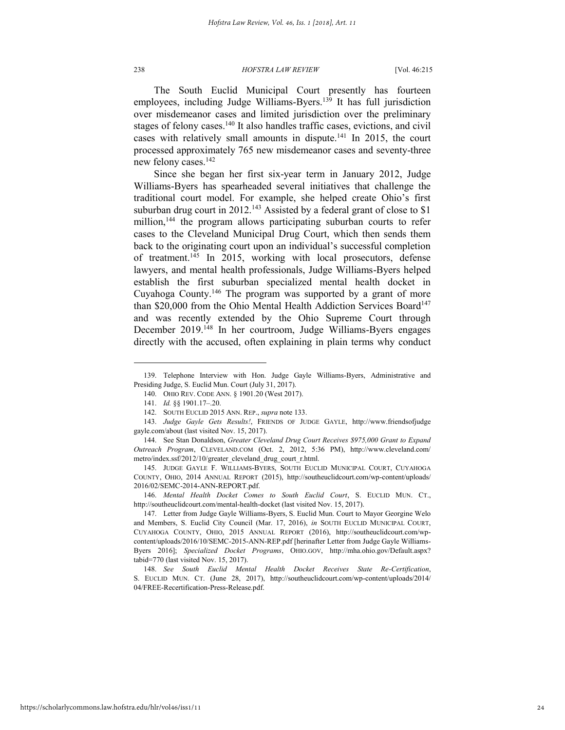The South Euclid Municipal Court presently has fourteen employees, including Judge Williams-Byers.[139] It has full jurisdiction over misdemeanor cases and limited jurisdiction over the preliminary stages of felony cases.[140] It also handles traffic cases, evictions, and civil cases with relatively small amounts in dispute.[141] In 2015, the court processed approximately 765 new misdemeanor cases and seventy-three new felony cases.[142]

Since she began her first six-year term in January 2012, Judge Williams-Byers has spearheaded several initiatives that challenge the traditional court model. For example, she helped create Ohio's first suburban drug court in 2012.[143] Assisted by a federal grant of close to $1 million,[144] the program allows participating suburban courts to refer cases to the Cleveland Municipal Drug Court, which then sends them back to the originating court upon an individual's successful completion of treatment.[145] In 2015, working with local prosecutors, defense lawyers, and mental health professionals, Judge Williams-Byers helped establish the first suburban specialized mental health docket in Cuyahoga County.[146] The program was supported by a grant of more than $20,000 from the Ohio Mental Health Addiction Services Board[147] and was recently extended by the Ohio Supreme Court through December 2019.[148] In her courtroom, Judge Williams-Byers engages directly with the accused, often explaining in plain terms why conduct

---

139. Telephone Interview with Hon. Judge Gayle Williams-Byers, Administrative and Presiding Judge, S. Euclid Mun. Court (July 31, 2017).

140. OHIO REV. CODE ANN. § 1901.20 (West 2017).

141. *Id.* §§ 1901.17–.20.

142. SOUTH EUCLID 2015 ANN. REP., *supra* note 133.

143. *Judge Gayle Gets Results!*, FRIENDS OF JUDGE GAYLE, http://www.friendsofjudgegayle.com/about (last visited Nov. 15, 2017).

144. See Stan Donaldson, *Greater Cleveland Drug Court Receives $975,000 Grant to Expand Outreach Program*, CLEVELAND.COM (Oct. 2, 2012, 5:36 PM), http://www.cleveland.com/metro/index.ssf/2012/10/greater_cleveland_drug_court_r.html.

145. JUDGE GAYLE F. WILLIAMS-BYERS, SOUTH EUCLID MUNICIPAL COURT, CUYAHOGA COUNTY, OHIO, 2014 ANNUAL REPORT (2015), http://southeuclidcourt.com/wp-content/uploads/2016/02/SEMC-2014-ANN-REPORT.pdf.

146. *Mental Health Docket Comes to South Euclid Court*, S. EUCLID MUN. CT., http://southeuclidcourt.com/mental-health-docket (last visited Nov. 15, 2017).

147. Letter from Judge Gayle Williams-Byers, S. Euclid Mun. Court to Mayor Georgine Welo and Members, S. Euclid City Council (Mar. 17, 2016), *in* SOUTH EUCLID MUNICIPAL COURT, CUYAHOGA COUNTY, OHIO, 2015 ANNUAL REPORT (2016), http://southeuclidcourt.com/wp-content/uploads/2016/10/SEMC-2015-ANN-REP.pdf [herinafter Letter from Judge Gayle Williams-Byers 2016]; *Specialized Docket Programs*, OHIO.GOV, http://mha.ohio.gov/Default.aspx?tabid=770 (last visited Nov. 15, 2017).

148. *See South Euclid Mental Health Docket Receives State Re-Certification*, S. EUCLID MUN. CT. (June 28, 2017), http://southeuclidcourt.com/wp-content/uploads/2014/04/FREE-Recertification-Press-Release.pdf.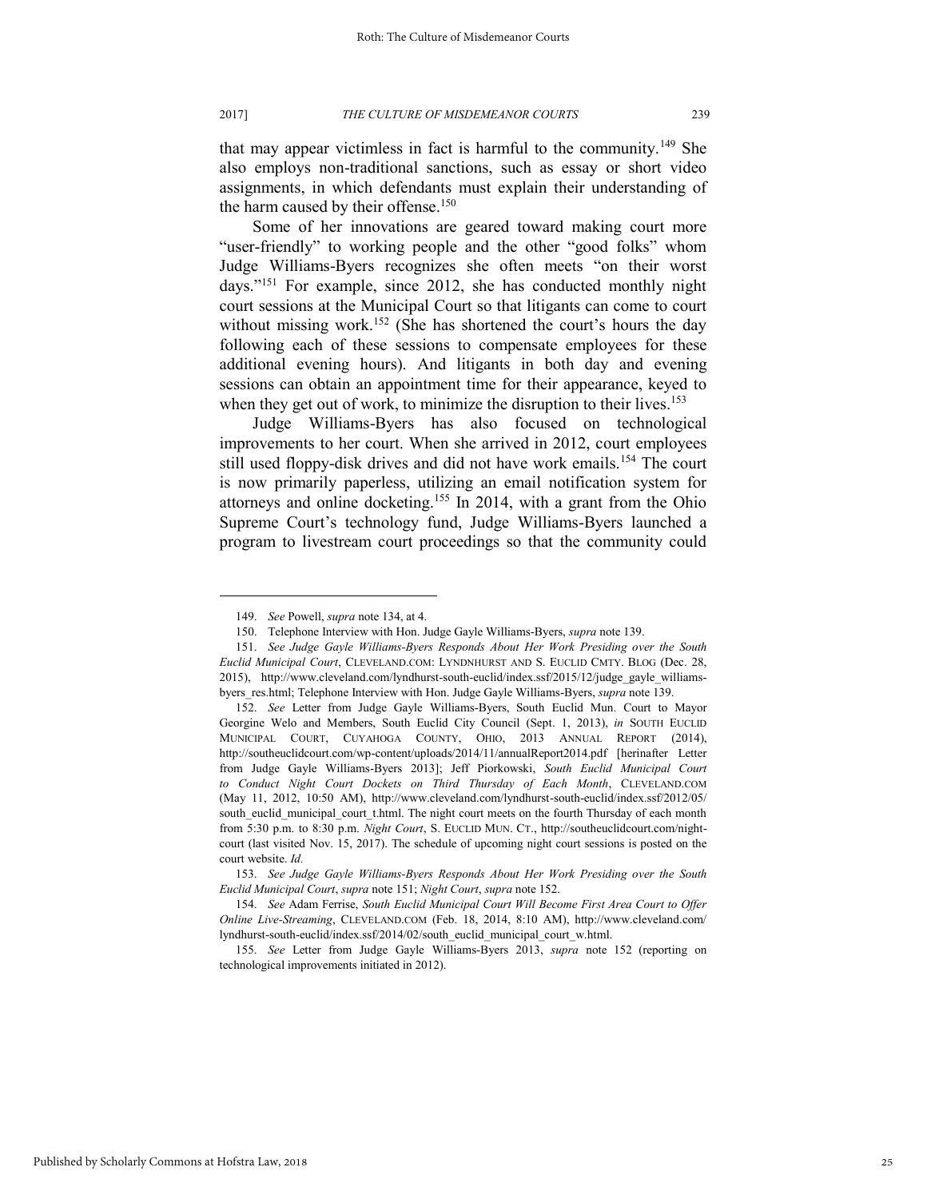that may appear victimless in fact is harmful to the community.[149] She also employs non-traditional sanctions, such as essay or short video assignments, in which defendants must explain their understanding of the harm caused by their offense.[150]

Some of her innovations are geared toward making court more "user-friendly" to working people and the other "good folks" whom Judge Williams-Byers recognizes she often meets "on their worst days."[151] For example, since 2012, she has conducted monthly night court sessions at the Municipal Court so that litigants can come to court without missing work.[152] (She has shortened the court's hours the day following each of these sessions to compensate employees for these additional evening hours). And litigants in both day and evening sessions can obtain an appointment time for their appearance, keyed to when they get out of work, to minimize the disruption to their lives.[153]

Judge Williams-Byers has also focused on technological improvements to her court. When she arrived in 2012, court employees still used floppy-disk drives and did not have work emails.[154] The court is now primarily paperless, utilizing an email notification system for attorneys and online docketing.[155] In 2014, with a grant from the Ohio Supreme Court's technology fund, Judge Williams-Byers launched a program to livestream court proceedings so that the community could

---

149. *See* Powell, *supra* note 134, at 4.

150. Telephone Interview with Hon. Judge Gayle Williams-Byers, *supra* note 139.

151. *See Judge Gayle Williams-Byers Responds About Her Work Presiding over the South Euclid Municipal Court*, CLEVELAND.COM: LYNDNHURST AND S. EUCLID CMTY. BLOG (Dec. 28, 2015), http://www.cleveland.com/lyndhurst-south-euclid/index.ssf/2015/12/judge_gayle_williams-byers_res.html; Telephone Interview with Hon. Judge Gayle Williams-Byers, *supra* note 139.

152. *See* Letter from Judge Gayle Williams-Byers, South Euclid Mun. Court to Mayor Georgine Welo and Members, South Euclid City Council (Sept. 1, 2013), *in* SOUTH EUCLID MUNICIPAL COURT, CUYAHOGA COUNTY, OHIO, 2013 ANNUAL REPORT (2014), http://southeuclidcourt.com/wp-content/uploads/2014/11/annualReport2014.pdf [herinafter Letter from Judge Gayle Williams-Byers 2013]; Jeff Piorkowski, *South Euclid Municipal Court to Conduct Night Court Dockets on Third Thursday of Each Month*, CLEVELAND.COM (May 11, 2012, 10:50 AM), http://www.cleveland.com/lyndhurst-south-euclid/index.ssf/2012/05/south_euclid_municipal_court_t.html. The night court meets on the fourth Thursday of each month from 5:30 p.m. to 8:30 p.m. *Night Court*, S. EUCLID MUN. CT., http://southeuclidcourt.com/night-court (last visited Nov. 15, 2017). The schedule of upcoming night court sessions is posted on the court website. *Id.*

153. *See Judge Gayle Williams-Byers Responds About Her Work Presiding over the South Euclid Municipal Court*, *supra* note 151; *Night Court*, *supra* note 152.

154. *See* Adam Ferrise, *South Euclid Municipal Court Will Become First Area Court to Offer Online Live-Streaming*, CLEVELAND.COM (Feb. 18, 2014, 8:10 AM), http://www.cleveland.com/lyndhurst-south-euclid/index.ssf/2014/02/south_euclid_municipal_court_w.html.

155. *See* Letter from Judge Gayle Williams-Byers 2013, *supra* note 152 (reporting on technological improvements initiated in 2012).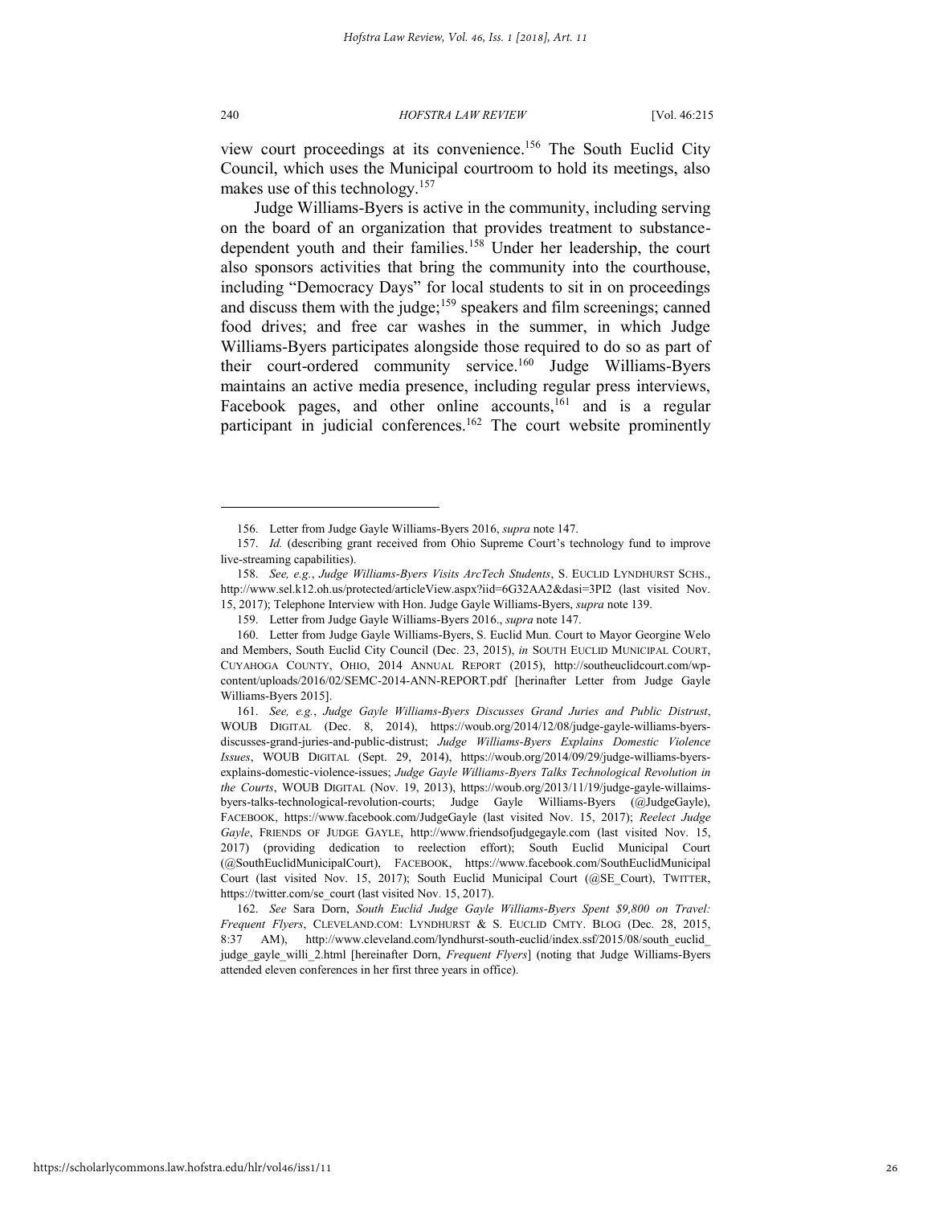view court proceedings at its convenience.[156] The South Euclid City Council, which uses the Municipal courtroom to hold its meetings, also makes use of this technology.[157]

Judge Williams-Byers is active in the community, including serving on the board of an organization that provides treatment to substance-dependent youth and their families.[158] Under her leadership, the court also sponsors activities that bring the community into the courthouse, including "Democracy Days" for local students to sit in on proceedings and discuss them with the judge;[159] speakers and film screenings; canned food drives; and free car washes in the summer, in which Judge Williams-Byers participates alongside those required to do so as part of their court-ordered community service.[160] Judge Williams-Byers maintains an active media presence, including regular press interviews, Facebook pages, and other online accounts,[161] and is a regular participant in judicial conferences.[162] The court website prominently

---

156. Letter from Judge Gayle Williams-Byers 2016, *supra* note 147.

157. *Id.* (describing grant received from Ohio Supreme Court's technology fund to improve live-streaming capabilities).

158. *See, e.g.*, *Judge Williams-Byers Visits ArcTech Students*, S. EUCLID LYNDHURST SCHS., http://www.sel.k12.oh.us/protected/articleView.aspx?iid=6G32AA2&dasi=3PI2 (last visited Nov. 15, 2017); Telephone Interview with Hon. Judge Gayle Williams-Byers, *supra* note 139.

159. Letter from Judge Gayle Williams-Byers 2016., *supra* note 147.

160. Letter from Judge Gayle Williams-Byers, S. Euclid Mun. Court to Mayor Georgine Welo and Members, South Euclid City Council (Dec. 23, 2015), *in* SOUTH EUCLID MUNICIPAL COURT, CUYAHOGA COUNTY, OHIO, 2014 ANNUAL REPORT (2015), http://southeuclidcourt.com/wp-content/uploads/2016/02/SEMC-2014-ANN-REPORT.pdf [herinafter Letter from Judge Gayle Williams-Byers 2015].

161. *See, e.g.*, *Judge Gayle Williams-Byers Discusses Grand Juries and Public Distrust*, WOUB DIGITAL (Dec. 8, 2014), https://woub.org/2014/12/08/judge-gayle-williams-byers-discusses-grand-juries-and-public-distrust; *Judge Williams-Byers Explains Domestic Violence Issues*, WOUB DIGITAL (Sept. 29, 2014), https://woub.org/2014/09/29/judge-williams-byers-explains-domestic-violence-issues; *Judge Gayle Williams-Byers Talks Technological Revolution in the Courts*, WOUB DIGITAL (Nov. 19, 2013), https://woub.org/2013/11/19/judge-gayle-willaims-byers-talks-technological-revolution-courts; Judge Gayle Williams-Byers (@JudgeGayle), FACEBOOK, https://www.facebook.com/JudgeGayle (last visited Nov. 15, 2017); *Reelect Judge Gayle*, FRIENDS OF JUDGE GAYLE, http://www.friendsofjudgegayle.com (last visited Nov. 15, 2017) (providing dedication to reelection effort); South Euclid Municipal Court (@SouthEuclidMunicipalCourt), FACEBOOK, https://www.facebook.com/SouthEuclidMunicipal Court (last visited Nov. 15, 2017); South Euclid Municipal Court (@SE_Court), TWITTER, https://twitter.com/se_court (last visited Nov. 15, 2017).

162. *See* Sara Dorn, *South Euclid Judge Gayle Williams-Byers Spent $9,800 on Travel: Frequent Flyers*, CLEVELAND.COM: LYNDHURST & S. EUCLID CMTY. BLOG (Dec. 28, 2015, 8:37 AM), http://www.cleveland.com/lyndhurst-south-euclid/index.ssf/2015/08/south_euclid_judge_gayle_willi_2.html [hereinafter Dorn, *Frequent Flyers*] (noting that Judge Williams-Byers attended eleven conferences in her first three years in office).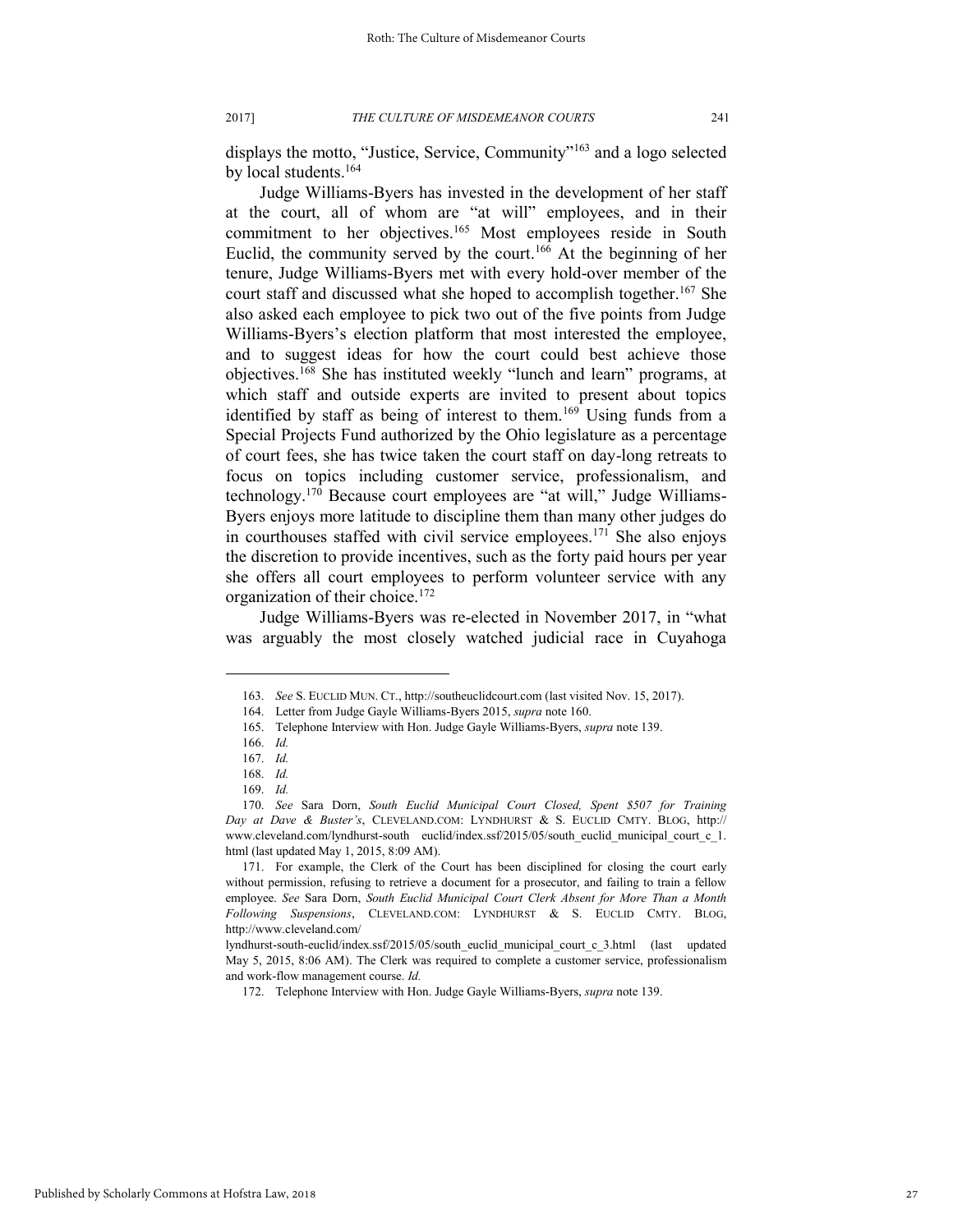displays the motto, "Justice, Service, Community"[163] and a logo selected by local students.[164]

Judge Williams-Byers has invested in the development of her staff at the court, all of whom are "at will" employees, and in their commitment to her objectives.[165] Most employees reside in South Euclid, the community served by the court.[166] At the beginning of her tenure, Judge Williams-Byers met with every hold-over member of the court staff and discussed what she hoped to accomplish together.[167] She also asked each employee to pick two out of the five points from Judge Williams-Byers's election platform that most interested the employee, and to suggest ideas for how the court could best achieve those objectives.[168] She has instituted weekly "lunch and learn" programs, at which staff and outside experts are invited to present about topics identified by staff as being of interest to them.[169] Using funds from a Special Projects Fund authorized by the Ohio legislature as a percentage of court fees, she has twice taken the court staff on day-long retreats to focus on topics including customer service, professionalism, and technology.[170] Because court employees are "at will," Judge Williams-Byers enjoys more latitude to discipline them than many other judges do in courthouses staffed with civil service employees.[171] She also enjoys the discretion to provide incentives, such as the forty paid hours per year she offers all court employees to perform volunteer service with any organization of their choice.[172]

Judge Williams-Byers was re-elected in November 2017, in "what was arguably the most closely watched judicial race in Cuyahoga

---

163. *See* S. EUCLID MUN. CT., http://southeuclidcourt.com (last visited Nov. 15, 2017).

164. Letter from Judge Gayle Williams-Byers 2015, *supra* note 160.

165. Telephone Interview with Hon. Judge Gayle Williams-Byers, *supra* note 139.

166. *Id.*

167. *Id.*

168. *Id.*

169. *Id.*

170. *See* Sara Dorn, *South Euclid Municipal Court Closed, Spent $507 for Training Day at Dave & Buster's*, CLEVELAND.COM: LYNDHURST & S. EUCLID CMTY. BLOG, http://www.cleveland.com/lyndhurst-south euclid/index.ssf/2015/05/south_euclid_municipal_court_c_1.html (last updated May 1, 2015, 8:09 AM).

171. For example, the Clerk of the Court has been disciplined for closing the court early without permission, refusing to retrieve a document for a prosecutor, and failing to train a fellow employee. *See* Sara Dorn, *South Euclid Municipal Court Clerk Absent for More Than a Month Following Suspensions*, CLEVELAND.COM: LYNDHURST & S. EUCLID CMTY. BLOG, http://www.cleveland.com/lyndhurst-south-euclid/index.ssf/2015/05/south_euclid_municipal_court_c_3.html (last updated May 5, 2015, 8:06 AM). The Clerk was required to complete a customer service, professionalism and work-flow management course. *Id.*

172. Telephone Interview with Hon. Judge Gayle Williams-Byers, *supra* note 139.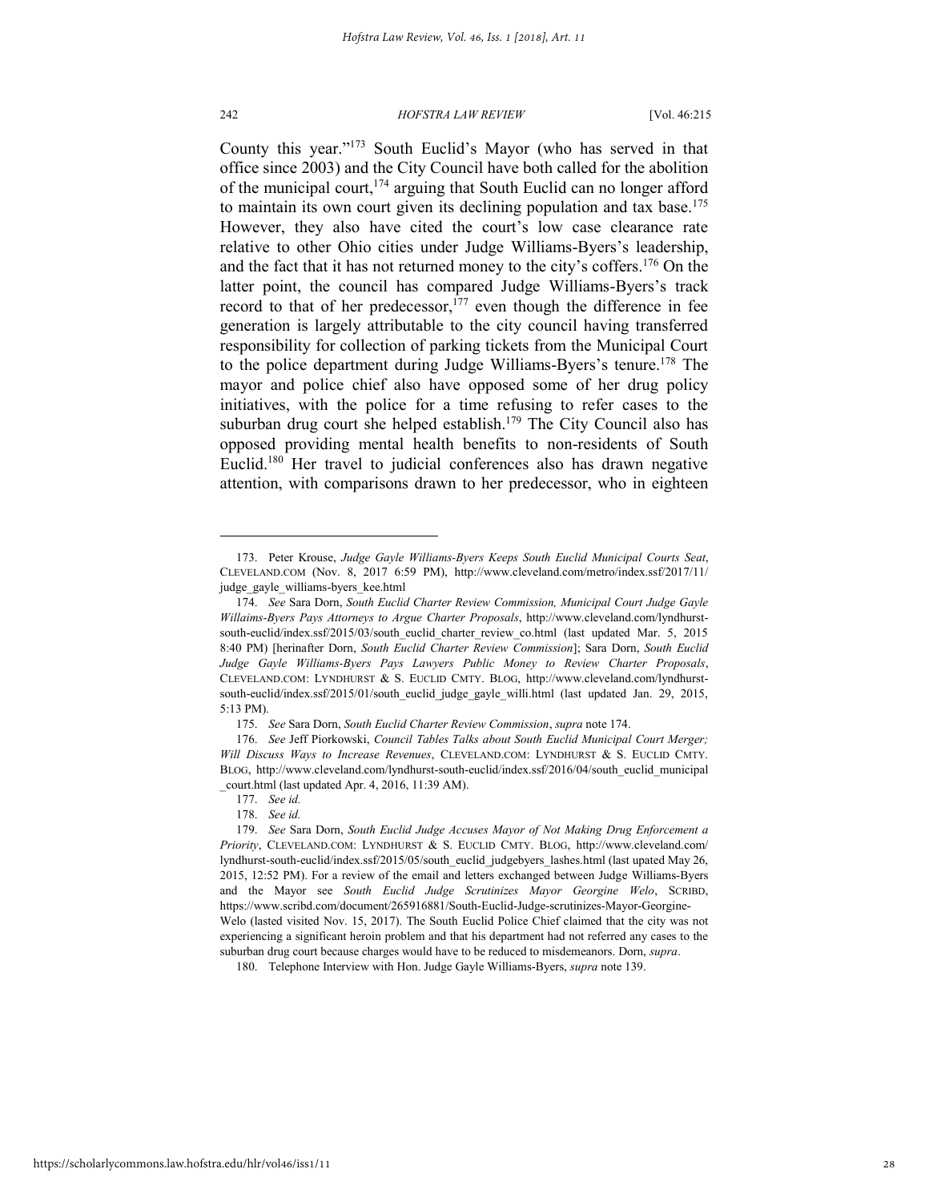County this year."[173] South Euclid's Mayor (who has served in that office since 2003) and the City Council have both called for the abolition of the municipal court,[174] arguing that South Euclid can no longer afford to maintain its own court given its declining population and tax base.[175] However, they also have cited the court's low case clearance rate relative to other Ohio cities under Judge Williams-Byers's leadership, and the fact that it has not returned money to the city's coffers.[176] On the latter point, the council has compared Judge Williams-Byers's track record to that of her predecessor,[177] even though the difference in fee generation is largely attributable to the city council having transferred responsibility for collection of parking tickets from the Municipal Court to the police department during Judge Williams-Byers's tenure.[178] The mayor and police chief also have opposed some of her drug policy initiatives, with the police for a time refusing to refer cases to the suburban drug court she helped establish.[179] The City Council also has opposed providing mental health benefits to non-residents of South Euclid.[180] Her travel to judicial conferences also has drawn negative attention, with comparisons drawn to her predecessor, who in eighteen

---

173. Peter Krouse, *Judge Gayle Williams-Byers Keeps South Euclid Municipal Courts Seat*, CLEVELAND.COM (Nov. 8, 2017 6:59 PM), http://www.cleveland.com/metro/index.ssf/2017/11/judge_gayle_williams-byers_kee.html

174. *See* Sara Dorn, *South Euclid Charter Review Commission, Municipal Court Judge Gayle Willaims-Byers Pays Attorneys to Argue Charter Proposals*, http://www.cleveland.com/lyndhurst-south-euclid/index.ssf/2015/03/south_euclid_charter_review_co.html (last updated Mar. 5, 2015 8:40 PM) [herinafter Dorn, *South Euclid Charter Review Commission*]; Sara Dorn, *South Euclid Judge Gayle Williams-Byers Pays Lawyers Public Money to Review Charter Proposals*, CLEVELAND.COM: LYNDHURST & S. EUCLID CMTY. BLOG, http://www.cleveland.com/lyndhurst-south-euclid/index.ssf/2015/01/south_euclid_judge_gayle_willi.html (last updated Jan. 29, 2015, 5:13 PM).

175. *See* Sara Dorn, *South Euclid Charter Review Commission*, *supra* note 174.

176. *See* Jeff Piorkowski, *Council Tables Talks about South Euclid Municipal Court Merger; Will Discuss Ways to Increase Revenues*, CLEVELAND.COM: LYNDHURST & S. EUCLID CMTY. BLOG, http://www.cleveland.com/lyndhurst-south-euclid/index.ssf/2016/04/south_euclid_municipal_court.html (last updated Apr. 4, 2016, 11:39 AM).

177. *See id.*

178. *See id.*

179. *See* Sara Dorn, *South Euclid Judge Accuses Mayor of Not Making Drug Enforcement a Priority*, CLEVELAND.COM: LYNDHURST & S. EUCLID CMTY. BLOG, http://www.cleveland.com/lyndhurst-south-euclid/index.ssf/2015/05/south_euclid_judgebyers_lashes.html (last upated May 26, 2015, 12:52 PM). For a review of the email and letters exchanged between Judge Williams-Byers and the Mayor see *South Euclid Judge Scrutinizes Mayor Georgine Welo*, SCRIBD, https://www.scribd.com/document/265916881/South-Euclid-Judge-scrutinizes-Mayor-Georgine-Welo (lasted visited Nov. 15, 2017). The South Euclid Police Chief claimed that the city was not experiencing a significant heroin problem and that his department had not referred any cases to the suburban drug court because charges would have to be reduced to misdemeanors. Dorn, *supra*.

180. Telephone Interview with Hon. Judge Gayle Williams-Byers, *supra* note 139.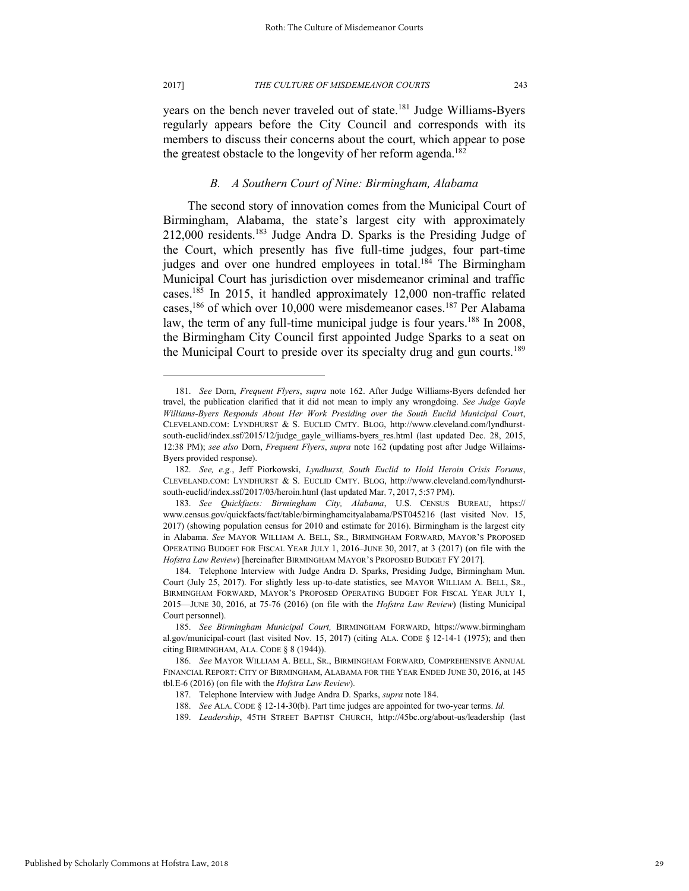years on the bench never traveled out of state.[181] Judge Williams-Byers regularly appears before the City Council and corresponds with its members to discuss their concerns about the court, which appear to pose the greatest obstacle to the longevity of her reform agenda.[182]

### *B. A Southern Court of Nine: Birmingham, Alabama*

The second story of innovation comes from the Municipal Court of Birmingham, Alabama, the state's largest city with approximately 212,000 residents.[183] Judge Andra D. Sparks is the Presiding Judge of the Court, which presently has five full-time judges, four part-time judges and over one hundred employees in total.[184] The Birmingham Municipal Court has jurisdiction over misdemeanor criminal and traffic cases.[185] In 2015, it handled approximately 12,000 non-traffic related cases,[186] of which over 10,000 were misdemeanor cases.[187] Per Alabama law, the term of any full-time municipal judge is four years.[188] In 2008, the Birmingham City Council first appointed Judge Sparks to a seat on the Municipal Court to preside over its specialty drug and gun courts.[189]

---

181. *See* Dorn, *Frequent Flyers*, *supra* note 162. After Judge Williams-Byers defended her travel, the publication clarified that it did not mean to imply any wrongdoing. *See Judge Gayle Williams-Byers Responds About Her Work Presiding over the South Euclid Municipal Court*, CLEVELAND.COM: LYNDHURST & S. EUCLID CMTY. BLOG, http://www.cleveland.com/lyndhurst-south-euclid/index.ssf/2015/12/judge_gayle_williams-byers_res.html (last updated Dec. 28, 2015, 12:38 PM); *see also* Dorn, *Frequent Flyers*, *supra* note 162 (updating post after Judge Willaims-Byers provided response).

182. *See, e.g.*, Jeff Piorkowski, *Lyndhurst, South Euclid to Hold Heroin Crisis Forums*, CLEVELAND.COM: LYNDHURST & S. EUCLID CMTY. BLOG, http://www.cleveland.com/lyndhurst-south-euclid/index.ssf/2017/03/heroin.html (last updated Mar. 7, 2017, 5:57 PM).

183. *See Quickfacts: Birmingham City, Alabama*, U.S. CENSUS BUREAU, https://www.census.gov/quickfacts/fact/table/birminghamcityalabama/PST045216 (last visited Nov. 15, 2017) (showing population census for 2010 and estimate for 2016). Birmingham is the largest city in Alabama. *See* MAYOR WILLIAM A. BELL, SR., BIRMINGHAM FORWARD, MAYOR'S PROPOSED OPERATING BUDGET FOR FISCAL YEAR JULY 1, 2016–JUNE 30, 2017, at 3 (2017) (on file with the *Hofstra Law Review*) [hereinafter BIRMINGHAM MAYOR'S PROPOSED BUDGET FY 2017].

184. Telephone Interview with Judge Andra D. Sparks, Presiding Judge, Birmingham Mun. Court (July 25, 2017). For slightly less up-to-date statistics, see MAYOR WILLIAM A. BELL, SR., BIRMINGHAM FORWARD, MAYOR'S PROPOSED OPERATING BUDGET FOR FISCAL YEAR JULY 1, 2015—JUNE 30, 2016, at 75-76 (2016) (on file with the *Hofstra Law Review*) (listing Municipal Court personnel).

185. *See Birmingham Municipal Court,* BIRMINGHAM FORWARD, https://www.birminghamal.gov/municipal-court (last visited Nov. 15, 2017) (citing ALA. CODE § 12-14-1 (1975); and then citing BIRMINGHAM, ALA. CODE § 8 (1944)).

186. *See* MAYOR WILLIAM A. BELL, SR., BIRMINGHAM FORWARD, COMPREHENSIVE ANNUAL FINANCIAL REPORT: CITY OF BIRMINGHAM, ALABAMA FOR THE YEAR ENDED JUNE 30, 2016, at 145 tbl.E-6 (2016) (on file with the *Hofstra Law Review*).

187. Telephone Interview with Judge Andra D. Sparks, *supra* note 184.

188. *See* ALA. CODE § 12-14-30(b). Part time judges are appointed for two-year terms. *Id.*

189. *Leadership*, 45TH STREET BAPTIST CHURCH, http://45bc.org/about-us/leadership (last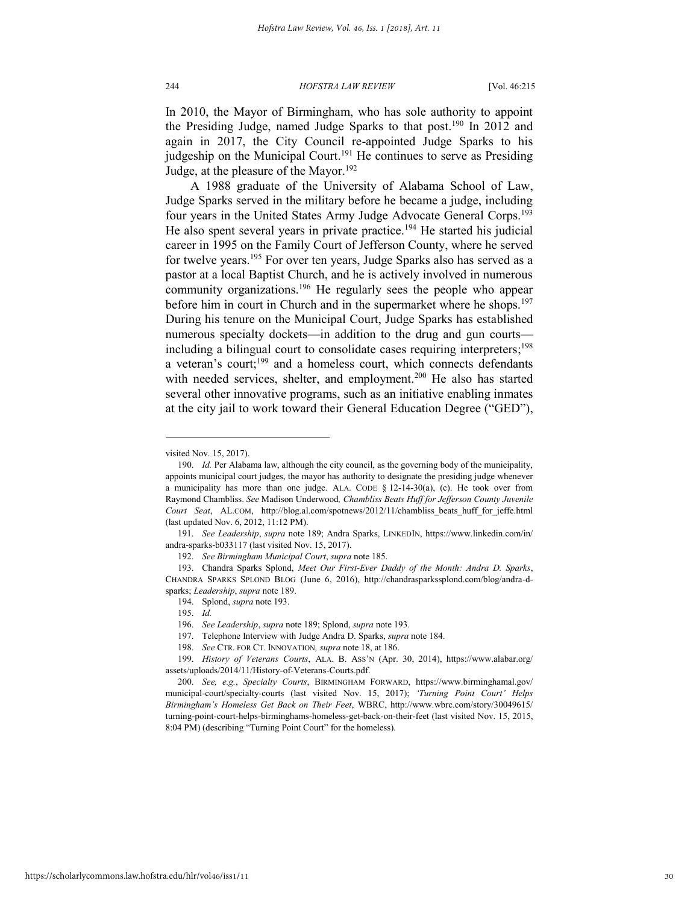In 2010, the Mayor of Birmingham, who has sole authority to appoint the Presiding Judge, named Judge Sparks to that post.[190] In 2012 and again in 2017, the City Council re-appointed Judge Sparks to his judgeship on the Municipal Court.[191] He continues to serve as Presiding Judge, at the pleasure of the Mayor.[192]

A 1988 graduate of the University of Alabama School of Law, Judge Sparks served in the military before he became a judge, including four years in the United States Army Judge Advocate General Corps.[193] He also spent several years in private practice.[194] He started his judicial career in 1995 on the Family Court of Jefferson County, where he served for twelve years.[195] For over ten years, Judge Sparks also has served as a pastor at a local Baptist Church, and he is actively involved in numerous community organizations.[196] He regularly sees the people who appear before him in court in Church and in the supermarket where he shops.[197] During his tenure on the Municipal Court, Judge Sparks has established numerous specialty dockets—in addition to the drug and gun courts—including a bilingual court to consolidate cases requiring interpreters;[198] a veteran's court;[199] and a homeless court, which connects defendants with needed services, shelter, and employment.[200] He also has started several other innovative programs, such as an initiative enabling inmates at the city jail to work toward their General Education Degree ("GED"),

---

visited Nov. 15, 2017).

190. *Id.* Per Alabama law, although the city council, as the governing body of the municipality, appoints municipal court judges, the mayor has authority to designate the presiding judge whenever a municipality has more than one judge. ALA. CODE § 12-14-30(a), (c). He took over from Raymond Chambliss. *See* Madison Underwood, *Chambliss Beats Huff for Jefferson County Juvenile Court Seat*, AL.COM, http://blog.al.com/spotnews/2012/11/chambliss_beats_huff_for_jeffe.html (last updated Nov. 6, 2012, 11:12 PM).

191. *See Leadership*, *supra* note 189; Andra Sparks, LINKEDIN, https://www.linkedin.com/in/andra-sparks-b033117 (last visited Nov. 15, 2017).

192. *See Birmingham Municipal Court*, *supra* note 185.

193. Chandra Sparks Splond, *Meet Our First-Ever Daddy of the Month: Andra D. Sparks*, CHANDRA SPARKS SPLOND BLOG (June 6, 2016), http://chandrasparkssplond.com/blog/andra-d-sparks; *Leadership*, *supra* note 189.

194. Splond, *supra* note 193.

195. *Id.*

196. *See Leadership*, *supra* note 189; Splond, *supra* note 193.

197. Telephone Interview with Judge Andra D. Sparks, *supra* note 184.

198. *See* CTR. FOR CT. INNOVATION*, supra* note 18, at 186.

199. *History of Veterans Courts*, ALA. B. ASS'N (Apr. 30, 2014), https://www.alabar.org/assets/uploads/2014/11/History-of-Veterans-Courts.pdf.

200. *See, e.g.*, *Specialty Courts*, BIRMINGHAM FORWARD, https://www.birminghamal.gov/municipal-court/specialty-courts (last visited Nov. 15, 2017); *'Turning Point Court' Helps Birmingham's Homeless Get Back on Their Feet*, WBRC, http://www.wbrc.com/story/30049615/turning-point-court-helps-birminghams-homeless-get-back-on-their-feet (last visited Nov. 15, 2015, 8:04 PM) (describing "Turning Point Court" for the homeless).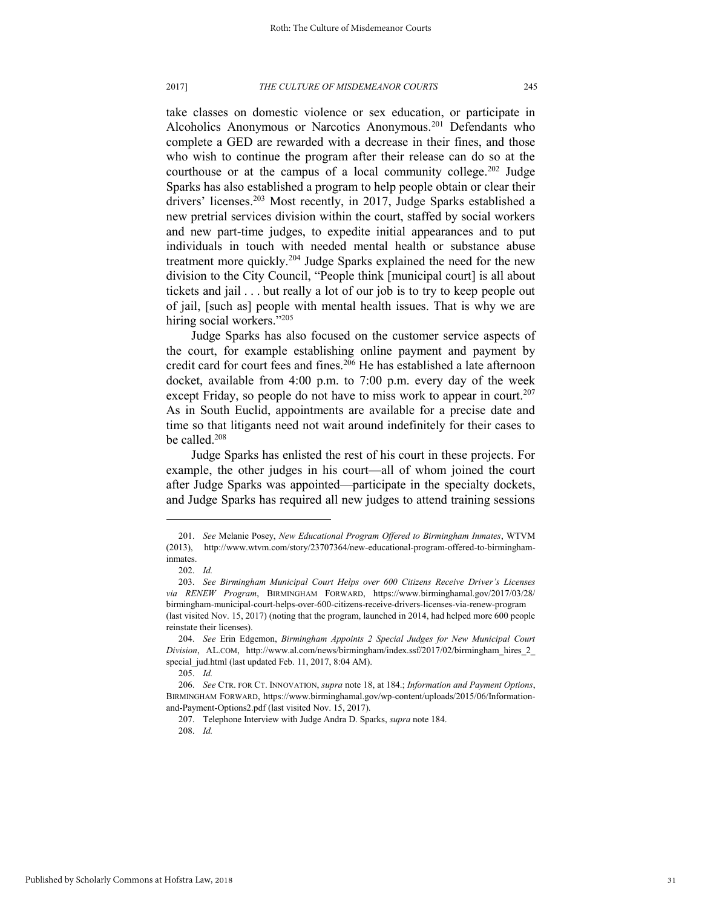take classes on domestic violence or sex education, or participate in Alcoholics Anonymous or Narcotics Anonymous.[201] Defendants who complete a GED are rewarded with a decrease in their fines, and those who wish to continue the program after their release can do so at the courthouse or at the campus of a local community college.[202] Judge Sparks has also established a program to help people obtain or clear their drivers' licenses.[203] Most recently, in 2017, Judge Sparks established a new pretrial services division within the court, staffed by social workers and new part-time judges, to expedite initial appearances and to put individuals in touch with needed mental health or substance abuse treatment more quickly.[204] Judge Sparks explained the need for the new division to the City Council, "People think [municipal court] is all about tickets and jail . . . but really a lot of our job is to try to keep people out of jail, [such as] people with mental health issues. That is why we are hiring social workers."[205]

Judge Sparks has also focused on the customer service aspects of the court, for example establishing online payment and payment by credit card for court fees and fines.[206] He has established a late afternoon docket, available from 4:00 p.m. to 7:00 p.m. every day of the week except Friday, so people do not have to miss work to appear in court.[207] As in South Euclid, appointments are available for a precise date and time so that litigants need not wait around indefinitely for their cases to be called.[208]

Judge Sparks has enlisted the rest of his court in these projects. For example, the other judges in his court—all of whom joined the court after Judge Sparks was appointed—participate in the specialty dockets, and Judge Sparks has required all new judges to attend training sessions

---

201. *See* Melanie Posey, *New Educational Program Offered to Birmingham Inmates*, WTVM (2013), http://www.wtvm.com/story/23707364/new-educational-program-offered-to-birmingham-inmates.

202. *Id.*

203. *See Birmingham Municipal Court Helps over 600 Citizens Receive Driver's Licenses via RENEW Program*, BIRMINGHAM FORWARD, https://www.birminghamal.gov/2017/03/28/birmingham-municipal-court-helps-over-600-citizens-receive-drivers-licenses-via-renew-program (last visited Nov. 15, 2017) (noting that the program, launched in 2014, had helped more 600 people reinstate their licenses).

204. *See* Erin Edgemon, *Birmingham Appoints 2 Special Judges for New Municipal Court Division*, AL.COM, http://www.al.com/news/birmingham/index.ssf/2017/02/birmingham_hires_2_special_jud.html (last updated Feb. 11, 2017, 8:04 AM).

205. *Id.*

206. *See* CTR. FOR CT. INNOVATION, *supra* note 18, at 184.; *Information and Payment Options*, BIRMINGHAM FORWARD, https://www.birminghamal.gov/wp-content/uploads/2015/06/Information-and-Payment-Options2.pdf (last visited Nov. 15, 2017).

207. Telephone Interview with Judge Andra D. Sparks, *supra* note 184.

208. *Id.*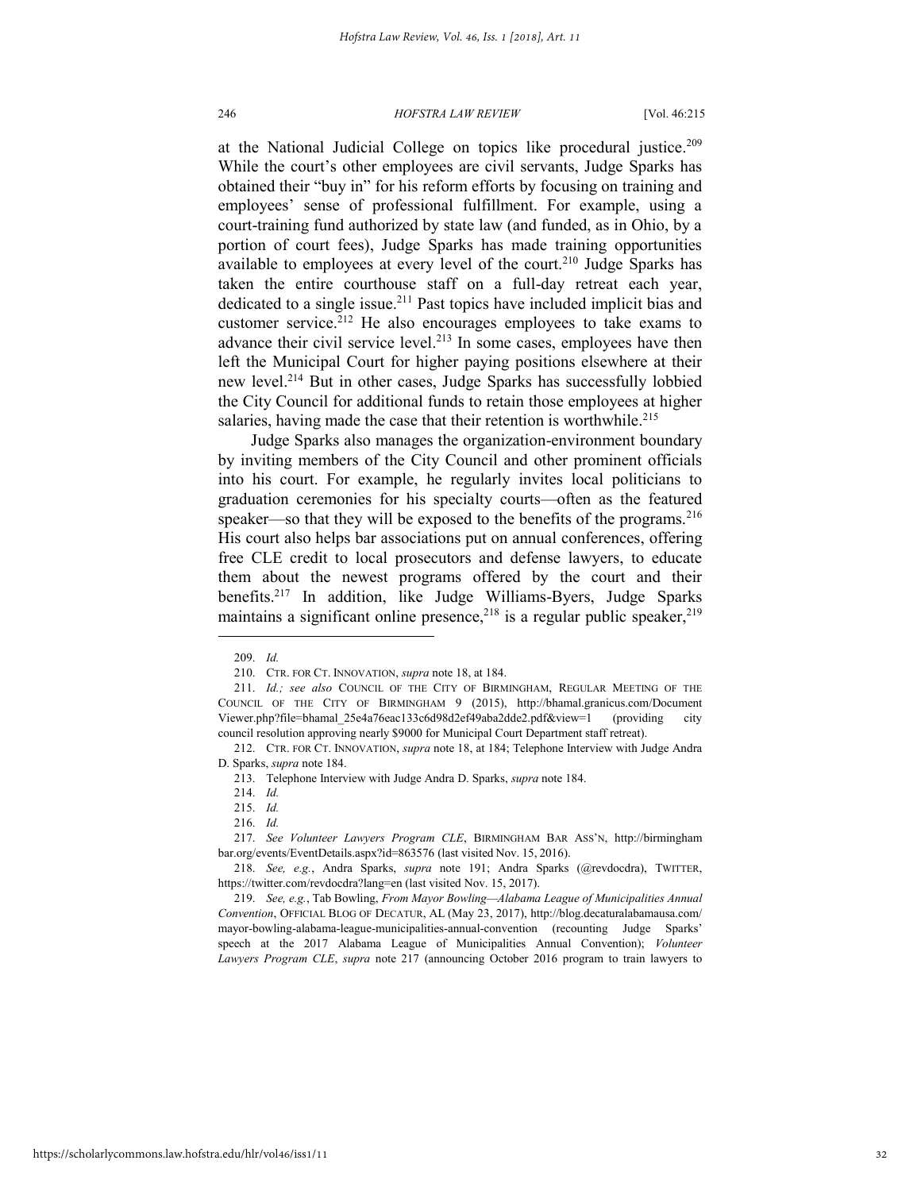at the National Judicial College on topics like procedural justice.[209] While the court's other employees are civil servants, Judge Sparks has obtained their "buy in" for his reform efforts by focusing on training and employees' sense of professional fulfillment. For example, using a court-training fund authorized by state law (and funded, as in Ohio, by a portion of court fees), Judge Sparks has made training opportunities available to employees at every level of the court.[210] Judge Sparks has taken the entire courthouse staff on a full-day retreat each year, dedicated to a single issue.[211] Past topics have included implicit bias and customer service.[212] He also encourages employees to take exams to advance their civil service level.[213] In some cases, employees have then left the Municipal Court for higher paying positions elsewhere at their new level.[214] But in other cases, Judge Sparks has successfully lobbied the City Council for additional funds to retain those employees at higher salaries, having made the case that their retention is worthwhile.[215]

Judge Sparks also manages the organization-environment boundary by inviting members of the City Council and other prominent officials into his court. For example, he regularly invites local politicians to graduation ceremonies for his specialty courts—often as the featured speaker—so that they will be exposed to the benefits of the programs.[216] His court also helps bar associations put on annual conferences, offering free CLE credit to local prosecutors and defense lawyers, to educate them about the newest programs offered by the court and their benefits.[217] In addition, like Judge Williams-Byers, Judge Sparks maintains a significant online presence,[218] is a regular public speaker,[219]

---

209. *Id.*

210. CTR. FOR CT. INNOVATION, *supra* note 18, at 184.

211. *Id.; see also* COUNCIL OF THE CITY OF BIRMINGHAM, REGULAR MEETING OF THE COUNCIL OF THE CITY OF BIRMINGHAM 9 (2015), http://bhamal.granicus.com/DocumentViewer.php?file=bhamal_25e4a76eac133c6d98d2ef49aba2dde2.pdf&view=1 (providing city council resolution approving nearly $9000 for Municipal Court Department staff retreat).

212. CTR. FOR CT. INNOVATION, *supra* note 18, at 184; Telephone Interview with Judge Andra D. Sparks, *supra* note 184.

213. Telephone Interview with Judge Andra D. Sparks, *supra* note 184.

214. *Id.*

215. *Id.*

216. *Id.*

217. *See Volunteer Lawyers Program CLE*, BIRMINGHAM BAR ASS'N, http://birminghambar.org/events/EventDetails.aspx?id=863576 (last visited Nov. 15, 2016).

218. *See, e.g.*, Andra Sparks, *supra* note 191; Andra Sparks (@revdocdra), TWITTER, https://twitter.com/revdocdra?lang=en (last visited Nov. 15, 2017).

219. *See, e.g.*, Tab Bowling, *From Mayor Bowling—Alabama League of Municipalities Annual Convention*, OFFICIAL BLOG OF DECATUR, AL (May 23, 2017), http://blog.decaturalabamausa.com/mayor-bowling-alabama-league-municipalities-annual-convention (recounting Judge Sparks' speech at the 2017 Alabama League of Municipalities Annual Convention); *Volunteer Lawyers Program CLE*, *supra* note 217 (announcing October 2016 program to train lawyers to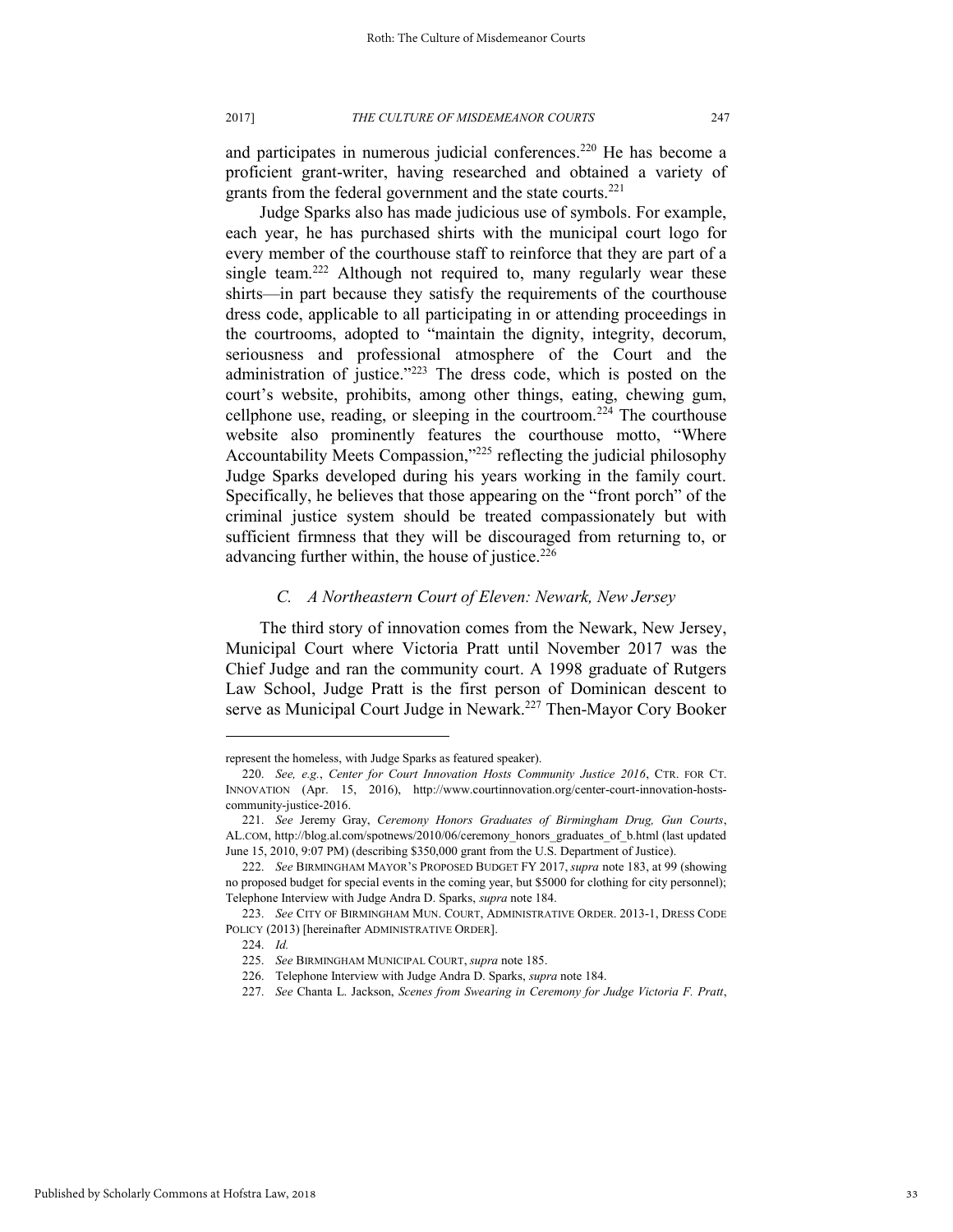and participates in numerous judicial conferences.[220] He has become a proficient grant-writer, having researched and obtained a variety of grants from the federal government and the state courts.[221]

Judge Sparks also has made judicious use of symbols. For example, each year, he has purchased shirts with the municipal court logo for every member of the courthouse staff to reinforce that they are part of a single team.[222] Although not required to, many regularly wear these shirts—in part because they satisfy the requirements of the courthouse dress code, applicable to all participating in or attending proceedings in the courtrooms, adopted to "maintain the dignity, integrity, decorum, seriousness and professional atmosphere of the Court and the administration of justice."[223] The dress code, which is posted on the court's website, prohibits, among other things, eating, chewing gum, cellphone use, reading, or sleeping in the courtroom.[224] The courthouse website also prominently features the courthouse motto, "Where Accountability Meets Compassion,"[225] reflecting the judicial philosophy Judge Sparks developed during his years working in the family court. Specifically, he believes that those appearing on the "front porch" of the criminal justice system should be treated compassionately but with sufficient firmness that they will be discouraged from returning to, or advancing further within, the house of justice.[226]

### *C. A Northeastern Court of Eleven: Newark, New Jersey*

The third story of innovation comes from the Newark, New Jersey, Municipal Court where Victoria Pratt until November 2017 was the Chief Judge and ran the community court. A 1998 graduate of Rutgers Law School, Judge Pratt is the first person of Dominican descent to serve as Municipal Court Judge in Newark.[227] Then-Mayor Cory Booker

---

represent the homeless, with Judge Sparks as featured speaker).

220. *See, e.g.*, *Center for Court Innovation Hosts Community Justice 2016*, CTR. FOR CT. INNOVATION (Apr. 15, 2016), http://www.courtinnovation.org/center-court-innovation-hosts-community-justice-2016.

221. *See* Jeremy Gray, *Ceremony Honors Graduates of Birmingham Drug, Gun Courts*, AL.COM, http://blog.al.com/spotnews/2010/06/ceremony_honors_graduates_of_b.html (last updated June 15, 2010, 9:07 PM) (describing $350,000 grant from the U.S. Department of Justice).

222. *See* BIRMINGHAM MAYOR'S PROPOSED BUDGET FY 2017, *supra* note 183, at 99 (showing no proposed budget for special events in the coming year, but $5000 for clothing for city personnel); Telephone Interview with Judge Andra D. Sparks, *supra* note 184.

223. *See* CITY OF BIRMINGHAM MUN. COURT, ADMINISTRATIVE ORDER. 2013-1, DRESS CODE POLICY (2013) [hereinafter ADMINISTRATIVE ORDER].

224. *Id.*

225. *See* BIRMINGHAM MUNICIPAL COURT, *supra* note 185.

226. Telephone Interview with Judge Andra D. Sparks, *supra* note 184.

227. *See* Chanta L. Jackson, *Scenes from Swearing in Ceremony for Judge Victoria F. Pratt*,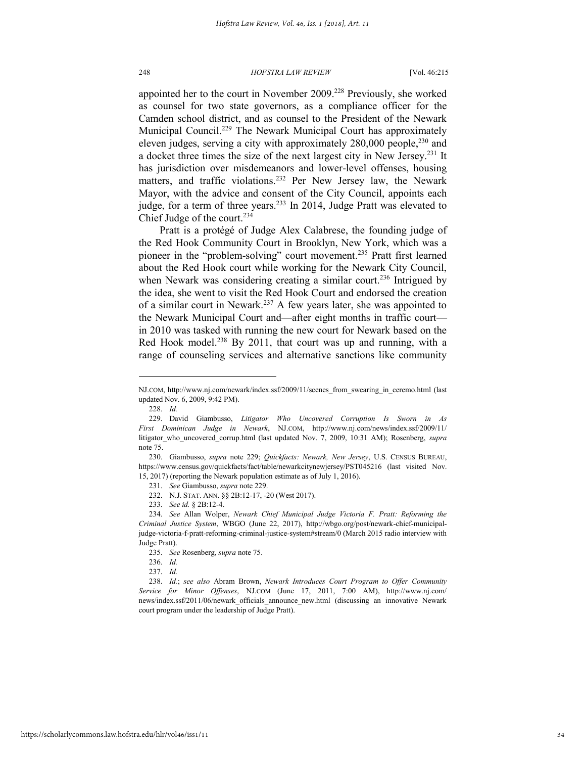appointed her to the court in November 2009.[228] Previously, she worked as counsel for two state governors, as a compliance officer for the Camden school district, and as counsel to the President of the Newark Municipal Council.[229] The Newark Municipal Court has approximately eleven judges, serving a city with approximately 280,000 people,[230] and a docket three times the size of the next largest city in New Jersey.[231] It has jurisdiction over misdemeanors and lower-level offenses, housing matters, and traffic violations.[232] Per New Jersey law, the Newark Mayor, with the advice and consent of the City Council, appoints each judge, for a term of three years.[233] In 2014, Judge Pratt was elevated to Chief Judge of the court.[234]

Pratt is a protégé of Judge Alex Calabrese, the founding judge of the Red Hook Community Court in Brooklyn, New York, which was a pioneer in the "problem-solving" court movement.[235] Pratt first learned about the Red Hook court while working for the Newark City Council, when Newark was considering creating a similar court.[236] Intrigued by the idea, she went to visit the Red Hook Court and endorsed the creation of a similar court in Newark.[237] A few years later, she was appointed to the Newark Municipal Court and—after eight months in traffic court—in 2010 was tasked with running the new court for Newark based on the Red Hook model.[238] By 2011, that court was up and running, with a range of counseling services and alternative sanctions like community

---

NJ.COM, http://www.nj.com/newark/index.ssf/2009/11/scenes_from_swearing_in_ceremo.html (last updated Nov. 6, 2009, 9:42 PM).

228. *Id.*

229. David Giambusso, *Litigator Who Uncovered Corruption Is Sworn in As First Dominican Judge in Newark*, NJ.COM, http://www.nj.com/news/index.ssf/2009/11/litigator_who_uncovered_corrup.html (last updated Nov. 7, 2009, 10:31 AM); Rosenberg, *supra* note 75.

230. Giambusso, *supra* note 229; *Quickfacts: Newark, New Jersey*, U.S. CENSUS BUREAU, https://www.census.gov/quickfacts/fact/table/newarkcitynewjersey/PST045216 (last visited Nov. 15, 2017) (reporting the Newark population estimate as of July 1, 2016).

231. *See* Giambusso, *supra* note 229.

232. N.J. STAT. ANN. §§ 2B:12-17, -20 (West 2017).

233. *See id.* § 2B:12-4.

234. *See* Allan Wolper, *Newark Chief Municipal Judge Victoria F. Pratt: Reforming the Criminal Justice System*, WBGO (June 22, 2017), http://wbgo.org/post/newark-chief-municipal-judge-victoria-f-pratt-reforming-criminal-justice-system#stream/0 (March 2015 radio interview with Judge Pratt).

235. *See* Rosenberg, *supra* note 75.

236. *Id.*

237. *Id.*

238. *Id.*; *see also* Abram Brown, *Newark Introduces Court Program to Offer Community Service for Minor Offenses*, NJ.COM (June 17, 2011, 7:00 AM), http://www.nj.com/news/index.ssf/2011/06/newark_officials_announce_new.html (discussing an innovative Newark court program under the leadership of Judge Pratt).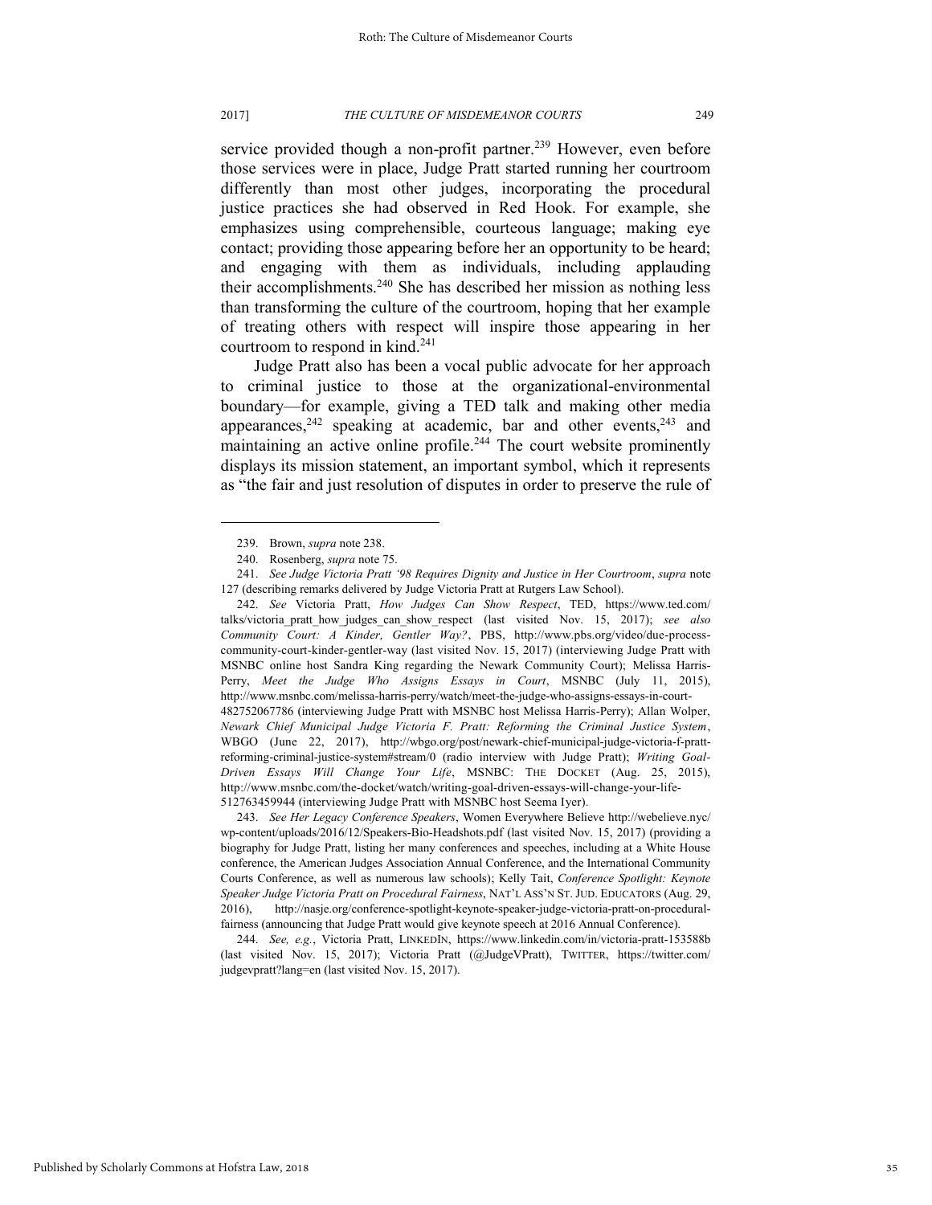service provided though a non-profit partner.[239] However, even before those services were in place, Judge Pratt started running her courtroom differently than most other judges, incorporating the procedural justice practices she had observed in Red Hook. For example, she emphasizes using comprehensible, courteous language; making eye contact; providing those appearing before her an opportunity to be heard; and engaging with them as individuals, including applauding their accomplishments.[240] She has described her mission as nothing less than transforming the culture of the courtroom, hoping that her example of treating others with respect will inspire those appearing in her courtroom to respond in kind.[241]

Judge Pratt also has been a vocal public advocate for her approach to criminal justice to those at the organizational-environmental boundary—for example, giving a TED talk and making other media appearances,[242] speaking at academic, bar and other events,[243] and maintaining an active online profile.[244] The court website prominently displays its mission statement, an important symbol, which it represents as "the fair and just resolution of disputes in order to preserve the rule of

---

239. Brown, *supra* note 238.

240. Rosenberg, *supra* note 75.

241. *See Judge Victoria Pratt '98 Requires Dignity and Justice in Her Courtroom*, *supra* note 127 (describing remarks delivered by Judge Victoria Pratt at Rutgers Law School).

242. *See* Victoria Pratt, *How Judges Can Show Respect*, TED, https://www.ted.com/talks/victoria_pratt_how_judges_can_show_respect (last visited Nov. 15, 2017); *see also Community Court: A Kinder, Gentler Way?*, PBS, http://www.pbs.org/video/due-process-community-court-kinder-gentler-way (last visited Nov. 15, 2017) (interviewing Judge Pratt with MSNBC online host Sandra King regarding the Newark Community Court); Melissa Harris-Perry, *Meet the Judge Who Assigns Essays in Court*, MSNBC (July 11, 2015), http://www.msnbc.com/melissa-harris-perry/watch/meet-the-judge-who-assigns-essays-in-court-482752067786 (interviewing Judge Pratt with MSNBC host Melissa Harris-Perry); Allan Wolper, *Newark Chief Municipal Judge Victoria F. Pratt: Reforming the Criminal Justice System*, WBGO (June 22, 2017), http://wbgo.org/post/newark-chief-municipal-judge-victoria-f-pratt-reforming-criminal-justice-system#stream/0 (radio interview with Judge Pratt); *Writing Goal-Driven Essays Will Change Your Life*, MSNBC: THE DOCKET (Aug. 25, 2015), http://www.msnbc.com/the-docket/watch/writing-goal-driven-essays-will-change-your-life-512763459944 (interviewing Judge Pratt with MSNBC host Seema Iyer).

243. *See Her Legacy Conference Speakers*, Women Everywhere Believe http://webelieve.nyc/wp-content/uploads/2016/12/Speakers-Bio-Headshots.pdf (last visited Nov. 15, 2017) (providing a biography for Judge Pratt, listing her many conferences and speeches, including at a White House conference, the American Judges Association Annual Conference, and the International Community Courts Conference, as well as numerous law schools); Kelly Tait, *Conference Spotlight: Keynote Speaker Judge Victoria Pratt on Procedural Fairness*, NAT'L ASS'N ST. JUD. EDUCATORS (Aug. 29, 2016), http://nasje.org/conference-spotlight-keynote-speaker-judge-victoria-pratt-on-procedural-fairness (announcing that Judge Pratt would give keynote speech at 2016 Annual Conference).

244. *See, e.g.*, Victoria Pratt, LINKEDIN, https://www.linkedin.com/in/victoria-pratt-153588b (last visited Nov. 15, 2017); Victoria Pratt (@JudgeVPratt), TWITTER, https://twitter.com/judgevpratt?lang=en (last visited Nov. 15, 2017).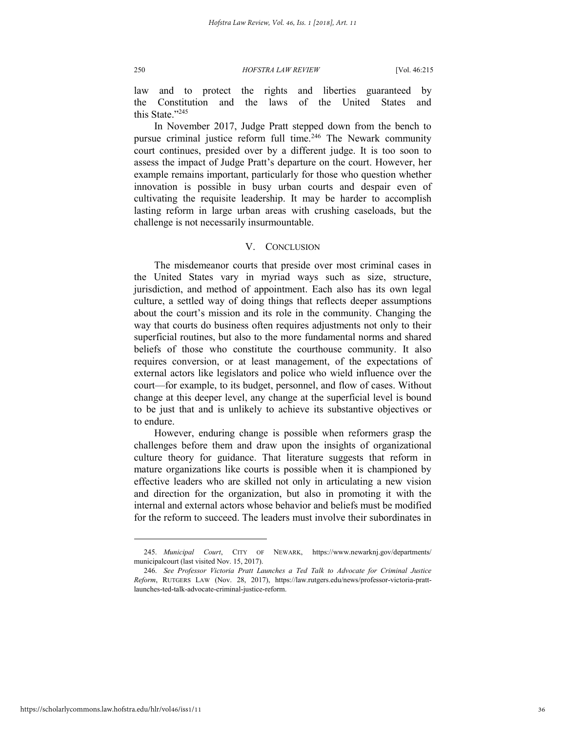law and to protect the rights and liberties guaranteed by the Constitution and the laws of the United States and this State."[245]

In November 2017, Judge Pratt stepped down from the bench to pursue criminal justice reform full time.[246] The Newark community court continues, presided over by a different judge. It is too soon to assess the impact of Judge Pratt's departure on the court. However, her example remains important, particularly for those who question whether innovation is possible in busy urban courts and despair even of cultivating the requisite leadership. It may be harder to accomplish lasting reform in large urban areas with crushing caseloads, but the challenge is not necessarily insurmountable.

## V. CONCLUSION

The misdemeanor courts that preside over most criminal cases in the United States vary in myriad ways such as size, structure, jurisdiction, and method of appointment. Each also has its own legal culture, a settled way of doing things that reflects deeper assumptions about the court's mission and its role in the community. Changing the way that courts do business often requires adjustments not only to their superficial routines, but also to the more fundamental norms and shared beliefs of those who constitute the courthouse community. It also requires conversion, or at least management, of the expectations of external actors like legislators and police who wield influence over the court—for example, to its budget, personnel, and flow of cases. Without change at this deeper level, any change at the superficial level is bound to be just that and is unlikely to achieve its substantive objectives or to endure.

However, enduring change is possible when reformers grasp the challenges before them and draw upon the insights of organizational culture theory for guidance. That literature suggests that reform in mature organizations like courts is possible when it is championed by effective leaders who are skilled not only in articulating a new vision and direction for the organization, but also in promoting it with the internal and external actors whose behavior and beliefs must be modified for the reform to succeed. The leaders must involve their subordinates in

---

245. *Municipal Court*, CITY OF NEWARK, https://www.newarknj.gov/departments/municipalcourt (last visited Nov. 15, 2017).

246. *See Professor Victoria Pratt Launches a Ted Talk to Advocate for Criminal Justice Reform*, RUTGERS LAW (Nov. 28, 2017), https://law.rutgers.edu/news/professor-victoria-pratt-launches-ted-talk-advocate-criminal-justice-reform.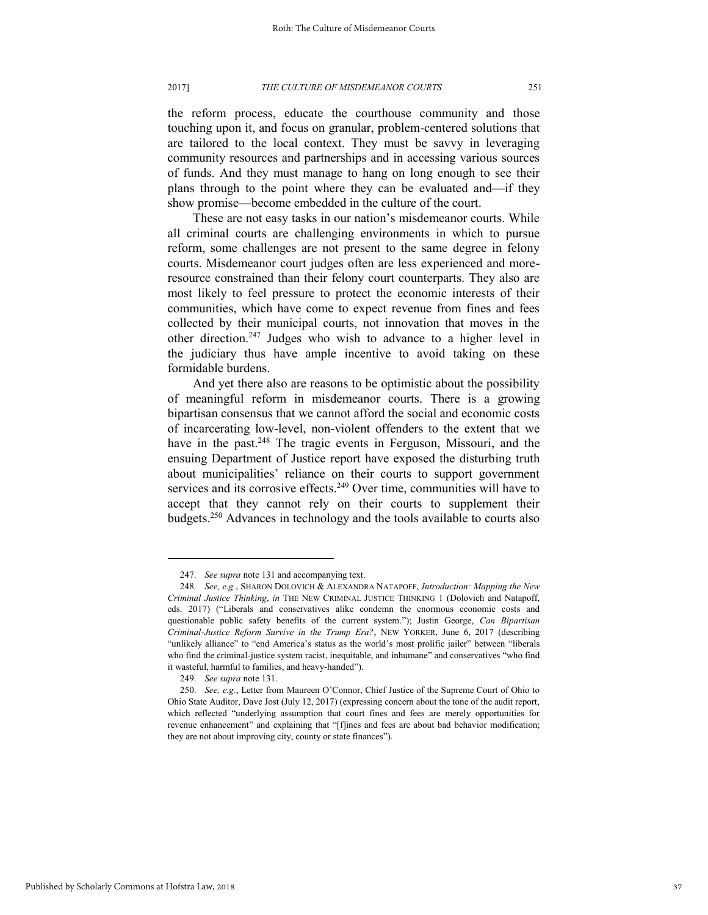the reform process, educate the courthouse community and those touching upon it, and focus on granular, problem-centered solutions that are tailored to the local context. They must be savvy in leveraging community resources and partnerships and in accessing various sources of funds. And they must manage to hang on long enough to see their plans through to the point where they can be evaluated and—if they show promise—become embedded in the culture of the court.

These are not easy tasks in our nation's misdemeanor courts. While all criminal courts are challenging environments in which to pursue reform, some challenges are not present to the same degree in felony courts. Misdemeanor court judges often are less experienced and more-resource constrained than their felony court counterparts. They also are most likely to feel pressure to protect the economic interests of their communities, which have come to expect revenue from fines and fees collected by their municipal courts, not innovation that moves in the other direction.[247] Judges who wish to advance to a higher level in the judiciary thus have ample incentive to avoid taking on these formidable burdens.

And yet there also are reasons to be optimistic about the possibility of meaningful reform in misdemeanor courts. There is a growing bipartisan consensus that we cannot afford the social and economic costs of incarcerating low-level, non-violent offenders to the extent that we have in the past.[248] The tragic events in Ferguson, Missouri, and the ensuing Department of Justice report have exposed the disturbing truth about municipalities' reliance on their courts to support government services and its corrosive effects.[249] Over time, communities will have to accept that they cannot rely on their courts to supplement their budgets.[250] Advances in technology and the tools available to courts also

---

247. *See supra* note 131 and accompanying text.

248. *See, e.g.*, SHARON DOLOVICH & ALEXANDRA NATAPOFF, *Introduction: Mapping the New Criminal Justice Thinking*, *in* THE NEW CRIMINAL JUSTICE THINKING 1 (Dolovich and Natapoff, eds. 2017) ("Liberals and conservatives alike condemn the enormous economic costs and questionable public safety benefits of the current system."); Justin George, *Can Bipartisan Criminal-Justice Reform Survive in the Trump Era?*, NEW YORKER, June 6, 2017 (describing "unlikely alliance" to "end America's status as the world's most prolific jailer" between "liberals who find the criminal-justice system racist, inequitable, and inhumane" and conservatives "who find it wasteful, harmful to families, and heavy-handed").

249. *See supra* note 131.

250. *See, e.g.*, Letter from Maureen O'Connor, Chief Justice of the Supreme Court of Ohio to Ohio State Auditor, Dave Jost (July 12, 2017) (expressing concern about the tone of the audit report, which reflected "underlying assumption that court fines and fees are merely opportunities for revenue enhancement" and explaining that "[f]ines and fees are about bad behavior modification; they are not about improving city, county or state finances").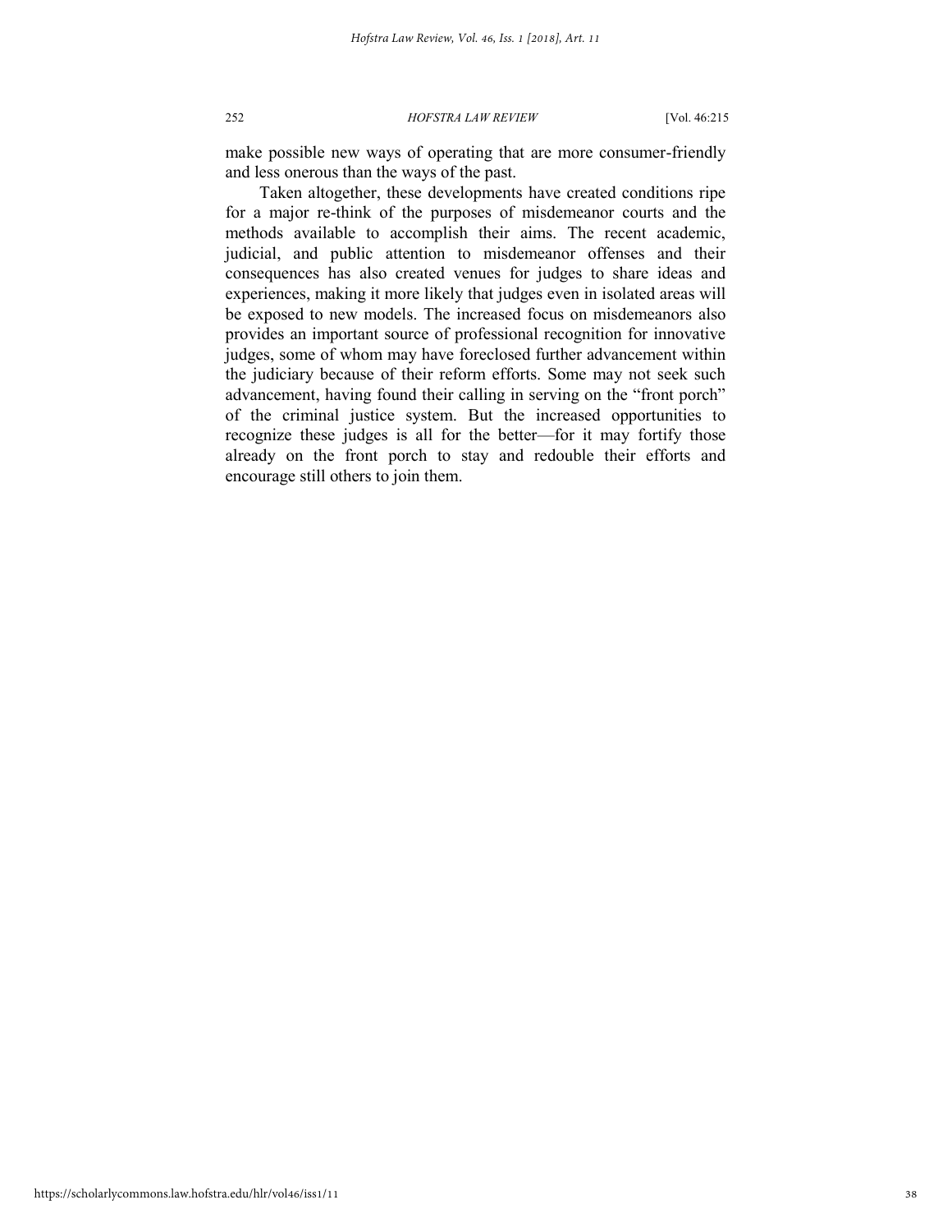make possible new ways of operating that are more consumer-friendly and less onerous than the ways of the past.

Taken altogether, these developments have created conditions ripe for a major re-think of the purposes of misdemeanor courts and the methods available to accomplish their aims. The recent academic, judicial, and public attention to misdemeanor offenses and their consequences has also created venues for judges to share ideas and experiences, making it more likely that judges even in isolated areas will be exposed to new models. The increased focus on misdemeanors also provides an important source of professional recognition for innovative judges, some of whom may have foreclosed further advancement within the judiciary because of their reform efforts. Some may not seek such advancement, having found their calling in serving on the "front porch" of the criminal justice system. But the increased opportunities to recognize these judges is all for the better—for it may fortify those already on the front porch to stay and redouble their efforts and encourage still others to join them.